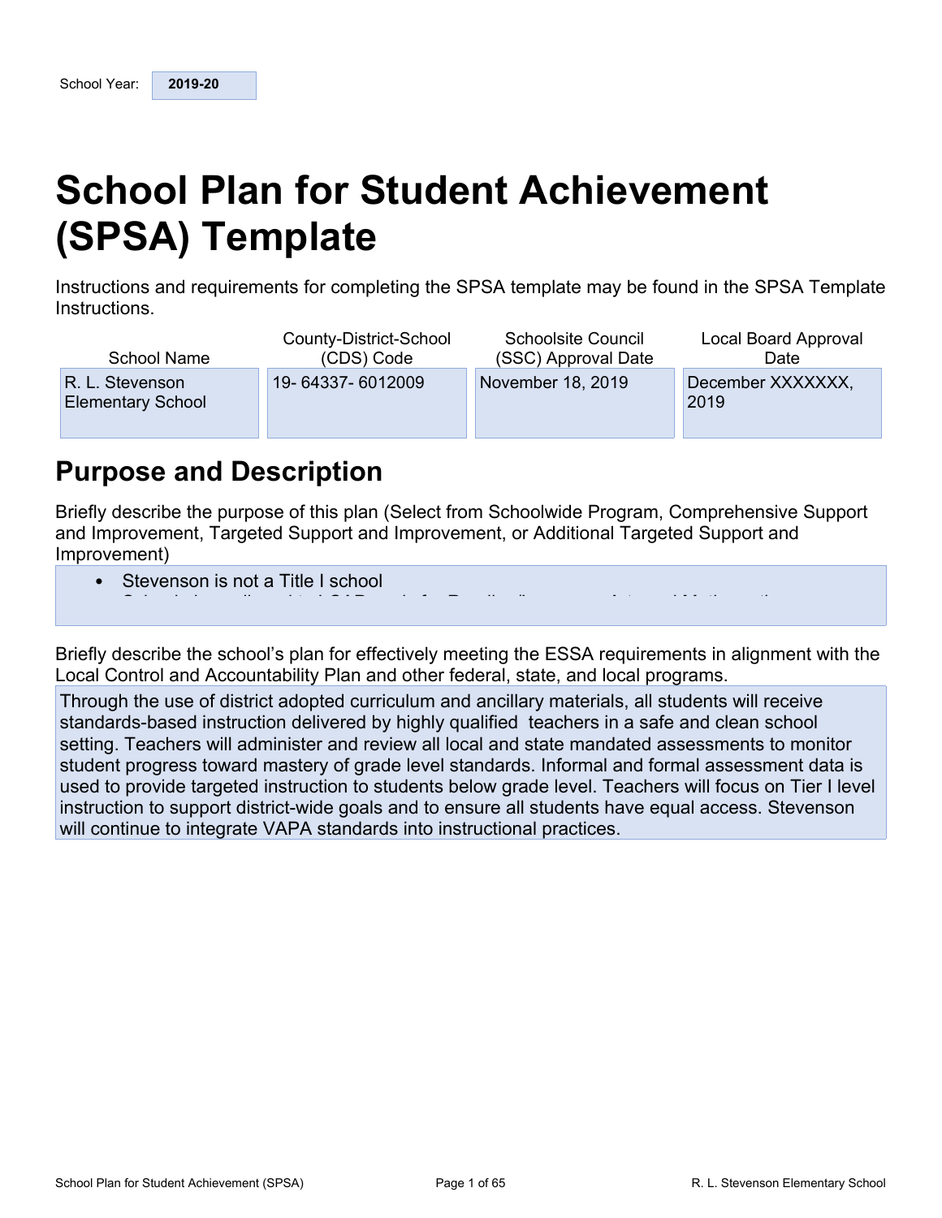School Year: **2019-20**

# School Plan for Student Achievement (SPSA) Template

Instructions and requirements for completing the SPSA template may be found in the SPSA Template Instructions.

| School Name | County-District-School (CDS) Code | Schoolsite Council (SSC) Approval Date | Local Board Approval Date |
|---|---|---|---|
| R. L. Stevenson Elementary School | 19- 64337- 6012009 | November 18, 2019 | December XXXXXXX, 2019 |

## Purpose and Description

Briefly describe the purpose of this plan (Select from Schoolwide Program, Comprehensive Support and Improvement, Targeted Support and Improvement, or Additional Targeted Support and Improvement)

- Stevenson is not a Title I school

Briefly describe the school's plan for effectively meeting the ESSA requirements in alignment with the Local Control and Accountability Plan and other federal, state, and local programs.

Through the use of district adopted curriculum and ancillary materials, all students will receive standards-based instruction delivered by highly qualified teachers in a safe and clean school setting. Teachers will administer and review all local and state mandated assessments to monitor student progress toward mastery of grade level standards. Informal and formal assessment data is used to provide targeted instruction to students below grade level. Teachers will focus on Tier I level instruction to support district-wide goals and to ensure all students have equal access. Stevenson will continue to integrate VAPA standards into instructional practices.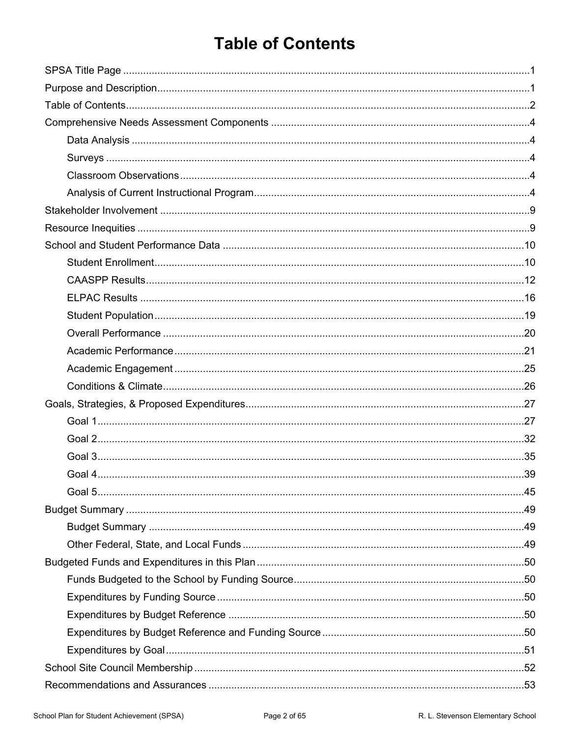# Table of Contents

- SPSA Title Page ..... 1
- Purpose and Description ..... 1
- Table of Contents ..... 2
- Comprehensive Needs Assessment Components ..... 4
  - Data Analysis ..... 4
  - Surveys ..... 4
  - Classroom Observations ..... 4
  - Analysis of Current Instructional Program ..... 4
- Stakeholder Involvement ..... 9
- Resource Inequities ..... 9
- School and Student Performance Data ..... 10
  - Student Enrollment ..... 10
  - CAASPP Results ..... 12
  - ELPAC Results ..... 16
  - Student Population ..... 19
  - Overall Performance ..... 20
  - Academic Performance ..... 21
  - Academic Engagement ..... 25
  - Conditions & Climate ..... 26
- Goals, Strategies, & Proposed Expenditures ..... 27
  - Goal 1 ..... 27
  - Goal 2 ..... 32
  - Goal 3 ..... 35
  - Goal 4 ..... 39
  - Goal 5 ..... 45
- Budget Summary ..... 49
  - Budget Summary ..... 49
  - Other Federal, State, and Local Funds ..... 49
- Budgeted Funds and Expenditures in this Plan ..... 50
  - Funds Budgeted to the School by Funding Source ..... 50
  - Expenditures by Funding Source ..... 50
  - Expenditures by Budget Reference ..... 50
  - Expenditures by Budget Reference and Funding Source ..... 50
  - Expenditures by Goal ..... 51
- School Site Council Membership ..... 52
- Recommendations and Assurances ..... 53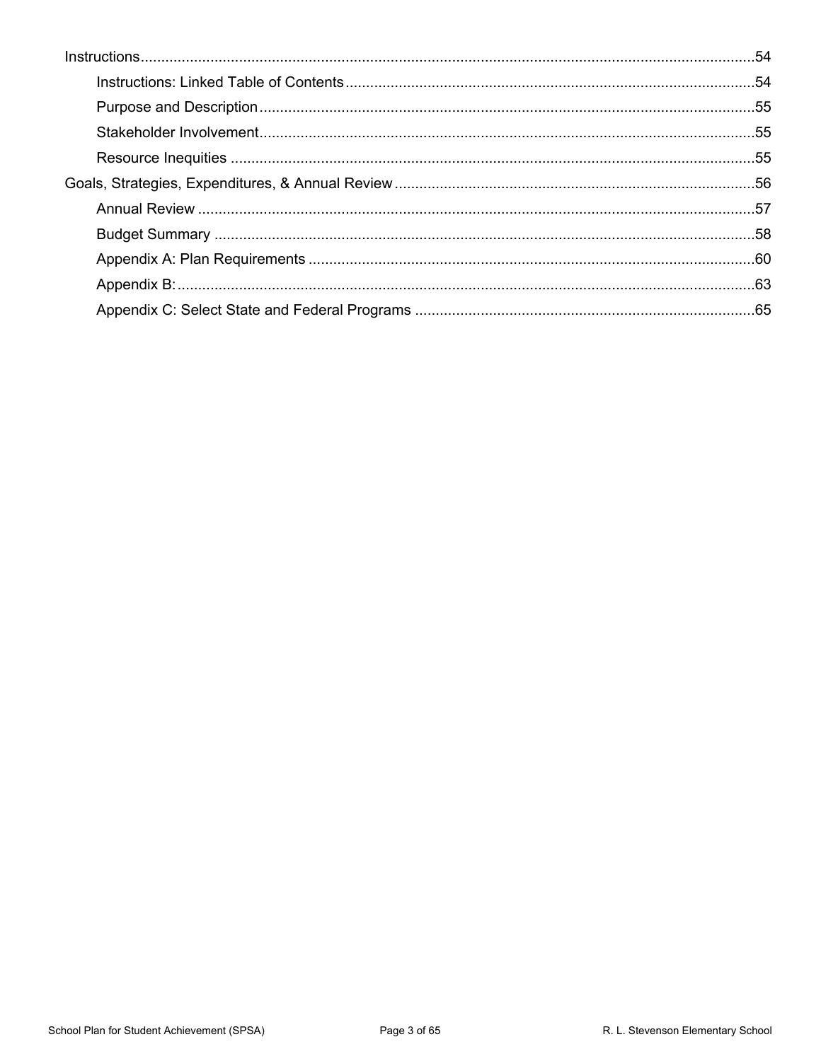- Instructions ........................................................................................................................................54
  - Instructions: Linked Table of Contents ..................................................................................54
  - Purpose and Description ........................................................................................................55
  - Stakeholder Involvement ........................................................................................................55
  - Resource Inequities ................................................................................................................55
- Goals, Strategies, Expenditures, & Annual Review ........................................................................56
  - Annual Review ........................................................................................................................57
  - Budget Summary ....................................................................................................................58
  - Appendix A: Plan Requirements .............................................................................................60
  - Appendix B: ............................................................................................................................63
  - Appendix C: Select State and Federal Programs ...................................................................65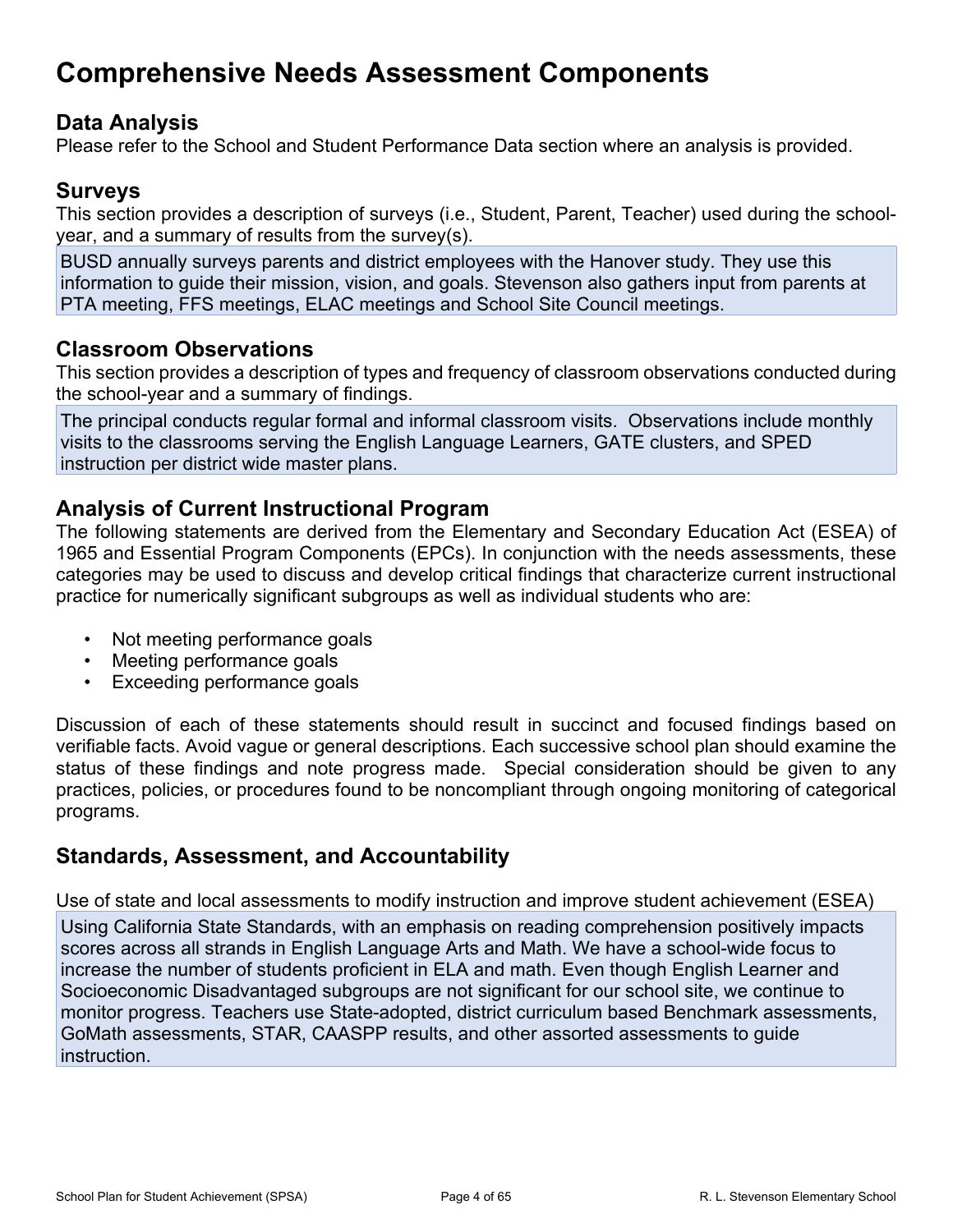# Comprehensive Needs Assessment Components

## Data Analysis

Please refer to the School and Student Performance Data section where an analysis is provided.

## Surveys

This section provides a description of surveys (i.e., Student, Parent, Teacher) used during the school-year, and a summary of results from the survey(s).

BUSD annually surveys parents and district employees with the Hanover study. They use this information to guide their mission, vision, and goals. Stevenson also gathers input from parents at PTA meeting, FFS meetings, ELAC meetings and School Site Council meetings.

## Classroom Observations

This section provides a description of types and frequency of classroom observations conducted during the school-year and a summary of findings.

The principal conducts regular formal and informal classroom visits. Observations include monthly visits to the classrooms serving the English Language Learners, GATE clusters, and SPED instruction per district wide master plans.

## Analysis of Current Instructional Program

The following statements are derived from the Elementary and Secondary Education Act (ESEA) of 1965 and Essential Program Components (EPCs). In conjunction with the needs assessments, these categories may be used to discuss and develop critical findings that characterize current instructional practice for numerically significant subgroups as well as individual students who are:

- Not meeting performance goals
- Meeting performance goals
- Exceeding performance goals

Discussion of each of these statements should result in succinct and focused findings based on verifiable facts. Avoid vague or general descriptions. Each successive school plan should examine the status of these findings and note progress made. Special consideration should be given to any practices, policies, or procedures found to be noncompliant through ongoing monitoring of categorical programs.

## Standards, Assessment, and Accountability

Use of state and local assessments to modify instruction and improve student achievement (ESEA)

Using California State Standards, with an emphasis on reading comprehension positively impacts scores across all strands in English Language Arts and Math. We have a school-wide focus to increase the number of students proficient in ELA and math. Even though English Learner and Socioeconomic Disadvantaged subgroups are not significant for our school site, we continue to monitor progress. Teachers use State-adopted, district curriculum based Benchmark assessments, GoMath assessments, STAR, CAASPP results, and other assorted assessments to guide instruction.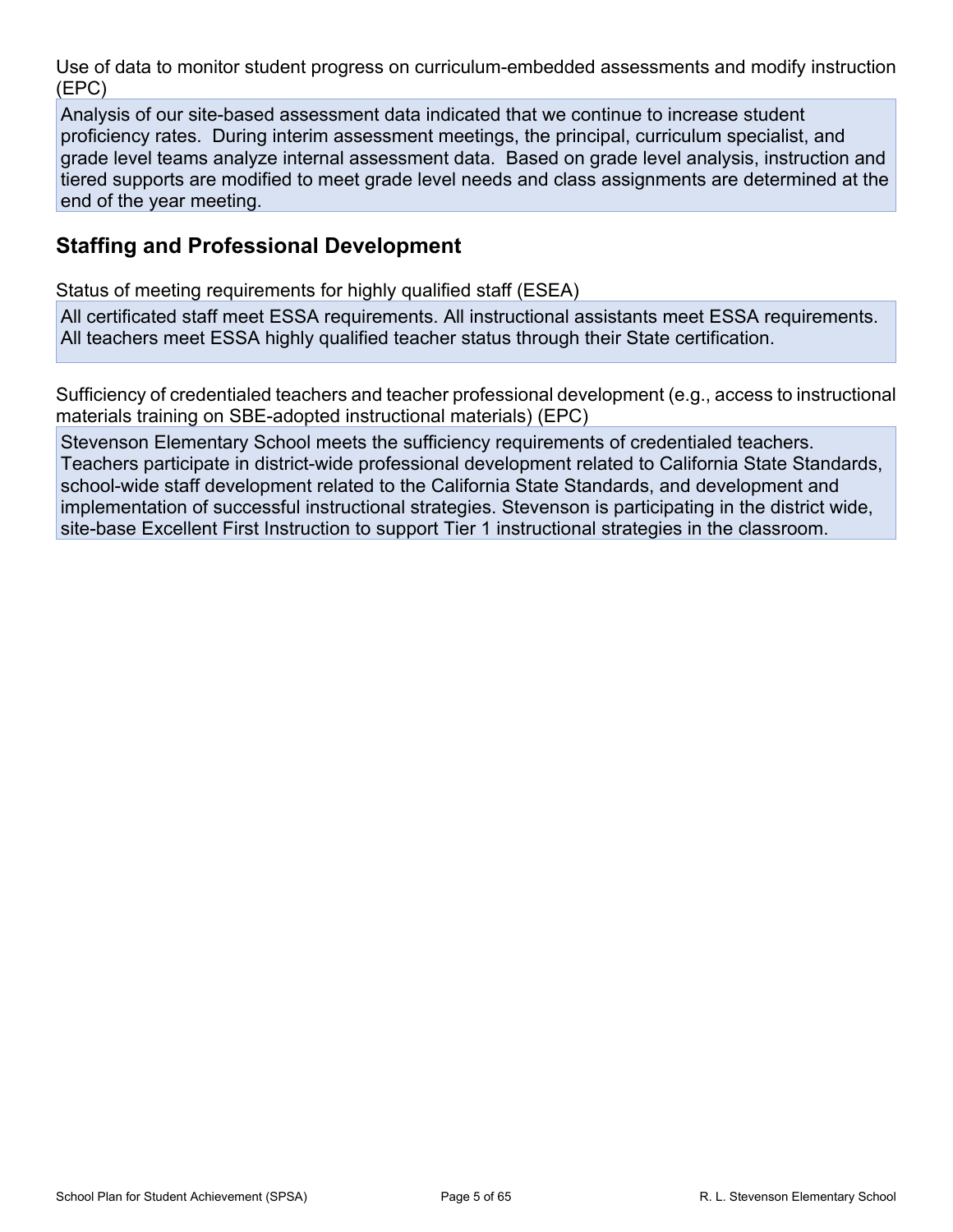Use of data to monitor student progress on curriculum-embedded assessments and modify instruction (EPC)

Analysis of our site-based assessment data indicated that we continue to increase student proficiency rates. During interim assessment meetings, the principal, curriculum specialist, and grade level teams analyze internal assessment data. Based on grade level analysis, instruction and tiered supports are modified to meet grade level needs and class assignments are determined at the end of the year meeting.

## Staffing and Professional Development

Status of meeting requirements for highly qualified staff (ESEA)

All certificated staff meet ESSA requirements. All instructional assistants meet ESSA requirements. All teachers meet ESSA highly qualified teacher status through their State certification.

Sufficiency of credentialed teachers and teacher professional development (e.g., access to instructional materials training on SBE-adopted instructional materials) (EPC)

Stevenson Elementary School meets the sufficiency requirements of credentialed teachers. Teachers participate in district-wide professional development related to California State Standards, school-wide staff development related to the California State Standards, and development and implementation of successful instructional strategies. Stevenson is participating in the district wide, site-base Excellent First Instruction to support Tier 1 instructional strategies in the classroom.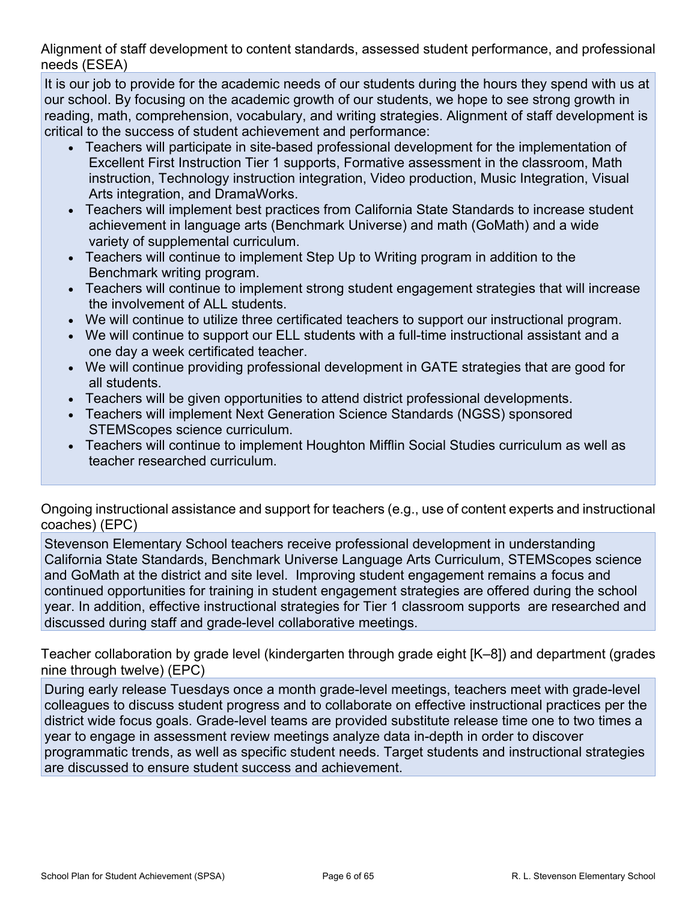Alignment of staff development to content standards, assessed student performance, and professional needs (ESEA)

It is our job to provide for the academic needs of our students during the hours they spend with us at our school. By focusing on the academic growth of our students, we hope to see strong growth in reading, math, comprehension, vocabulary, and writing strategies. Alignment of staff development is critical to the success of student achievement and performance:

- Teachers will participate in site-based professional development for the implementation of Excellent First Instruction Tier 1 supports, Formative assessment in the classroom, Math instruction, Technology instruction integration, Video production, Music Integration, Visual Arts integration, and DramaWorks.
- Teachers will implement best practices from California State Standards to increase student achievement in language arts (Benchmark Universe) and math (GoMath) and a wide variety of supplemental curriculum.
- Teachers will continue to implement Step Up to Writing program in addition to the Benchmark writing program.
- Teachers will continue to implement strong student engagement strategies that will increase the involvement of ALL students.
- We will continue to utilize three certificated teachers to support our instructional program.
- We will continue to support our ELL students with a full-time instructional assistant and a one day a week certificated teacher.
- We will continue providing professional development in GATE strategies that are good for all students.
- Teachers will be given opportunities to attend district professional developments.
- Teachers will implement Next Generation Science Standards (NGSS) sponsored STEMScopes science curriculum.
- Teachers will continue to implement Houghton Mifflin Social Studies curriculum as well as teacher researched curriculum.

Ongoing instructional assistance and support for teachers (e.g., use of content experts and instructional coaches) (EPC)

Stevenson Elementary School teachers receive professional development in understanding California State Standards, Benchmark Universe Language Arts Curriculum, STEMScopes science and GoMath at the district and site level. Improving student engagement remains a focus and continued opportunities for training in student engagement strategies are offered during the school year. In addition, effective instructional strategies for Tier 1 classroom supports are researched and discussed during staff and grade-level collaborative meetings.

Teacher collaboration by grade level (kindergarten through grade eight [K–8]) and department (grades nine through twelve) (EPC)

During early release Tuesdays once a month grade-level meetings, teachers meet with grade-level colleagues to discuss student progress and to collaborate on effective instructional practices per the district wide focus goals. Grade-level teams are provided substitute release time one to two times a year to engage in assessment review meetings analyze data in-depth in order to discover programmatic trends, as well as specific student needs. Target students and instructional strategies are discussed to ensure student success and achievement.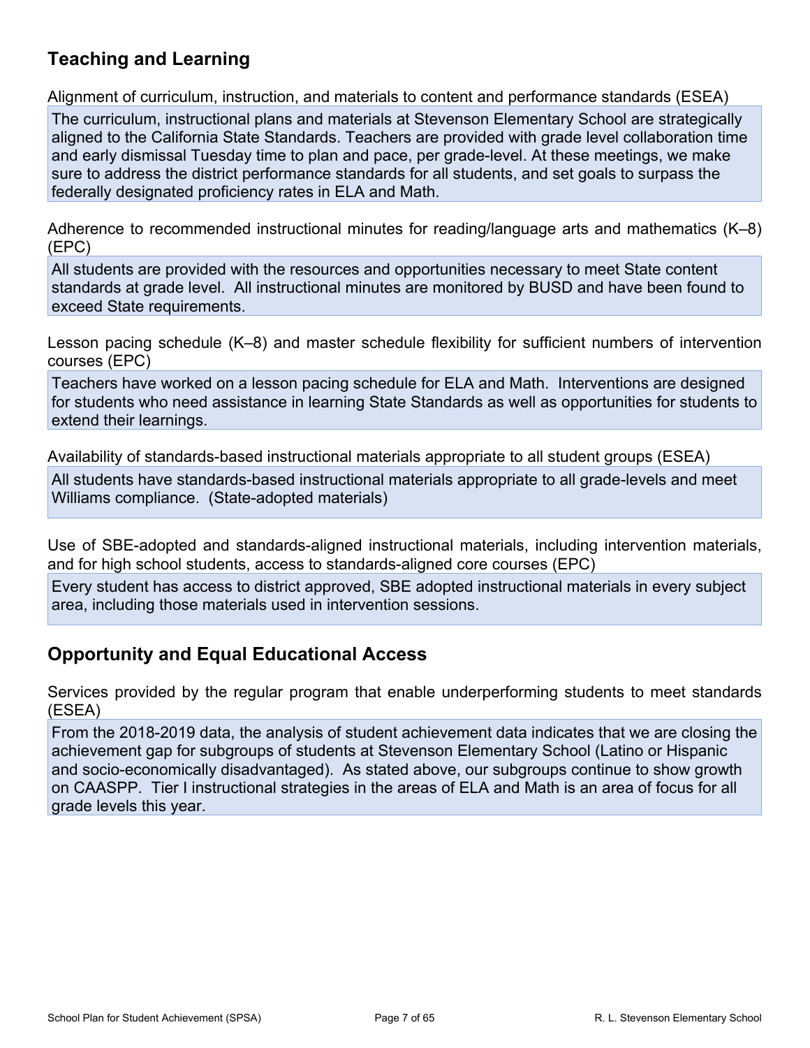## Teaching and Learning

Alignment of curriculum, instruction, and materials to content and performance standards (ESEA)

The curriculum, instructional plans and materials at Stevenson Elementary School are strategically aligned to the California State Standards. Teachers are provided with grade level collaboration time and early dismissal Tuesday time to plan and pace, per grade-level. At these meetings, we make sure to address the district performance standards for all students, and set goals to surpass the federally designated proficiency rates in ELA and Math.

Adherence to recommended instructional minutes for reading/language arts and mathematics (K–8) (EPC)

All students are provided with the resources and opportunities necessary to meet State content standards at grade level. All instructional minutes are monitored by BUSD and have been found to exceed State requirements.

Lesson pacing schedule (K–8) and master schedule flexibility for sufficient numbers of intervention courses (EPC)

Teachers have worked on a lesson pacing schedule for ELA and Math. Interventions are designed for students who need assistance in learning State Standards as well as opportunities for students to extend their learnings.

Availability of standards-based instructional materials appropriate to all student groups (ESEA)

All students have standards-based instructional materials appropriate to all grade-levels and meet Williams compliance. (State-adopted materials)

Use of SBE-adopted and standards-aligned instructional materials, including intervention materials, and for high school students, access to standards-aligned core courses (EPC)

Every student has access to district approved, SBE adopted instructional materials in every subject area, including those materials used in intervention sessions.

## Opportunity and Equal Educational Access

Services provided by the regular program that enable underperforming students to meet standards (ESEA)

From the 2018-2019 data, the analysis of student achievement data indicates that we are closing the achievement gap for subgroups of students at Stevenson Elementary School (Latino or Hispanic and socio-economically disadvantaged). As stated above, our subgroups continue to show growth on CAASPP. Tier I instructional strategies in the areas of ELA and Math is an area of focus for all grade levels this year.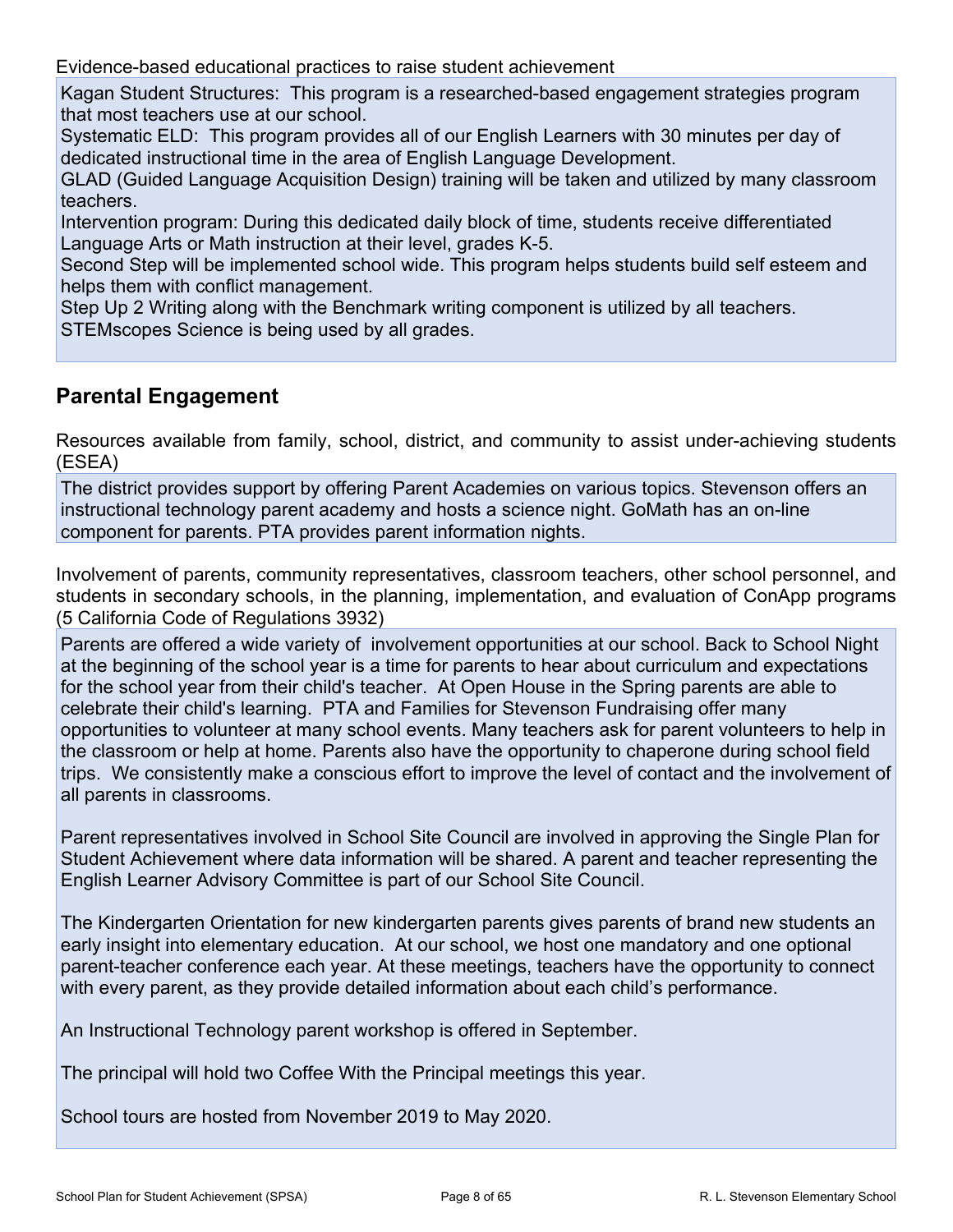Evidence-based educational practices to raise student achievement

Kagan Student Structures: This program is a researched-based engagement strategies program that most teachers use at our school.
Systematic ELD: This program provides all of our English Learners with 30 minutes per day of dedicated instructional time in the area of English Language Development.
GLAD (Guided Language Acquisition Design) training will be taken and utilized by many classroom teachers.
Intervention program: During this dedicated daily block of time, students receive differentiated Language Arts or Math instruction at their level, grades K-5.
Second Step will be implemented school wide. This program helps students build self esteem and helps them with conflict management.
Step Up 2 Writing along with the Benchmark writing component is utilized by all teachers.
STEMscopes Science is being used by all grades.

## Parental Engagement

Resources available from family, school, district, and community to assist under-achieving students (ESEA)

The district provides support by offering Parent Academies on various topics. Stevenson offers an instructional technology parent academy and hosts a science night. GoMath has an on-line component for parents. PTA provides parent information nights.

Involvement of parents, community representatives, classroom teachers, other school personnel, and students in secondary schools, in the planning, implementation, and evaluation of ConApp programs (5 California Code of Regulations 3932)

Parents are offered a wide variety of involvement opportunities at our school. Back to School Night at the beginning of the school year is a time for parents to hear about curriculum and expectations for the school year from their child's teacher. At Open House in the Spring parents are able to celebrate their child's learning. PTA and Families for Stevenson Fundraising offer many opportunities to volunteer at many school events. Many teachers ask for parent volunteers to help in the classroom or help at home. Parents also have the opportunity to chaperone during school field trips. We consistently make a conscious effort to improve the level of contact and the involvement of all parents in classrooms.

Parent representatives involved in School Site Council are involved in approving the Single Plan for Student Achievement where data information will be shared. A parent and teacher representing the English Learner Advisory Committee is part of our School Site Council.

The Kindergarten Orientation for new kindergarten parents gives parents of brand new students an early insight into elementary education. At our school, we host one mandatory and one optional parent-teacher conference each year. At these meetings, teachers have the opportunity to connect with every parent, as they provide detailed information about each child's performance.

An Instructional Technology parent workshop is offered in September.

The principal will hold two Coffee With the Principal meetings this year.

School tours are hosted from November 2019 to May 2020.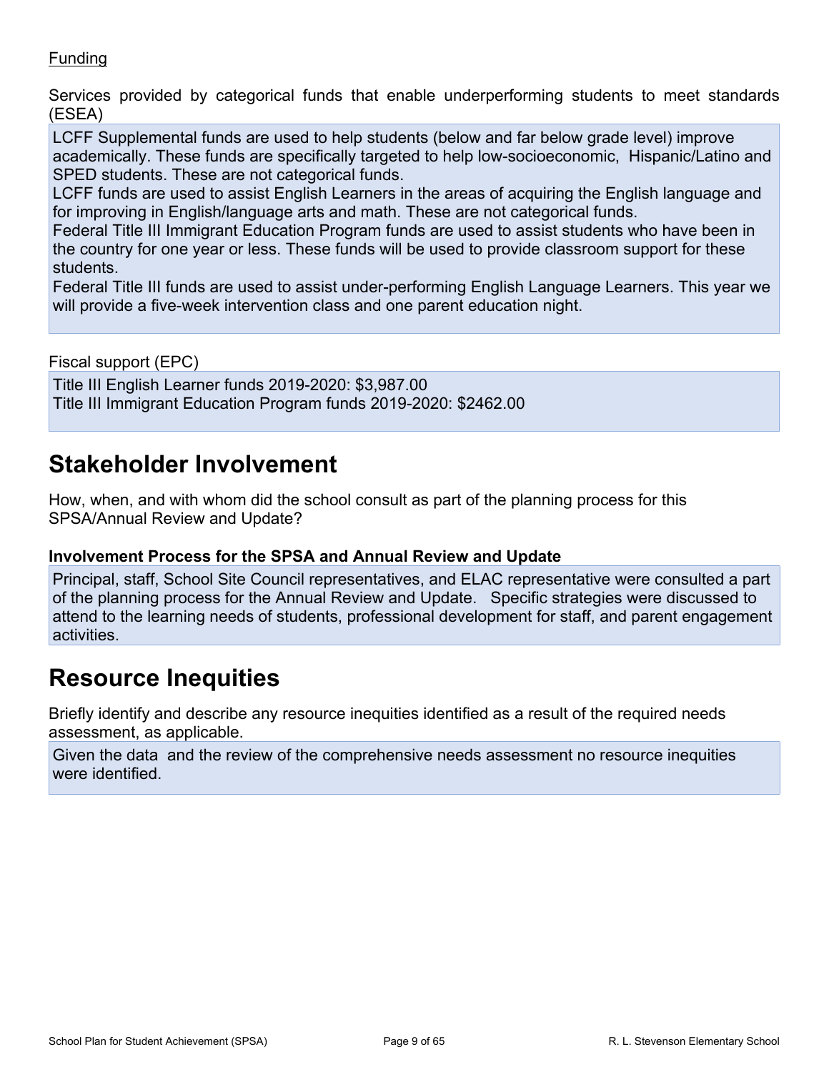Funding

Services provided by categorical funds that enable underperforming students to meet standards (ESEA)

LCFF Supplemental funds are used to help students (below and far below grade level) improve academically. These funds are specifically targeted to help low-socioeconomic, Hispanic/Latino and SPED students. These are not categorical funds.
LCFF funds are used to assist English Learners in the areas of acquiring the English language and for improving in English/language arts and math. These are not categorical funds.
Federal Title III Immigrant Education Program funds are used to assist students who have been in the country for one year or less. These funds will be used to provide classroom support for these students.
Federal Title III funds are used to assist under-performing English Language Learners. This year we will provide a five-week intervention class and one parent education night.

Fiscal support (EPC)

Title III English Learner funds 2019-2020: $3,987.00
Title III Immigrant Education Program funds 2019-2020: $2462.00

# Stakeholder Involvement

How, when, and with whom did the school consult as part of the planning process for this SPSA/Annual Review and Update?

### Involvement Process for the SPSA and Annual Review and Update

Principal, staff, School Site Council representatives, and ELAC representative were consulted a part of the planning process for the Annual Review and Update. Specific strategies were discussed to attend to the learning needs of students, professional development for staff, and parent engagement activities.

# Resource Inequities

Briefly identify and describe any resource inequities identified as a result of the required needs assessment, as applicable.

Given the data and the review of the comprehensive needs assessment no resource inequities were identified.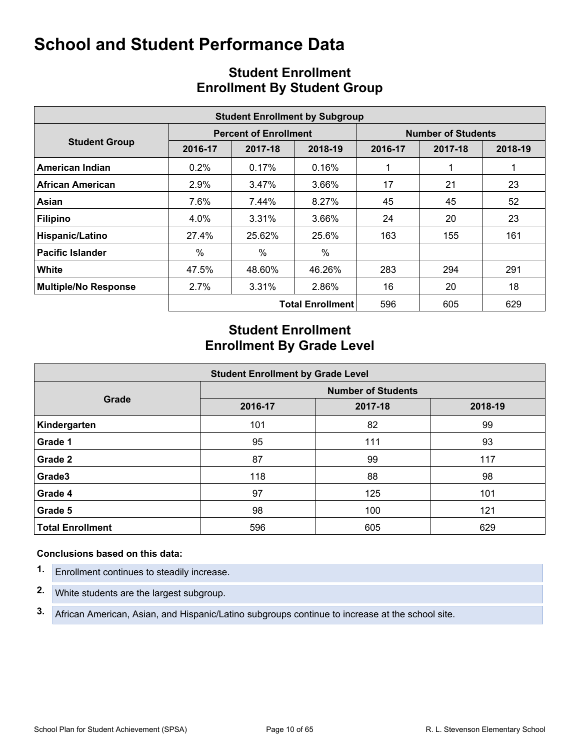# School and Student Performance Data

## Student Enrollment
## Enrollment By Student Group

| Student Enrollment by Subgroup | | | | | | |
|---|---|---|---|---|---|---|
| Student Group | Percent of Enrollment | | | Number of Students | | |
| | 2016-17 | 2017-18 | 2018-19 | 2016-17 | 2017-18 | 2018-19 |
| **American Indian** | 0.2% | 0.17% | 0.16% | 1 | 1 | 1 |
| **African American** | 2.9% | 3.47% | 3.66% | 17 | 21 | 23 |
| **Asian** | 7.6% | 7.44% | 8.27% | 45 | 45 | 52 |
| **Filipino** | 4.0% | 3.31% | 3.66% | 24 | 20 | 23 |
| **Hispanic/Latino** | 27.4% | 25.62% | 25.6% | 163 | 155 | 161 |
| **Pacific Islander** | % | % | % | | | |
| **White** | 47.5% | 48.60% | 46.26% | 283 | 294 | 291 |
| **Multiple/No Response** | 2.7% | 3.31% | 2.86% | 16 | 20 | 18 |
| | | | **Total Enrollment** | 596 | 605 | 629 |

## Student Enrollment
## Enrollment By Grade Level

| Student Enrollment by Grade Level | | | |
|---|---|---|---|
| Grade | Number of Students | | |
| | 2016-17 | 2017-18 | 2018-19 |
| **Kindergarten** | 101 | 82 | 99 |
| **Grade 1** | 95 | 111 | 93 |
| **Grade 2** | 87 | 99 | 117 |
| **Grade3** | 118 | 88 | 98 |
| **Grade 4** | 97 | 125 | 101 |
| **Grade 5** | 98 | 100 | 121 |
| **Total Enrollment** | 596 | 605 | 629 |

**Conclusions based on this data:**

1. Enrollment continues to steadily increase.
2. White students are the largest subgroup.
3. African American, Asian, and Hispanic/Latino subgroups continue to increase at the school site.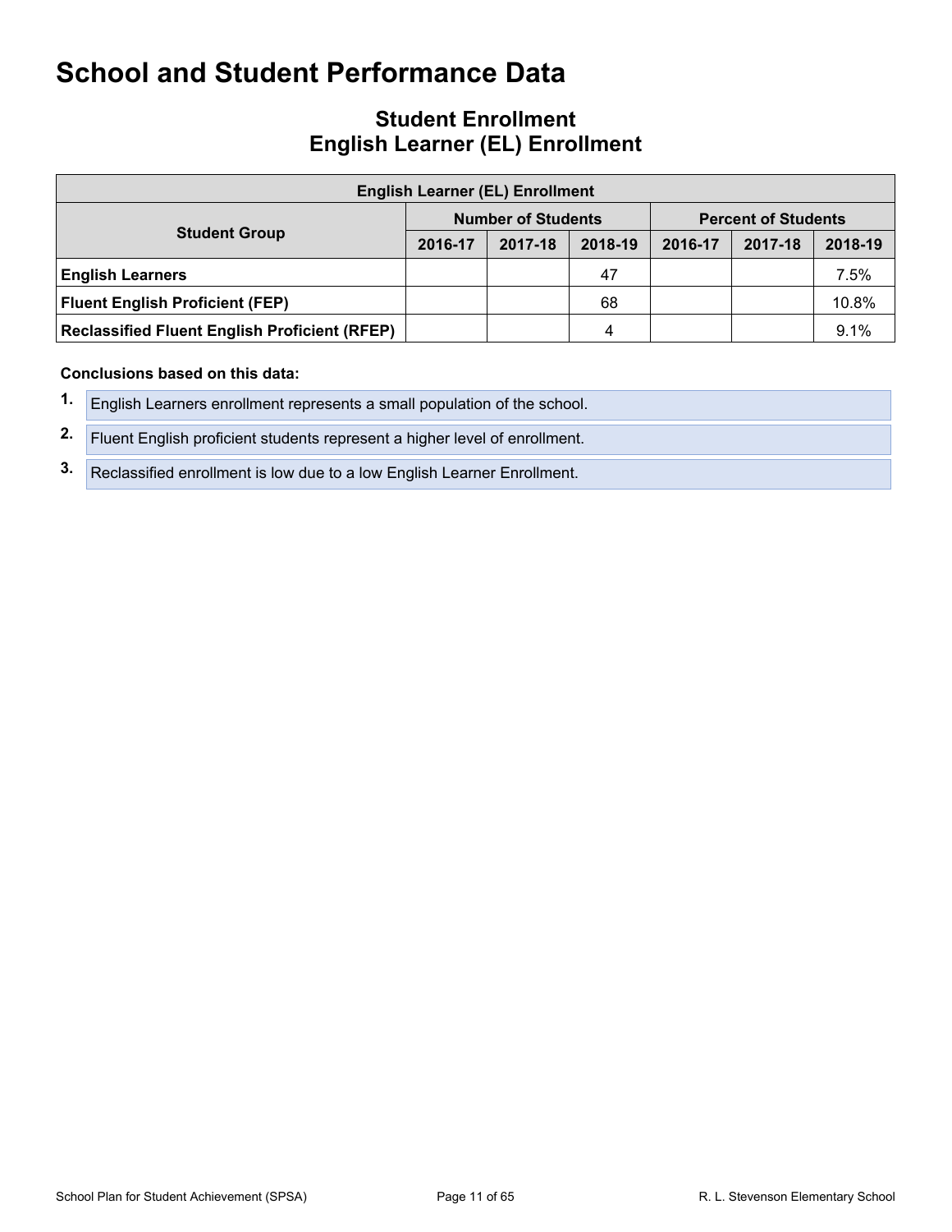# School and Student Performance Data

## Student Enrollment
## English Learner (EL) Enrollment

| English Learner (EL) Enrollment | | | | | | |
|---|---|---|---|---|---|---|
| **Student Group** | **Number of Students** | | | **Percent of Students** | | |
| | **2016-17** | **2017-18** | **2018-19** | **2016-17** | **2017-18** | **2018-19** |
| **English Learners** | | | 47 | | | 7.5% |
| **Fluent English Proficient (FEP)** | | | 68 | | | 10.8% |
| **Reclassified Fluent English Proficient (RFEP)** | | | 4 | | | 9.1% |

**Conclusions based on this data:**

1. English Learners enrollment represents a small population of the school.
2. Fluent English proficient students represent a higher level of enrollment.
3. Reclassified enrollment is low due to a low English Learner Enrollment.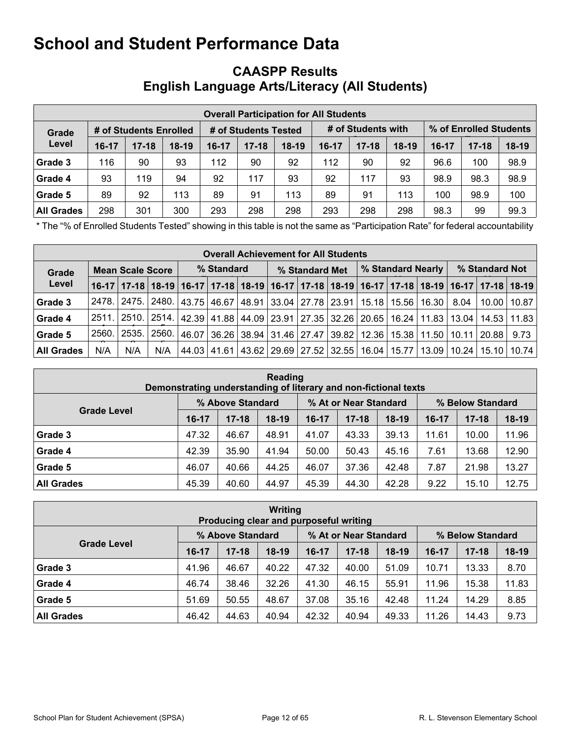# School and Student Performance Data

## CAASPP Results
## English Language Arts/Literacy (All Students)

| Overall Participation for All Students | | | | | | | | | | | | |
|---|---|---|---|---|---|---|---|---|---|---|---|---|
| Grade Level | # of Students Enrolled | | | # of Students Tested | | | # of Students with | | | % of Enrolled Students | | |
| | 16-17 | 17-18 | 18-19 | 16-17 | 17-18 | 18-19 | 16-17 | 17-18 | 18-19 | 16-17 | 17-18 | 18-19 |
| Grade 3 | 116 | 90 | 93 | 112 | 90 | 92 | 112 | 90 | 92 | 96.6 | 100 | 98.9 |
| Grade 4 | 93 | 119 | 94 | 92 | 117 | 93 | 92 | 117 | 93 | 98.9 | 98.3 | 98.9 |
| Grade 5 | 89 | 92 | 113 | 89 | 91 | 113 | 89 | 91 | 113 | 100 | 98.9 | 100 |
| All Grades | 298 | 301 | 300 | 293 | 298 | 298 | 293 | 298 | 298 | 98.3 | 99 | 99.3 |

* The "% of Enrolled Students Tested" showing in this table is not the same as "Participation Rate" for federal accountability

| Overall Achievement for All Students | | | | | | | | | | | | | | | |
|---|---|---|---|---|---|---|---|---|---|---|---|---|---|---|---|
| Grade Level | Mean Scale Score | | | % Standard | | | % Standard Met | | | % Standard Nearly | | | % Standard Not | | |
| | 16-17 | 17-18 | 18-19 | 16-17 | 17-18 | 18-19 | 16-17 | 17-18 | 18-19 | 16-17 | 17-18 | 18-19 | 16-17 | 17-18 | 18-19 |
| Grade 3 | 2478. | 2475. | 2480. | 43.75 | 46.67 | 48.91 | 33.04 | 27.78 | 23.91 | 15.18 | 15.56 | 16.30 | 8.04 | 10.00 | 10.87 |
| Grade 4 | 2511. | 2510. | 2514. | 42.39 | 41.88 | 44.09 | 23.91 | 27.35 | 32.26 | 20.65 | 16.24 | 11.83 | 13.04 | 14.53 | 11.83 |
| Grade 5 | 2560. | 2535. | 2560. | 46.07 | 36.26 | 38.94 | 31.46 | 27.47 | 39.82 | 12.36 | 15.38 | 11.50 | 10.11 | 20.88 | 9.73 |
| All Grades | N/A | N/A | N/A | 44.03 | 41.61 | 43.62 | 29.69 | 27.52 | 32.55 | 16.04 | 15.77 | 13.09 | 10.24 | 15.10 | 10.74 |

| Reading<br>Demonstrating understanding of literary and non-fictional texts | | | | | | | | | |
|---|---|---|---|---|---|---|---|---|---|
| Grade Level | % Above Standard | | | % At or Near Standard | | | % Below Standard | | |
| | 16-17 | 17-18 | 18-19 | 16-17 | 17-18 | 18-19 | 16-17 | 17-18 | 18-19 |
| Grade 3 | 47.32 | 46.67 | 48.91 | 41.07 | 43.33 | 39.13 | 11.61 | 10.00 | 11.96 |
| Grade 4 | 42.39 | 35.90 | 41.94 | 50.00 | 50.43 | 45.16 | 7.61 | 13.68 | 12.90 |
| Grade 5 | 46.07 | 40.66 | 44.25 | 46.07 | 37.36 | 42.48 | 7.87 | 21.98 | 13.27 |
| All Grades | 45.39 | 40.60 | 44.97 | 45.39 | 44.30 | 42.28 | 9.22 | 15.10 | 12.75 |

| Writing<br>Producing clear and purposeful writing | | | | | | | | | |
|---|---|---|---|---|---|---|---|---|---|
| Grade Level | % Above Standard | | | % At or Near Standard | | | % Below Standard | | |
| | 16-17 | 17-18 | 18-19 | 16-17 | 17-18 | 18-19 | 16-17 | 17-18 | 18-19 |
| Grade 3 | 41.96 | 46.67 | 40.22 | 47.32 | 40.00 | 51.09 | 10.71 | 13.33 | 8.70 |
| Grade 4 | 46.74 | 38.46 | 32.26 | 41.30 | 46.15 | 55.91 | 11.96 | 15.38 | 11.83 |
| Grade 5 | 51.69 | 50.55 | 48.67 | 37.08 | 35.16 | 42.48 | 11.24 | 14.29 | 8.85 |
| All Grades | 46.42 | 44.63 | 40.94 | 42.32 | 40.94 | 49.33 | 11.26 | 14.43 | 9.73 |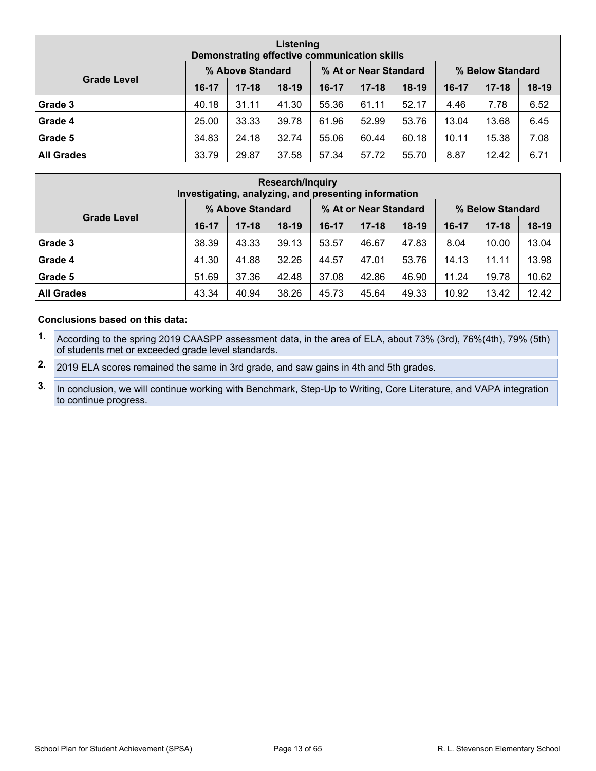| Listening<br>Demonstrating effective communication skills | | | | | | | | | |
|---|---|---|---|---|---|---|---|---|---|
| Grade Level | % Above Standard | | | % At or Near Standard | | | % Below Standard | | |
| | 16-17 | 17-18 | 18-19 | 16-17 | 17-18 | 18-19 | 16-17 | 17-18 | 18-19 |
| **Grade 3** | 40.18 | 31.11 | 41.30 | 55.36 | 61.11 | 52.17 | 4.46 | 7.78 | 6.52 |
| **Grade 4** | 25.00 | 33.33 | 39.78 | 61.96 | 52.99 | 53.76 | 13.04 | 13.68 | 6.45 |
| **Grade 5** | 34.83 | 24.18 | 32.74 | 55.06 | 60.44 | 60.18 | 10.11 | 15.38 | 7.08 |
| **All Grades** | 33.79 | 29.87 | 37.58 | 57.34 | 57.72 | 55.70 | 8.87 | 12.42 | 6.71 |

| Research/Inquiry<br>Investigating, analyzing, and presenting information | | | | | | | | | |
|---|---|---|---|---|---|---|---|---|---|
| Grade Level | % Above Standard | | | % At or Near Standard | | | % Below Standard | | |
| | 16-17 | 17-18 | 18-19 | 16-17 | 17-18 | 18-19 | 16-17 | 17-18 | 18-19 |
| **Grade 3** | 38.39 | 43.33 | 39.13 | 53.57 | 46.67 | 47.83 | 8.04 | 10.00 | 13.04 |
| **Grade 4** | 41.30 | 41.88 | 32.26 | 44.57 | 47.01 | 53.76 | 14.13 | 11.11 | 13.98 |
| **Grade 5** | 51.69 | 37.36 | 42.48 | 37.08 | 42.86 | 46.90 | 11.24 | 19.78 | 10.62 |
| **All Grades** | 43.34 | 40.94 | 38.26 | 45.73 | 45.64 | 49.33 | 10.92 | 13.42 | 12.42 |

**Conclusions based on this data:**

1. According to the spring 2019 CAASPP assessment data, in the area of ELA, about 73% (3rd), 76%(4th), 79% (5th) of students met or exceeded grade level standards.
2. 2019 ELA scores remained the same in 3rd grade, and saw gains in 4th and 5th grades.
3. In conclusion, we will continue working with Benchmark, Step-Up to Writing, Core Literature, and VAPA integration to continue progress.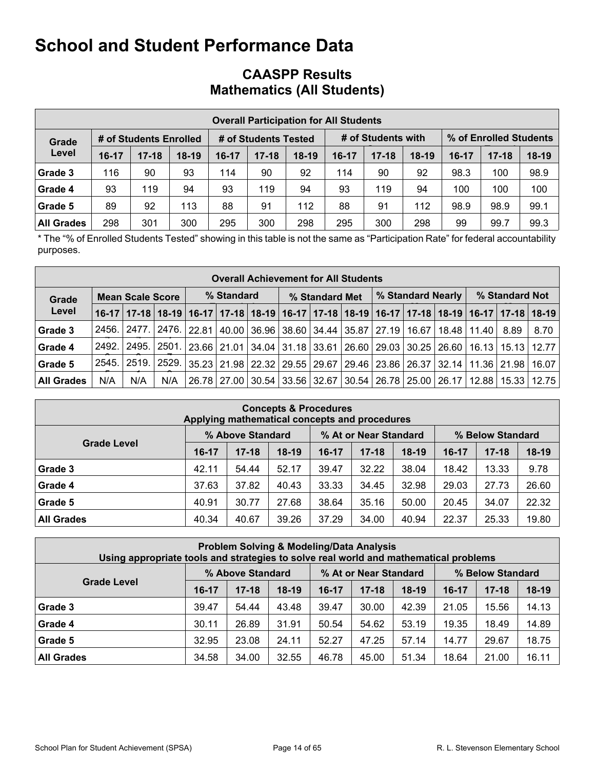# School and Student Performance Data

## CAASPP Results
## Mathematics (All Students)

| Overall Participation for All Students | | | | | | | | | | | | |
|---|---|---|---|---|---|---|---|---|---|---|---|---|
| Grade Level | # of Students Enrolled | | | # of Students Tested | | | # of Students with Scores | | | % of Enrolled Students Tested | | |
| | 16-17 | 17-18 | 18-19 | 16-17 | 17-18 | 18-19 | 16-17 | 17-18 | 18-19 | 16-17 | 17-18 | 18-19 |
| Grade 3 | 116 | 90 | 93 | 114 | 90 | 92 | 114 | 90 | 92 | 98.3 | 100 | 98.9 |
| Grade 4 | 93 | 119 | 94 | 93 | 119 | 94 | 93 | 119 | 94 | 100 | 100 | 100 |
| Grade 5 | 89 | 92 | 113 | 88 | 91 | 112 | 88 | 91 | 112 | 98.9 | 98.9 | 99.1 |
| All Grades | 298 | 301 | 300 | 295 | 300 | 298 | 295 | 300 | 298 | 99 | 99.7 | 99.3 |

* The "% of Enrolled Students Tested" showing in this table is not the same as "Participation Rate" for federal accountability purposes.

| Overall Achievement for All Students | | | | | | | | | | | | | | | |
|---|---|---|---|---|---|---|---|---|---|---|---|---|---|---|---|
| Grade Level | Mean Scale Score | | | % Standard Exceeded | | | % Standard Met | | | % Standard Nearly Met | | | % Standard Not Met | | |
| | 16-17 | 17-18 | 18-19 | 16-17 | 17-18 | 18-19 | 16-17 | 17-18 | 18-19 | 16-17 | 17-18 | 18-19 | 16-17 | 17-18 | 18-19 |
| Grade 3 | 2456. | 2477. | 2476. | 22.81 | 40.00 | 36.96 | 38.60 | 34.44 | 35.87 | 27.19 | 16.67 | 18.48 | 11.40 | 8.89 | 8.70 |
| Grade 4 | 2492. | 2495. | 2501. | 23.66 | 21.01 | 34.04 | 31.18 | 33.61 | 26.60 | 29.03 | 30.25 | 26.60 | 16.13 | 15.13 | 12.77 |
| Grade 5 | 2545. | 2519. | 2529. | 35.23 | 21.98 | 22.32 | 29.55 | 29.67 | 29.46 | 23.86 | 26.37 | 32.14 | 11.36 | 21.98 | 16.07 |
| All Grades | N/A | N/A | N/A | 26.78 | 27.00 | 30.54 | 33.56 | 32.67 | 30.54 | 26.78 | 25.00 | 26.17 | 12.88 | 15.33 | 12.75 |

| Concepts & Procedures<br>Applying mathematical concepts and procedures | | | | | | | | | |
|---|---|---|---|---|---|---|---|---|---|
| Grade Level | % Above Standard | | | % At or Near Standard | | | % Below Standard | | |
| | 16-17 | 17-18 | 18-19 | 16-17 | 17-18 | 18-19 | 16-17 | 17-18 | 18-19 |
| Grade 3 | 42.11 | 54.44 | 52.17 | 39.47 | 32.22 | 38.04 | 18.42 | 13.33 | 9.78 |
| Grade 4 | 37.63 | 37.82 | 40.43 | 33.33 | 34.45 | 32.98 | 29.03 | 27.73 | 26.60 |
| Grade 5 | 40.91 | 30.77 | 27.68 | 38.64 | 35.16 | 50.00 | 20.45 | 34.07 | 22.32 |
| All Grades | 40.34 | 40.67 | 39.26 | 37.29 | 34.00 | 40.94 | 22.37 | 25.33 | 19.80 |

| Problem Solving & Modeling/Data Analysis<br>Using appropriate tools and strategies to solve real world and mathematical problems | | | | | | | | | |
|---|---|---|---|---|---|---|---|---|---|
| Grade Level | % Above Standard | | | % At or Near Standard | | | % Below Standard | | |
| | 16-17 | 17-18 | 18-19 | 16-17 | 17-18 | 18-19 | 16-17 | 17-18 | 18-19 |
| Grade 3 | 39.47 | 54.44 | 43.48 | 39.47 | 30.00 | 42.39 | 21.05 | 15.56 | 14.13 |
| Grade 4 | 30.11 | 26.89 | 31.91 | 50.54 | 54.62 | 53.19 | 19.35 | 18.49 | 14.89 |
| Grade 5 | 32.95 | 23.08 | 24.11 | 52.27 | 47.25 | 57.14 | 14.77 | 29.67 | 18.75 |
| All Grades | 34.58 | 34.00 | 32.55 | 46.78 | 45.00 | 51.34 | 18.64 | 21.00 | 16.11 |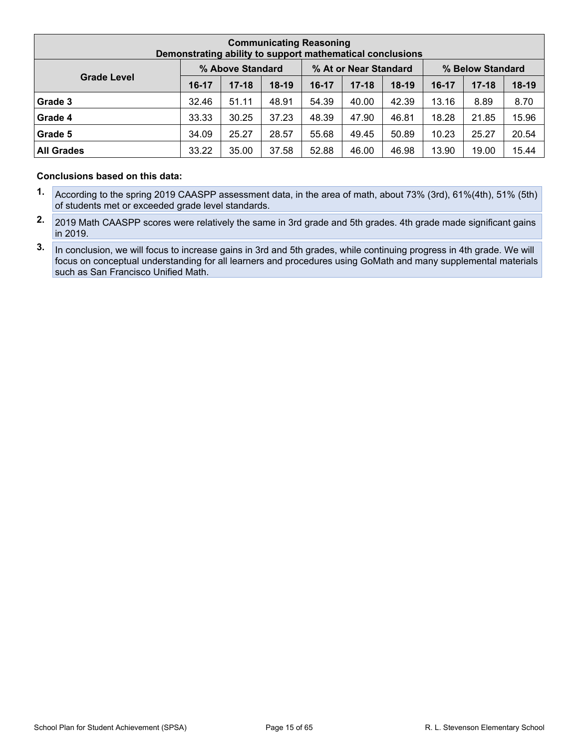| Communicating Reasoning<br>Demonstrating ability to support mathematical conclusions | | | | | | | | | |
|---|---|---|---|---|---|---|---|---|---|
| Grade Level | % Above Standard | | | % At or Near Standard | | | % Below Standard | | |
| | 16-17 | 17-18 | 18-19 | 16-17 | 17-18 | 18-19 | 16-17 | 17-18 | 18-19 |
| **Grade 3** | 32.46 | 51.11 | 48.91 | 54.39 | 40.00 | 42.39 | 13.16 | 8.89 | 8.70 |
| **Grade 4** | 33.33 | 30.25 | 37.23 | 48.39 | 47.90 | 46.81 | 18.28 | 21.85 | 15.96 |
| **Grade 5** | 34.09 | 25.27 | 28.57 | 55.68 | 49.45 | 50.89 | 10.23 | 25.27 | 20.54 |
| **All Grades** | 33.22 | 35.00 | 37.58 | 52.88 | 46.00 | 46.98 | 13.90 | 19.00 | 15.44 |

**Conclusions based on this data:**

1. According to the spring 2019 CAASPP assessment data, in the area of math, about 73% (3rd), 61%(4th), 51% (5th) of students met or exceeded grade level standards.
2. 2019 Math CAASPP scores were relatively the same in 3rd grade and 5th grades. 4th grade made significant gains in 2019.
3. In conclusion, we will focus to increase gains in 3rd and 5th grades, while continuing progress in 4th grade. We will focus on conceptual understanding for all learners and procedures using GoMath and many supplemental materials such as San Francisco Unified Math.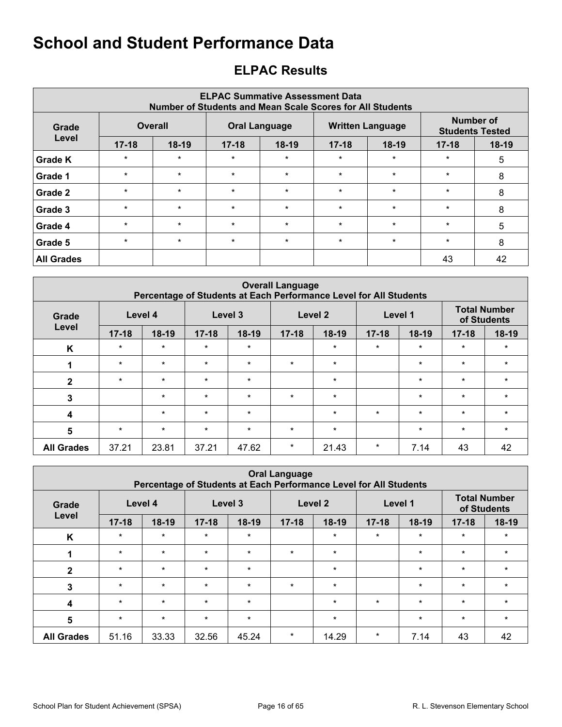# School and Student Performance Data

## ELPAC Results

| ELPAC Summative Assessment Data Number of Students and Mean Scale Scores for All Students | | | | | | | | |
|---|---|---|---|---|---|---|---|---|
| Grade Level | Overall | | Oral Language | | Written Language | | Number of Students Tested | |
| | 17-18 | 18-19 | 17-18 | 18-19 | 17-18 | 18-19 | 17-18 | 18-19 |
| Grade K | * | * | * | * | * | * | * | 5 |
| Grade 1 | * | * | * | * | * | * | * | 8 |
| Grade 2 | * | * | * | * | * | * | * | 8 |
| Grade 3 | * | * | * | * | * | * | * | 8 |
| Grade 4 | * | * | * | * | * | * | * | 5 |
| Grade 5 | * | * | * | * | * | * | * | 8 |
| All Grades | | | | | | | 43 | 42 |

| Overall Language Percentage of Students at Each Performance Level for All Students | | | | | | | | | | |
|---|---|---|---|---|---|---|---|---|---|---|
| Grade Level | Level 4 | | Level 3 | | Level 2 | | Level 1 | | Total Number of Students | |
| | 17-18 | 18-19 | 17-18 | 18-19 | 17-18 | 18-19 | 17-18 | 18-19 | 17-18 | 18-19 |
| K | * | * | * | * | | * | * | * | * | * |
| 1 | * | * | * | * | * | * | | * | * | * |
| 2 | * | * | * | * | | * | | * | * | * |
| 3 | | * | * | * | * | * | | * | * | * |
| 4 | | * | * | * | | * | * | * | * | * |
| 5 | * | * | * | * | * | * | | * | * | * |
| All Grades | 37.21 | 23.81 | 37.21 | 47.62 | * | 21.43 | * | 7.14 | 43 | 42 |

| Oral Language Percentage of Students at Each Performance Level for All Students | | | | | | | | | | |
|---|---|---|---|---|---|---|---|---|---|---|
| Grade Level | Level 4 | | Level 3 | | Level 2 | | Level 1 | | Total Number of Students | |
| | 17-18 | 18-19 | 17-18 | 18-19 | 17-18 | 18-19 | 17-18 | 18-19 | 17-18 | 18-19 |
| K | * | * | * | * | | * | * | * | * | * |
| 1 | * | * | * | * | * | * | | * | * | * |
| 2 | * | * | * | * | | * | | * | * | * |
| 3 | * | * | * | * | * | * | | * | * | * |
| 4 | * | * | * | * | | * | * | * | * | * |
| 5 | * | * | * | * | | * | | * | * | * |
| All Grades | 51.16 | 33.33 | 32.56 | 45.24 | * | 14.29 | * | 7.14 | 43 | 42 |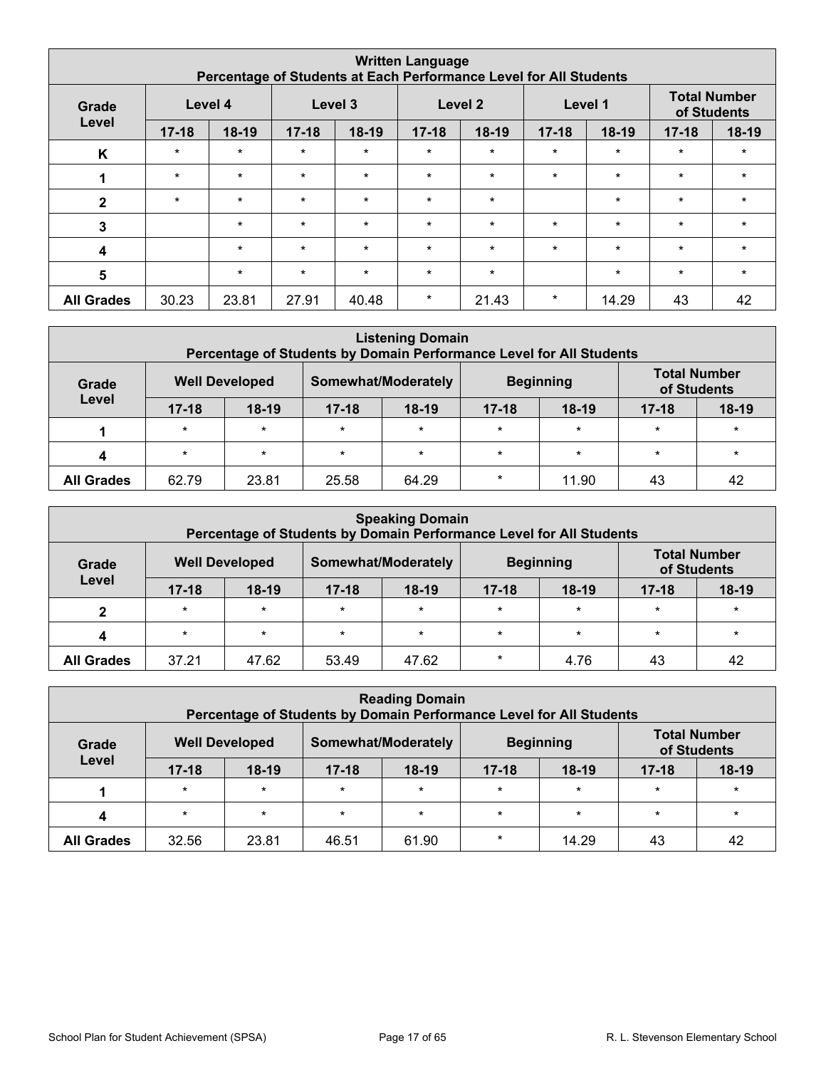| Written Language<br>Percentage of Students at Each Performance Level for All Students | | | | | | | | | | |
|---|---|---|---|---|---|---|---|---|---|---|
| Grade Level | Level 4 | | Level 3 | | Level 2 | | Level 1 | | Total Number of Students | |
| | 17-18 | 18-19 | 17-18 | 18-19 | 17-18 | 18-19 | 17-18 | 18-19 | 17-18 | 18-19 |
| K | * | * | * | * | * | * | * | * | * | * |
| 1 | * | * | * | * | * | * | * | * | * | * |
| 2 | * | * | * | * | * | * | | * | * | * |
| 3 | | * | * | * | * | * | * | * | * | * |
| 4 | | * | * | * | * | * | * | * | * | * |
| 5 | | * | * | * | * | * | | * | * | * |
| All Grades | 30.23 | 23.81 | 27.91 | 40.48 | * | 21.43 | * | 14.29 | 43 | 42 |

| Listening Domain<br>Percentage of Students by Domain Performance Level for All Students | | | | | | | | |
|---|---|---|---|---|---|---|---|---|
| Grade Level | Well Developed | | Somewhat/Moderately | | Beginning | | Total Number of Students | |
| | 17-18 | 18-19 | 17-18 | 18-19 | 17-18 | 18-19 | 17-18 | 18-19 |
| 1 | * | * | * | * | * | * | * | * |
| 4 | * | * | * | * | * | * | * | * |
| All Grades | 62.79 | 23.81 | 25.58 | 64.29 | * | 11.90 | 43 | 42 |

| Speaking Domain<br>Percentage of Students by Domain Performance Level for All Students | | | | | | | | |
|---|---|---|---|---|---|---|---|---|
| Grade Level | Well Developed | | Somewhat/Moderately | | Beginning | | Total Number of Students | |
| | 17-18 | 18-19 | 17-18 | 18-19 | 17-18 | 18-19 | 17-18 | 18-19 |
| 2 | * | * | * | * | * | * | * | * |
| 4 | * | * | * | * | * | * | * | * |
| All Grades | 37.21 | 47.62 | 53.49 | 47.62 | * | 4.76 | 43 | 42 |

| Reading Domain<br>Percentage of Students by Domain Performance Level for All Students | | | | | | | | |
|---|---|---|---|---|---|---|---|---|
| Grade Level | Well Developed | | Somewhat/Moderately | | Beginning | | Total Number of Students | |
| | 17-18 | 18-19 | 17-18 | 18-19 | 17-18 | 18-19 | 17-18 | 18-19 |
| 1 | * | * | * | * | * | * | * | * |
| 4 | * | * | * | * | * | * | * | * |
| All Grades | 32.56 | 23.81 | 46.51 | 61.90 | * | 14.29 | 43 | 42 |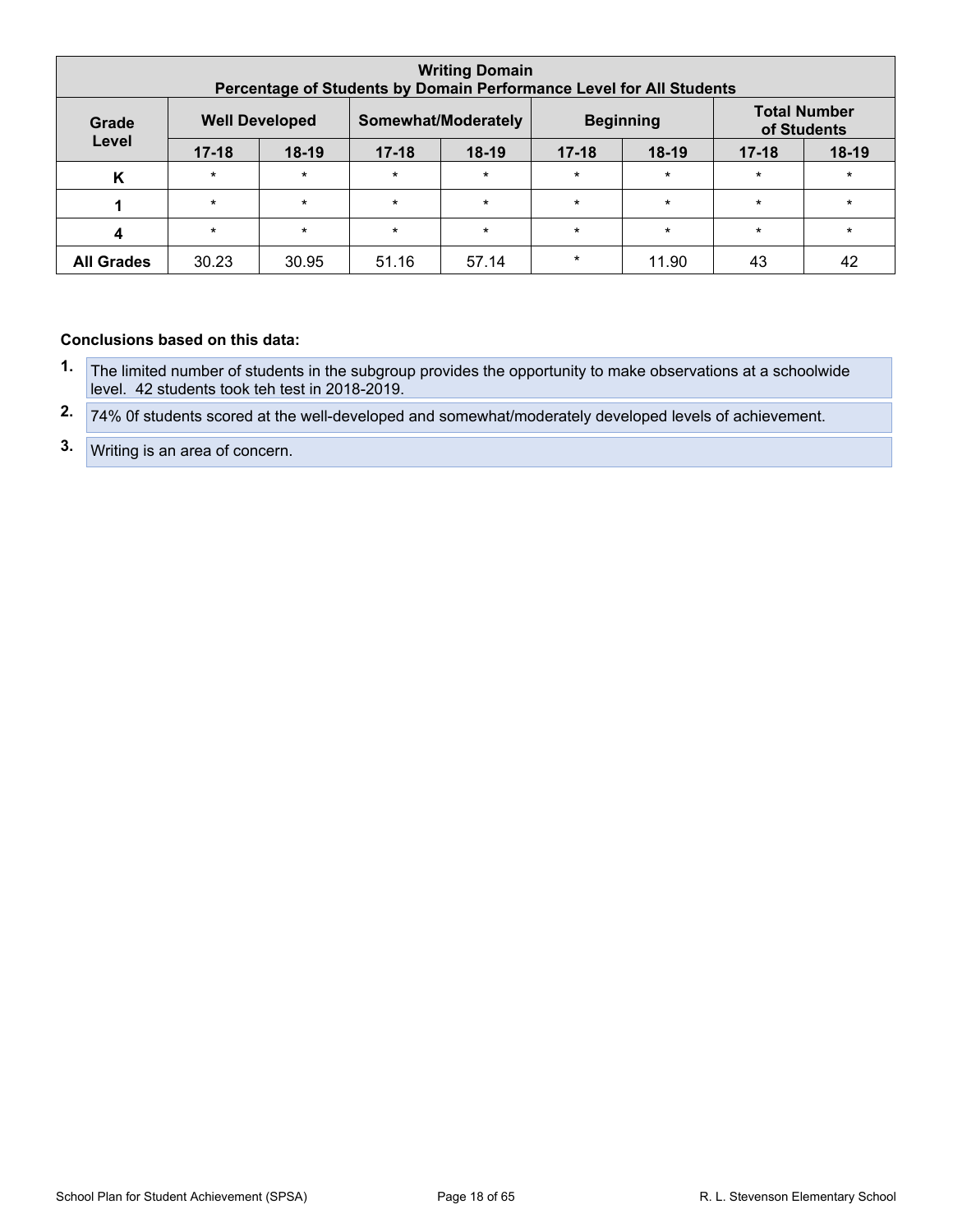| Writing Domain<br>Percentage of Students by Domain Performance Level for All Students | | | | | | | | |
|---|---|---|---|---|---|---|---|---|
| Grade Level | Well Developed | | Somewhat/Moderately | | Beginning | | Total Number of Students | |
| | 17-18 | 18-19 | 17-18 | 18-19 | 17-18 | 18-19 | 17-18 | 18-19 |
| K | * | * | * | * | * | * | * | * |
| 1 | * | * | * | * | * | * | * | * |
| 4 | * | * | * | * | * | * | * | * |
| All Grades | 30.23 | 30.95 | 51.16 | 57.14 | * | 11.90 | 43 | 42 |

**Conclusions based on this data:**

1. The limited number of students in the subgroup provides the opportunity to make observations at a schoolwide level. 42 students took teh test in 2018-2019.
2. 74% 0f students scored at the well-developed and somewhat/moderately developed levels of achievement.
3. Writing is an area of concern.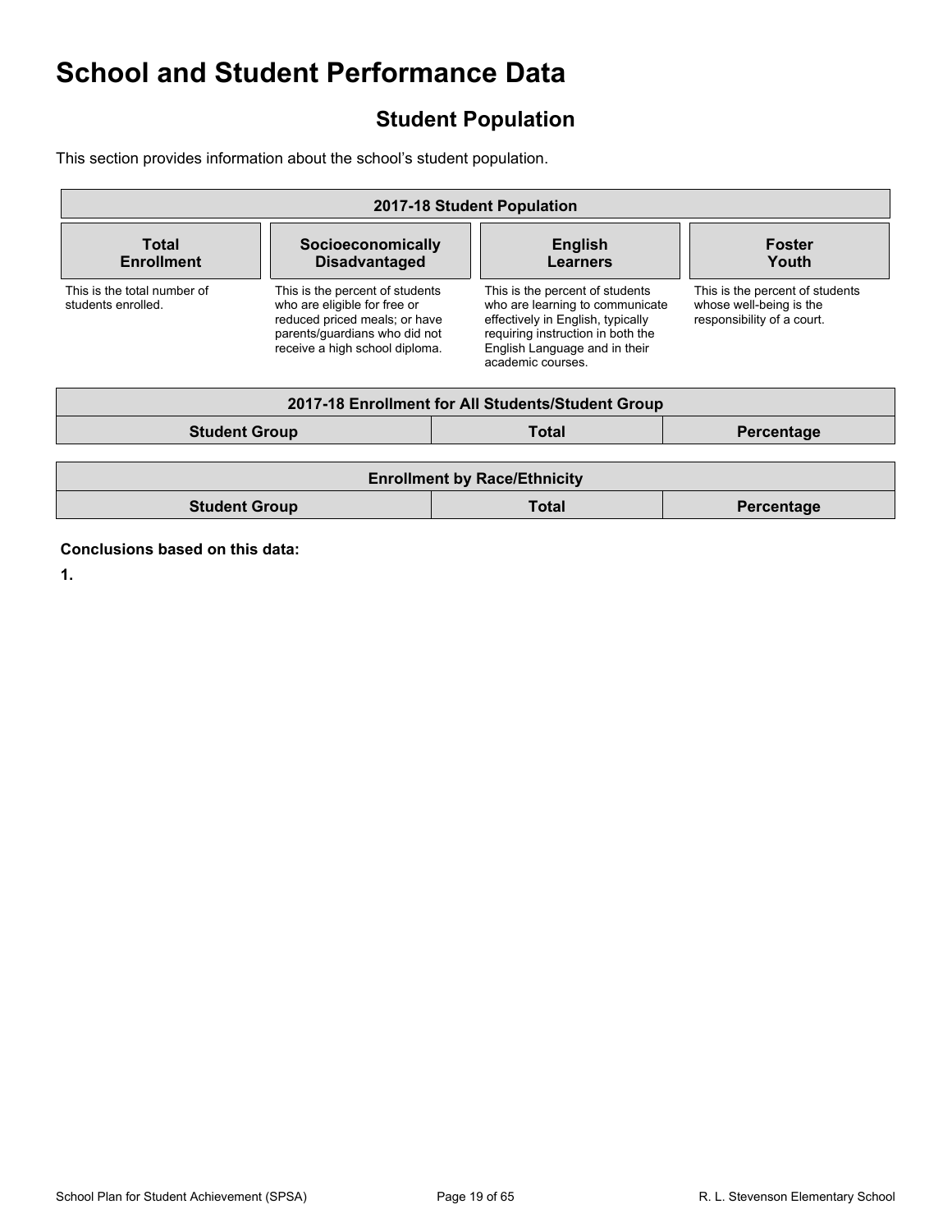# School and Student Performance Data

## Student Population

This section provides information about the school's student population.

| 2017-18 Student Population | | | |
|---|---|---|---|
| **Total Enrollment** | **Socioeconomically Disadvantaged** | **English Learners** | **Foster Youth** |
| This is the total number of students enrolled. | This is the percent of students who are eligible for free or reduced priced meals; or have parents/guardians who did not receive a high school diploma. | This is the percent of students who are learning to communicate effectively in English, typically requiring instruction in both the English Language and in their academic courses. | This is the percent of students whose well-being is the responsibility of a court. |

| 2017-18 Enrollment for All Students/Student Group | | |
|---|---|---|
| **Student Group** | **Total** | **Percentage** |

| Enrollment by Race/Ethnicity | | |
|---|---|---|
| **Student Group** | **Total** | **Percentage** |

**Conclusions based on this data:**

**1.**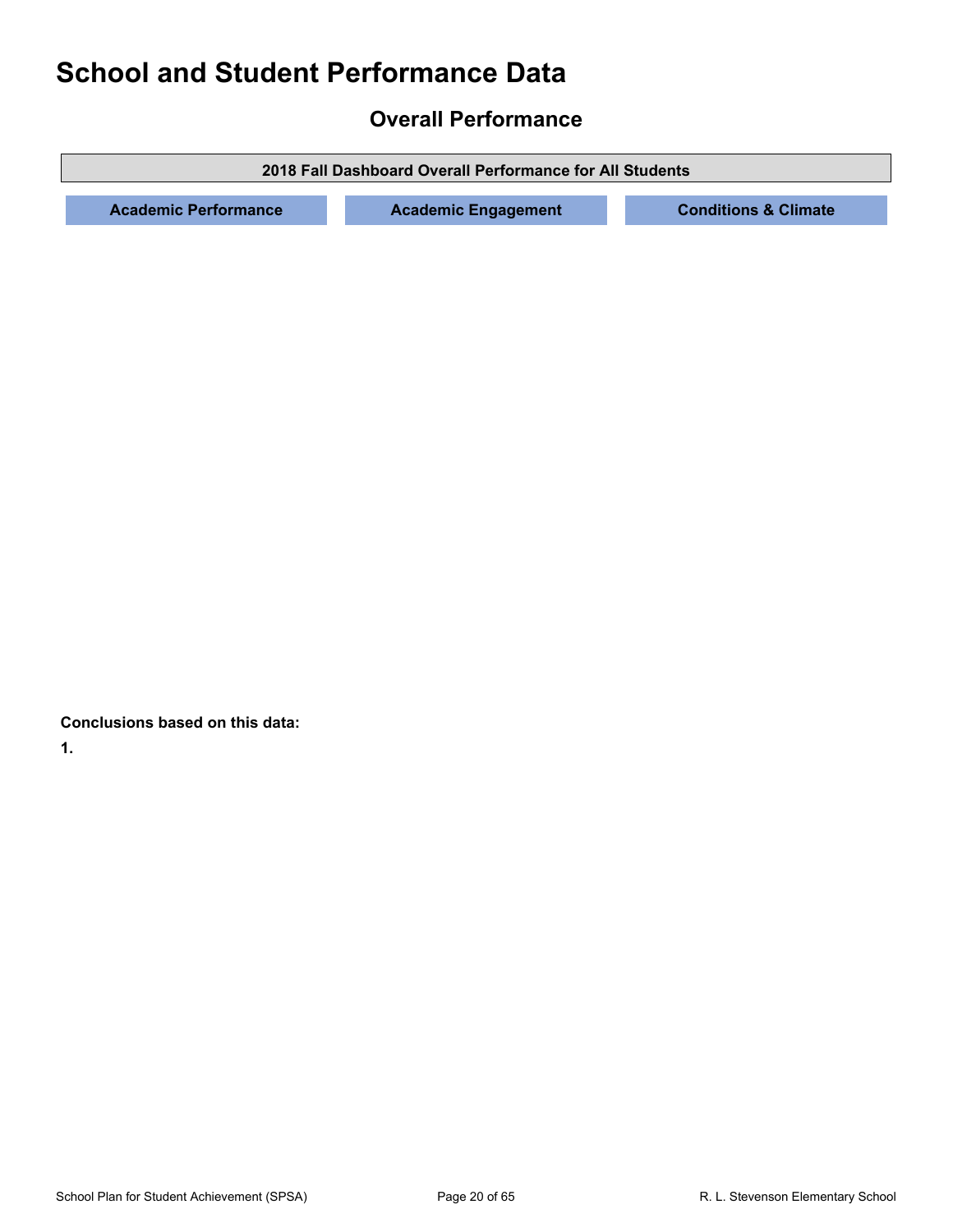# School and Student Performance Data

## Overall Performance

| 2018 Fall Dashboard Overall Performance for All Students | | |
|---|---|---|
| **Academic Performance** | **Academic Engagement** | **Conditions & Climate** |

**Conclusions based on this data:**

**1.**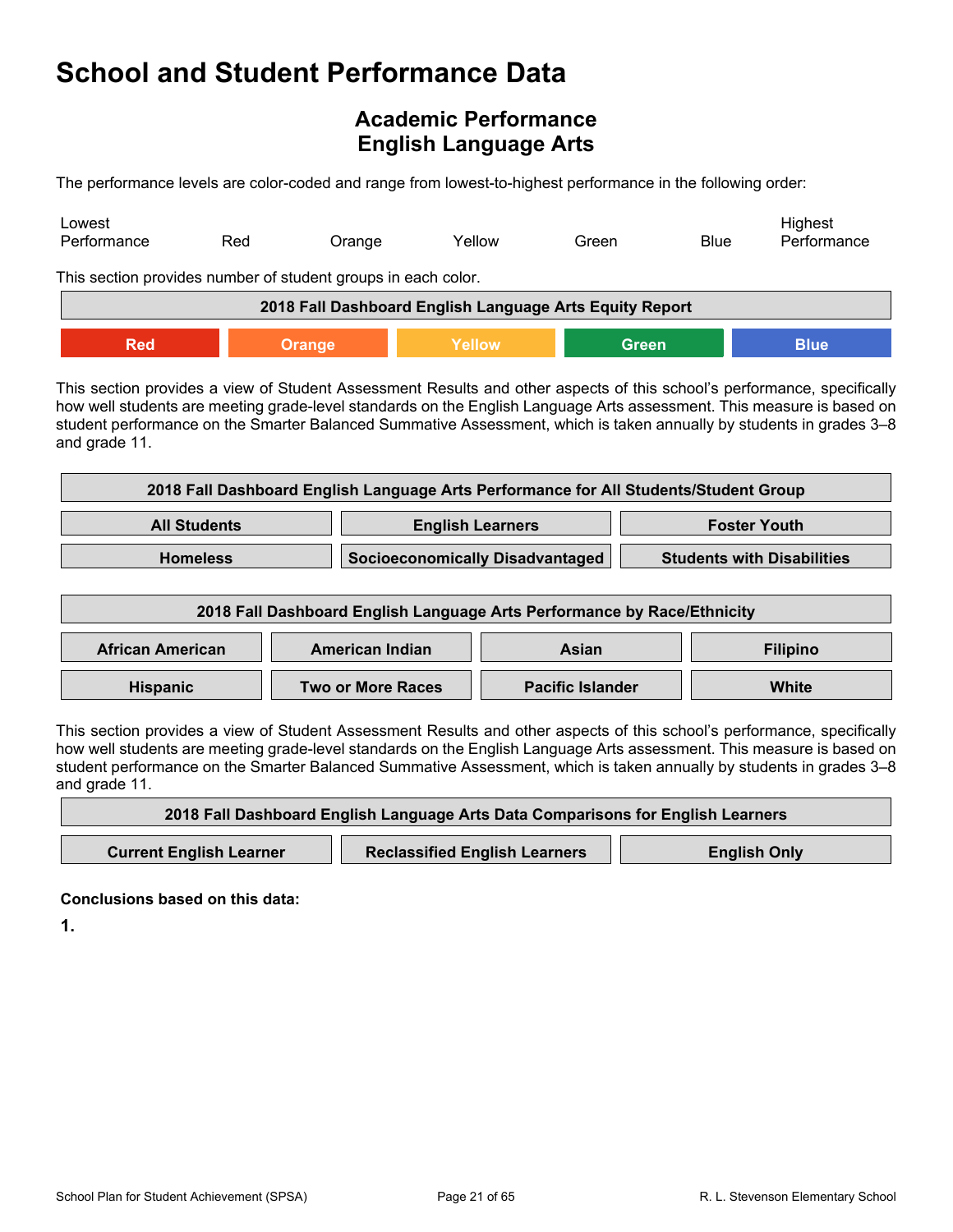# School and Student Performance Data

## Academic Performance
## English Language Arts

The performance levels are color-coded and range from lowest-to-highest performance in the following order:

| Lowest Performance | Red | Orange | Yellow | Green | Blue | Highest Performance |
|---|---|---|---|---|---|---|

This section provides number of student groups in each color.

| 2018 Fall Dashboard English Language Arts Equity Report | | | | |
|---|---|---|---|---|
| Red | Orange | Yellow | Green | Blue |

This section provides a view of Student Assessment Results and other aspects of this school's performance, specifically how well students are meeting grade-level standards on the English Language Arts assessment. This measure is based on student performance on the Smarter Balanced Summative Assessment, which is taken annually by students in grades 3–8 and grade 11.

| 2018 Fall Dashboard English Language Arts Performance for All Students/Student Group | | |
|---|---|---|
| All Students | English Learners | Foster Youth |
| Homeless | Socioeconomically Disadvantaged | Students with Disabilities |

| 2018 Fall Dashboard English Language Arts Performance by Race/Ethnicity | | | |
|---|---|---|---|
| African American | American Indian | Asian | Filipino |
| Hispanic | Two or More Races | Pacific Islander | White |

This section provides a view of Student Assessment Results and other aspects of this school's performance, specifically how well students are meeting grade-level standards on the English Language Arts assessment. This measure is based on student performance on the Smarter Balanced Summative Assessment, which is taken annually by students in grades 3–8 and grade 11.

| 2018 Fall Dashboard English Language Arts Data Comparisons for English Learners | | |
|---|---|---|
| Current English Learner | Reclassified English Learners | English Only |

**Conclusions based on this data:**

**1.**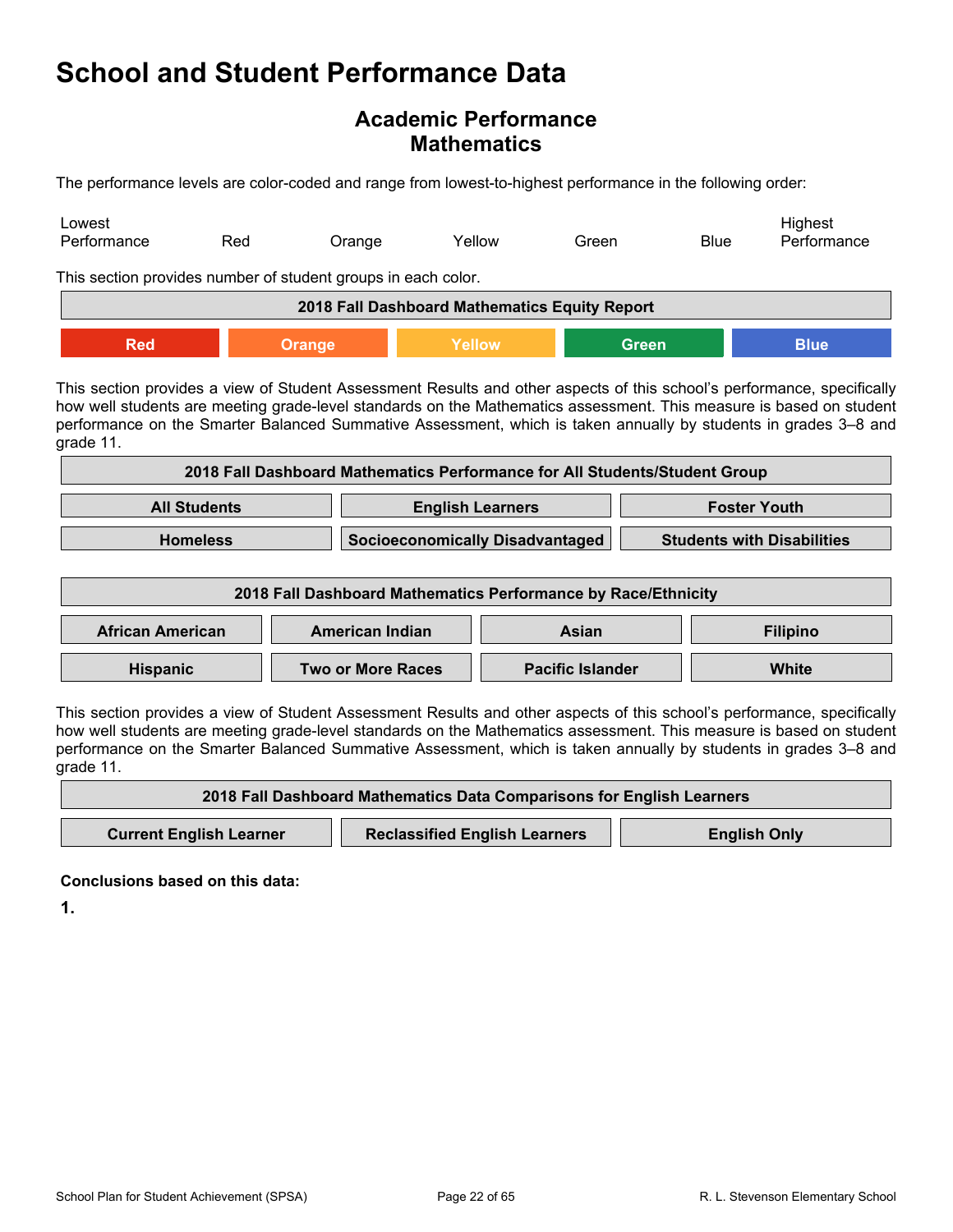# School and Student Performance Data

## Academic Performance
## Mathematics

The performance levels are color-coded and range from lowest-to-highest performance in the following order:

| Lowest Performance | Red | Orange | Yellow | Green | Blue | Highest Performance |
|---|---|---|---|---|---|---|

This section provides number of student groups in each color.

| 2018 Fall Dashboard Mathematics Equity Report | | | | |
|---|---|---|---|---|
| Red | Orange | Yellow | Green | Blue |

This section provides a view of Student Assessment Results and other aspects of this school's performance, specifically how well students are meeting grade-level standards on the Mathematics assessment. This measure is based on student performance on the Smarter Balanced Summative Assessment, which is taken annually by students in grades 3–8 and grade 11.

| 2018 Fall Dashboard Mathematics Performance for All Students/Student Group | | |
|---|---|---|
| All Students | English Learners | Foster Youth |
| Homeless | Socioeconomically Disadvantaged | Students with Disabilities |

| 2018 Fall Dashboard Mathematics Performance by Race/Ethnicity | | | |
|---|---|---|---|
| African American | American Indian | Asian | Filipino |
| Hispanic | Two or More Races | Pacific Islander | White |

This section provides a view of Student Assessment Results and other aspects of this school's performance, specifically how well students are meeting grade-level standards on the Mathematics assessment. This measure is based on student performance on the Smarter Balanced Summative Assessment, which is taken annually by students in grades 3–8 and grade 11.

| 2018 Fall Dashboard Mathematics Data Comparisons for English Learners | | |
|---|---|---|
| Current English Learner | Reclassified English Learners | English Only |

**Conclusions based on this data:**

**1.**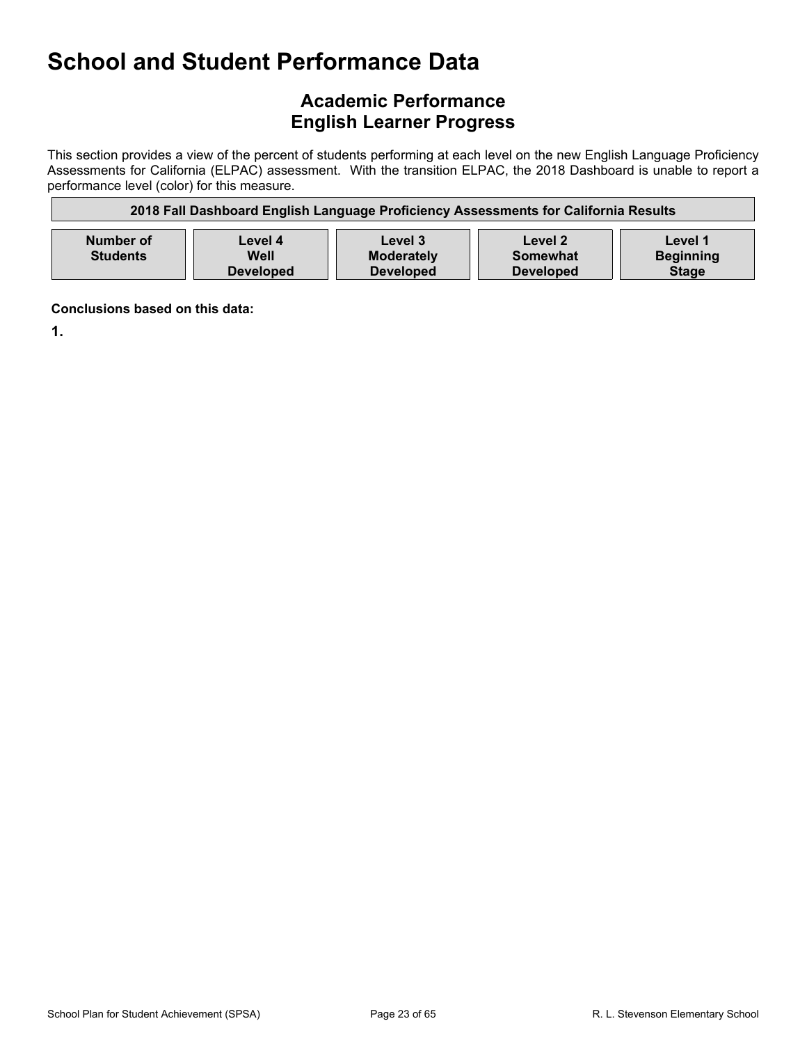# School and Student Performance Data

## Academic Performance
## English Learner Progress

This section provides a view of the percent of students performing at each level on the new English Language Proficiency Assessments for California (ELPAC) assessment. With the transition ELPAC, the 2018 Dashboard is unable to report a performance level (color) for this measure.

| 2018 Fall Dashboard English Language Proficiency Assessments for California Results | | | | |
|---|---|---|---|---|
| **Number of Students** | **Level 4 Well Developed** | **Level 3 Moderately Developed** | **Level 2 Somewhat Developed** | **Level 1 Beginning Stage** |

**Conclusions based on this data:**

**1.**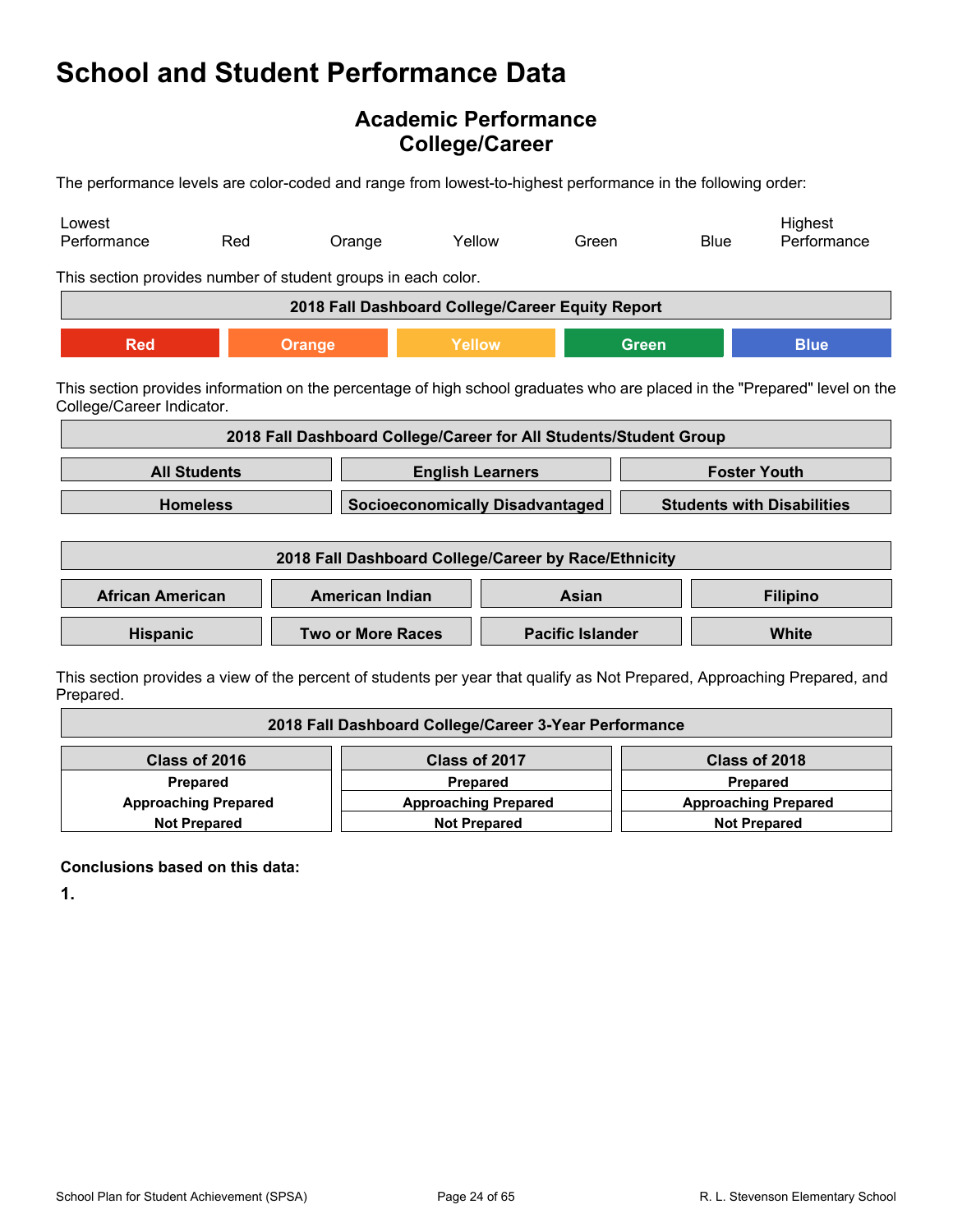# School and Student Performance Data

## Academic Performance
## College/Career

The performance levels are color-coded and range from lowest-to-highest performance in the following order:

| Lowest Performance | Red | Orange | Yellow | Green | Blue | Highest Performance |
|---|---|---|---|---|---|---|

This section provides number of student groups in each color.

| 2018 Fall Dashboard College/Career Equity Report | | | | |
|---|---|---|---|---|
| Red | Orange | Yellow | Green | Blue |

This section provides information on the percentage of high school graduates who are placed in the "Prepared" level on the College/Career Indicator.

| 2018 Fall Dashboard College/Career for All Students/Student Group | | |
|---|---|---|
| All Students | English Learners | Foster Youth |
| Homeless | Socioeconomically Disadvantaged | Students with Disabilities |

| 2018 Fall Dashboard College/Career by Race/Ethnicity | | | |
|---|---|---|---|
| African American | American Indian | Asian | Filipino |
| Hispanic | Two or More Races | Pacific Islander | White |

This section provides a view of the percent of students per year that qualify as Not Prepared, Approaching Prepared, and Prepared.

| 2018 Fall Dashboard College/Career 3-Year Performance | | |
|---|---|---|
| Class of 2016 | Class of 2017 | Class of 2018 |
| Prepared | Prepared | Prepared |
| Approaching Prepared | Approaching Prepared | Approaching Prepared |
| Not Prepared | Not Prepared | Not Prepared |

**Conclusions based on this data:**

**1.**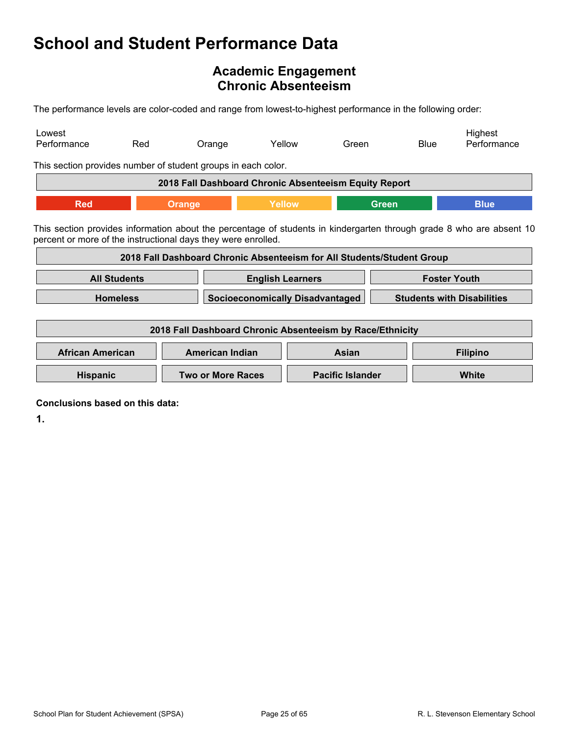# School and Student Performance Data

## Academic Engagement
## Chronic Absenteeism

The performance levels are color-coded and range from lowest-to-highest performance in the following order:

| Lowest Performance | Red | Orange | Yellow | Green | Blue | Highest Performance |
|---|---|---|---|---|---|---|

This section provides number of student groups in each color.

| 2018 Fall Dashboard Chronic Absenteeism Equity Report | | | | |
|---|---|---|---|---|
| Red | Orange | Yellow | Green | Blue |

This section provides information about the percentage of students in kindergarten through grade 8 who are absent 10 percent or more of the instructional days they were enrolled.

| 2018 Fall Dashboard Chronic Absenteeism for All Students/Student Group | | |
|---|---|---|
| All Students | English Learners | Foster Youth |
| Homeless | Socioeconomically Disadvantaged | Students with Disabilities |

| 2018 Fall Dashboard Chronic Absenteeism by Race/Ethnicity | | | |
|---|---|---|---|
| African American | American Indian | Asian | Filipino |
| Hispanic | Two or More Races | Pacific Islander | White |

**Conclusions based on this data:**

**1.**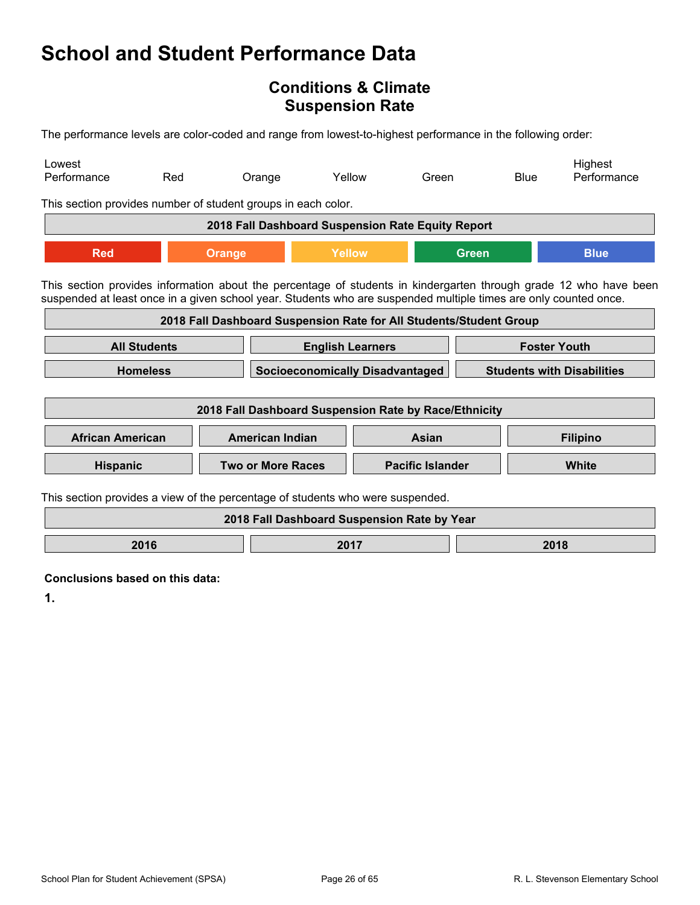# School and Student Performance Data

## Conditions & Climate
## Suspension Rate

The performance levels are color-coded and range from lowest-to-highest performance in the following order:

| Lowest Performance | Red | Orange | Yellow | Green | Blue | Highest Performance |
|---|---|---|---|---|---|---|

This section provides number of student groups in each color.

| 2018 Fall Dashboard Suspension Rate Equity Report | | | | |
|---|---|---|---|---|
| Red | Orange | Yellow | Green | Blue |

This section provides information about the percentage of students in kindergarten through grade 12 who have been suspended at least once in a given school year. Students who are suspended multiple times are only counted once.

| 2018 Fall Dashboard Suspension Rate for All Students/Student Group | | |
|---|---|---|
| All Students | English Learners | Foster Youth |
| Homeless | Socioeconomically Disadvantaged | Students with Disabilities |

| 2018 Fall Dashboard Suspension Rate by Race/Ethnicity | | | |
|---|---|---|---|
| African American | American Indian | Asian | Filipino |
| Hispanic | Two or More Races | Pacific Islander | White |

This section provides a view of the percentage of students who were suspended.

| 2018 Fall Dashboard Suspension Rate by Year | | |
|---|---|---|
| 2016 | 2017 | 2018 |

**Conclusions based on this data:**

**1.**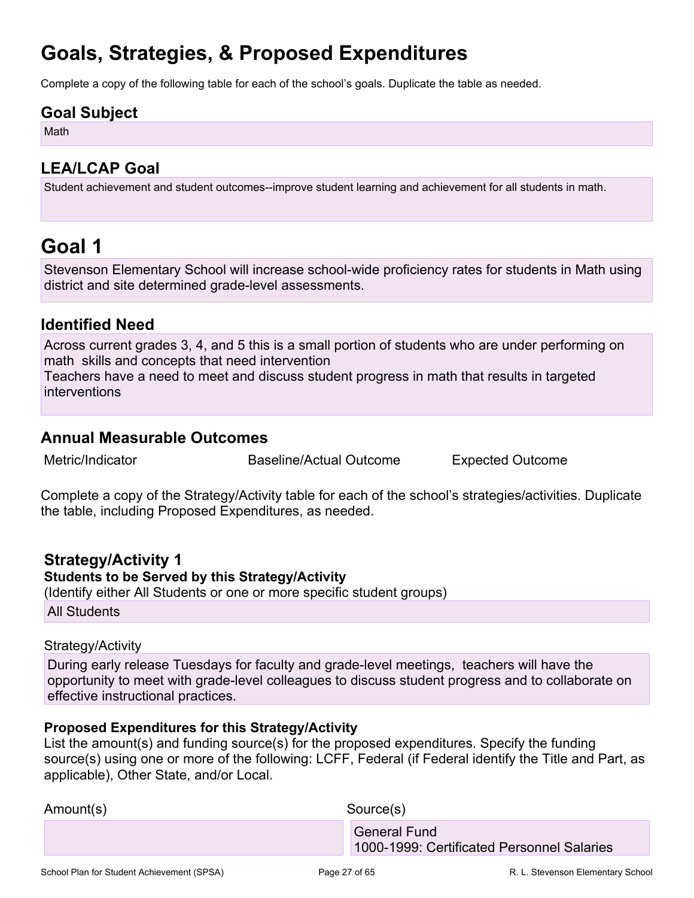# Goals, Strategies, & Proposed Expenditures

Complete a copy of the following table for each of the school's goals. Duplicate the table as needed.

## Goal Subject

Math

## LEA/LCAP Goal

Student achievement and student outcomes--improve student learning and achievement for all students in math.

# Goal 1

Stevenson Elementary School will increase school-wide proficiency rates for students in Math using district and site determined grade-level assessments.

## Identified Need

Across current grades 3, 4, and 5 this is a small portion of students who are under performing on math skills and concepts that need intervention
Teachers have a need to meet and discuss student progress in math that results in targeted interventions

## Annual Measurable Outcomes

| Metric/Indicator | Baseline/Actual Outcome | Expected Outcome |
| --- | --- | --- |

Complete a copy of the Strategy/Activity table for each of the school's strategies/activities. Duplicate the table, including Proposed Expenditures, as needed.

### Strategy/Activity 1

**Students to be Served by this Strategy/Activity**

(Identify either All Students or one or more specific student groups)

All Students

Strategy/Activity

During early release Tuesdays for faculty and grade-level meetings, teachers will have the opportunity to meet with grade-level colleagues to discuss student progress and to collaborate on effective instructional practices.

**Proposed Expenditures for this Strategy/Activity**

List the amount(s) and funding source(s) for the proposed expenditures. Specify the funding source(s) using one or more of the following: LCFF, Federal (if Federal identify the Title and Part, as applicable), Other State, and/or Local.

| Amount(s) | Source(s) |
| --- | --- |
| | General Fund<br>1000-1999: Certificated Personnel Salaries |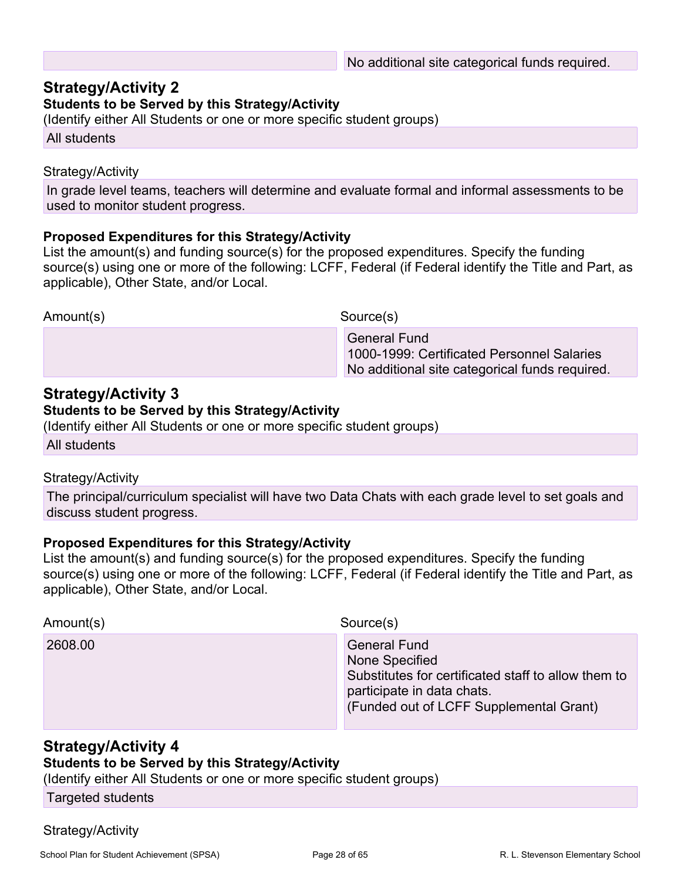| | No additional site categorical funds required. |
|---|---|

## Strategy/Activity 2

**Students to be Served by this Strategy/Activity**

(Identify either All Students or one or more specific student groups)

All students

Strategy/Activity

In grade level teams, teachers will determine and evaluate formal and informal assessments to be used to monitor student progress.

**Proposed Expenditures for this Strategy/Activity**

List the amount(s) and funding source(s) for the proposed expenditures. Specify the funding source(s) using one or more of the following: LCFF, Federal (if Federal identify the Title and Part, as applicable), Other State, and/or Local.

| Amount(s) | Source(s) |
|---|---|
| | General Fund<br>1000-1999: Certificated Personnel Salaries<br>No additional site categorical funds required. |

## Strategy/Activity 3

**Students to be Served by this Strategy/Activity**

(Identify either All Students or one or more specific student groups)

All students

Strategy/Activity

The principal/curriculum specialist will have two Data Chats with each grade level to set goals and discuss student progress.

**Proposed Expenditures for this Strategy/Activity**

List the amount(s) and funding source(s) for the proposed expenditures. Specify the funding source(s) using one or more of the following: LCFF, Federal (if Federal identify the Title and Part, as applicable), Other State, and/or Local.

| Amount(s) | Source(s) |
|---|---|
| 2608.00 | General Fund<br>None Specified<br>Substitutes for certificated staff to allow them to participate in data chats.<br>(Funded out of LCFF Supplemental Grant) |

## Strategy/Activity 4

**Students to be Served by this Strategy/Activity**

(Identify either All Students or one or more specific student groups)

Targeted students

Strategy/Activity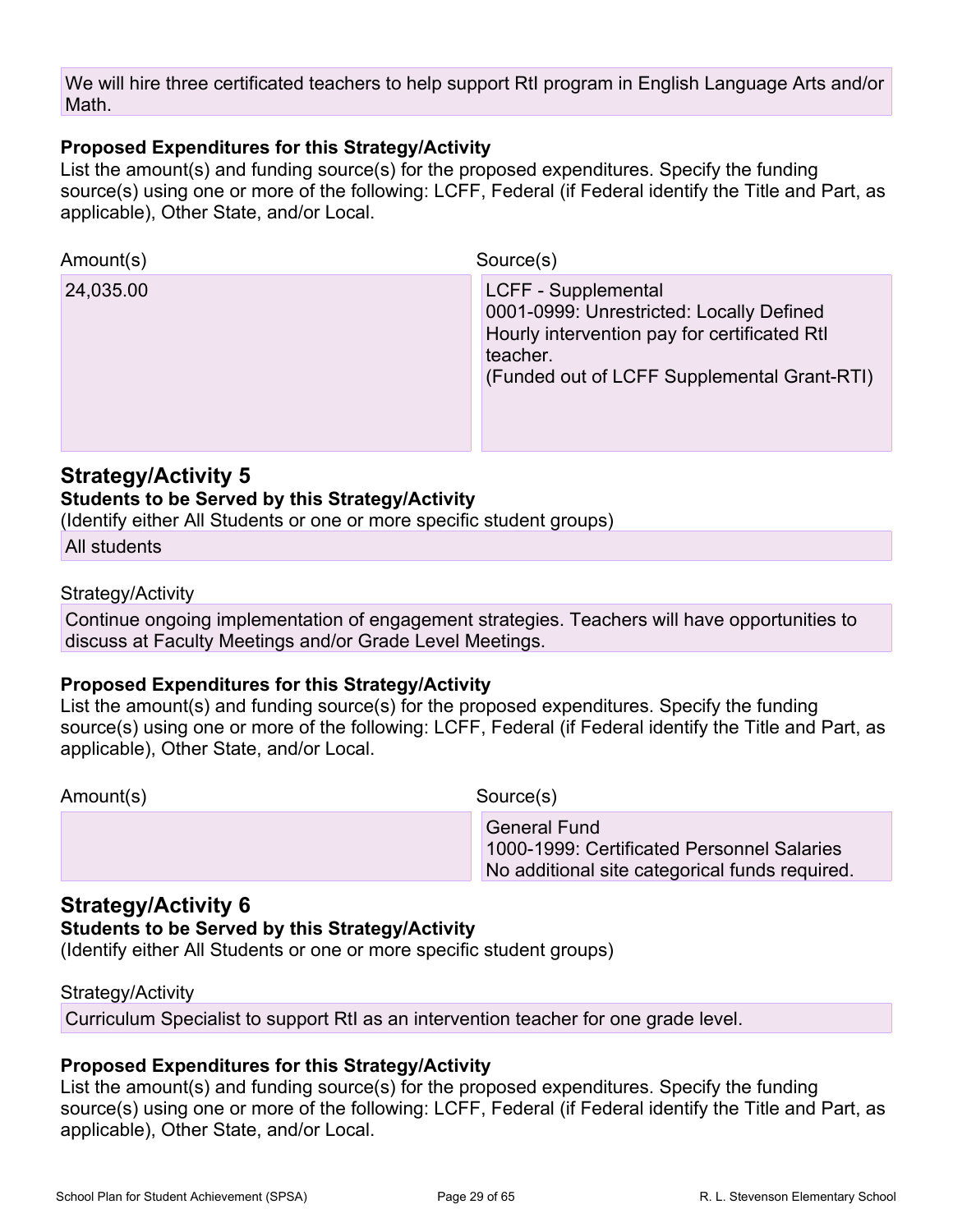We will hire three certificated teachers to help support RtI program in English Language Arts and/or Math.

**Proposed Expenditures for this Strategy/Activity**

List the amount(s) and funding source(s) for the proposed expenditures. Specify the funding source(s) using one or more of the following: LCFF, Federal (if Federal identify the Title and Part, as applicable), Other State, and/or Local.

| Amount(s) | Source(s) |
|---|---|
| 24,035.00 | LCFF - Supplemental<br>0001-0999: Unrestricted: Locally Defined<br>Hourly intervention pay for certificated RtI teacher.<br>(Funded out of LCFF Supplemental Grant-RTI) |

## Strategy/Activity 5

**Students to be Served by this Strategy/Activity**

(Identify either All Students or one or more specific student groups)

All students

Strategy/Activity

Continue ongoing implementation of engagement strategies. Teachers will have opportunities to discuss at Faculty Meetings and/or Grade Level Meetings.

**Proposed Expenditures for this Strategy/Activity**

List the amount(s) and funding source(s) for the proposed expenditures. Specify the funding source(s) using one or more of the following: LCFF, Federal (if Federal identify the Title and Part, as applicable), Other State, and/or Local.

| Amount(s) | Source(s) |
|---|---|
| | General Fund<br>1000-1999: Certificated Personnel Salaries<br>No additional site categorical funds required. |

## Strategy/Activity 6

**Students to be Served by this Strategy/Activity**

(Identify either All Students or one or more specific student groups)

Strategy/Activity

Curriculum Specialist to support RtI as an intervention teacher for one grade level.

**Proposed Expenditures for this Strategy/Activity**

List the amount(s) and funding source(s) for the proposed expenditures. Specify the funding source(s) using one or more of the following: LCFF, Federal (if Federal identify the Title and Part, as applicable), Other State, and/or Local.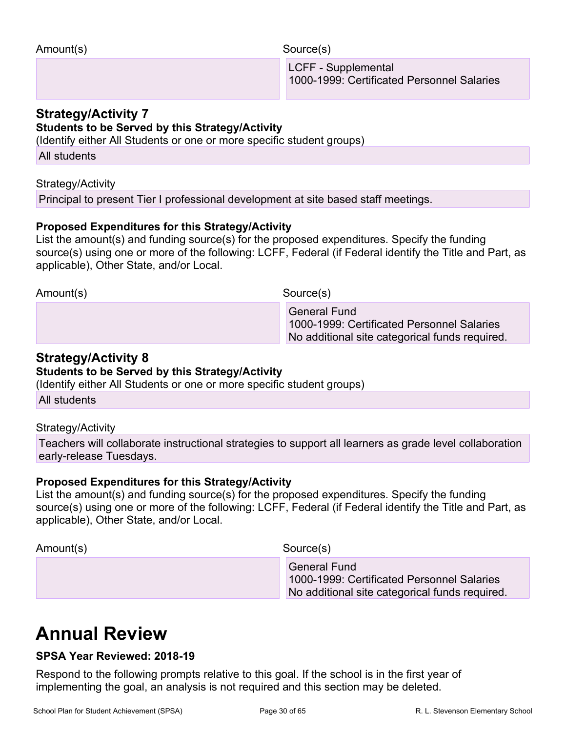| Amount(s) | Source(s) |
| --- | --- |
| | LCFF - Supplemental<br>1000-1999: Certificated Personnel Salaries |

### Strategy/Activity 7

**Students to be Served by this Strategy/Activity**

(Identify either All Students or one or more specific student groups)

All students

Strategy/Activity

Principal to present Tier I professional development at site based staff meetings.

**Proposed Expenditures for this Strategy/Activity**

List the amount(s) and funding source(s) for the proposed expenditures. Specify the funding source(s) using one or more of the following: LCFF, Federal (if Federal identify the Title and Part, as applicable), Other State, and/or Local.

| Amount(s) | Source(s) |
| --- | --- |
| | General Fund<br>1000-1999: Certificated Personnel Salaries<br>No additional site categorical funds required. |

### Strategy/Activity 8

**Students to be Served by this Strategy/Activity**

(Identify either All Students or one or more specific student groups)

All students

Strategy/Activity

Teachers will collaborate instructional strategies to support all learners as grade level collaboration early-release Tuesdays.

**Proposed Expenditures for this Strategy/Activity**

List the amount(s) and funding source(s) for the proposed expenditures. Specify the funding source(s) using one or more of the following: LCFF, Federal (if Federal identify the Title and Part, as applicable), Other State, and/or Local.

| Amount(s) | Source(s) |
| --- | --- |
| | General Fund<br>1000-1999: Certificated Personnel Salaries<br>No additional site categorical funds required. |

# Annual Review

**SPSA Year Reviewed: 2018-19**

Respond to the following prompts relative to this goal. If the school is in the first year of implementing the goal, an analysis is not required and this section may be deleted.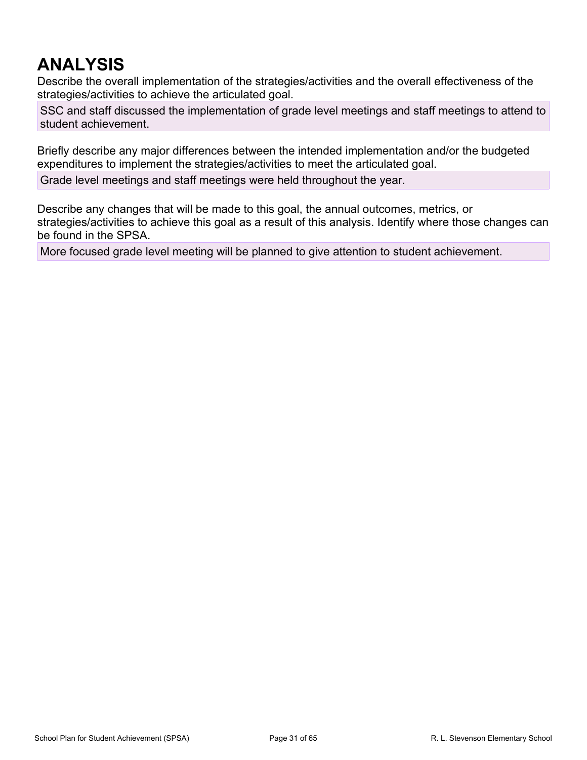# ANALYSIS

Describe the overall implementation of the strategies/activities and the overall effectiveness of the strategies/activities to achieve the articulated goal.

SSC and staff discussed the implementation of grade level meetings and staff meetings to attend to student achievement.

Briefly describe any major differences between the intended implementation and/or the budgeted expenditures to implement the strategies/activities to meet the articulated goal.

Grade level meetings and staff meetings were held throughout the year.

Describe any changes that will be made to this goal, the annual outcomes, metrics, or strategies/activities to achieve this goal as a result of this analysis. Identify where those changes can be found in the SPSA.

More focused grade level meeting will be planned to give attention to student achievement.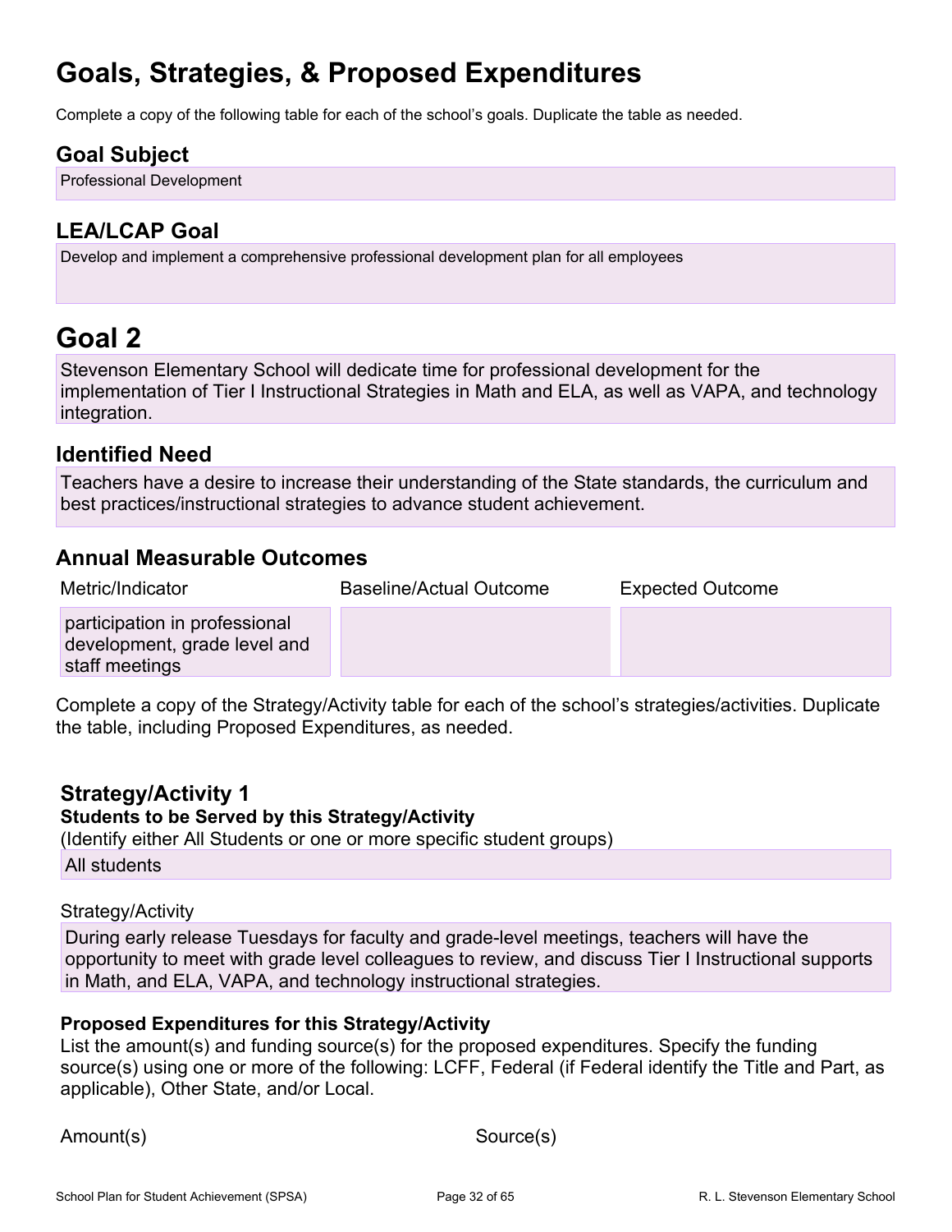# Goals, Strategies, & Proposed Expenditures

Complete a copy of the following table for each of the school's goals. Duplicate the table as needed.

## Goal Subject

Professional Development

## LEA/LCAP Goal

Develop and implement a comprehensive professional development plan for all employees

# Goal 2

Stevenson Elementary School will dedicate time for professional development for the implementation of Tier I Instructional Strategies in Math and ELA, as well as VAPA, and technology integration.

## Identified Need

Teachers have a desire to increase their understanding of the State standards, the curriculum and best practices/instructional strategies to advance student achievement.

## Annual Measurable Outcomes

| Metric/Indicator | Baseline/Actual Outcome | Expected Outcome |
| --- | --- | --- |
| participation in professional development, grade level and staff meetings | | |

Complete a copy of the Strategy/Activity table for each of the school's strategies/activities. Duplicate the table, including Proposed Expenditures, as needed.

### Strategy/Activity 1

**Students to be Served by this Strategy/Activity**

(Identify either All Students or one or more specific student groups)

All students

Strategy/Activity

During early release Tuesdays for faculty and grade-level meetings, teachers will have the opportunity to meet with grade level colleagues to review, and discuss Tier I Instructional supports in Math, and ELA, VAPA, and technology instructional strategies.

**Proposed Expenditures for this Strategy/Activity**

List the amount(s) and funding source(s) for the proposed expenditures. Specify the funding source(s) using one or more of the following: LCFF, Federal (if Federal identify the Title and Part, as applicable), Other State, and/or Local.

| Amount(s) | Source(s) |
| --- | --- |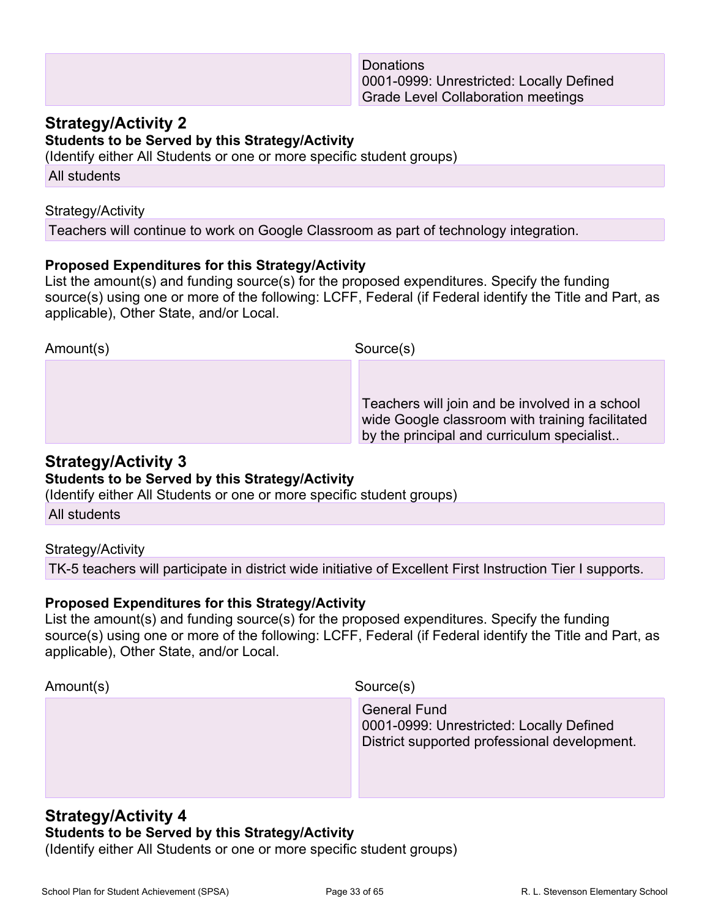| Amount(s) | Source(s) |
|---|---|
| | Donations<br>0001-0999: Unrestricted: Locally Defined<br>Grade Level Collaboration meetings |

## Strategy/Activity 2

**Students to be Served by this Strategy/Activity**

(Identify either All Students or one or more specific student groups)

All students

Strategy/Activity

Teachers will continue to work on Google Classroom as part of technology integration.

**Proposed Expenditures for this Strategy/Activity**

List the amount(s) and funding source(s) for the proposed expenditures. Specify the funding source(s) using one or more of the following: LCFF, Federal (if Federal identify the Title and Part, as applicable), Other State, and/or Local.

| Amount(s) | Source(s) |
|---|---|
| | Teachers will join and be involved in a school wide Google classroom with training facilitated by the principal and curriculum specialist.. |

## Strategy/Activity 3

**Students to be Served by this Strategy/Activity**

(Identify either All Students or one or more specific student groups)

All students

Strategy/Activity

TK-5 teachers will participate in district wide initiative of Excellent First Instruction Tier I supports.

**Proposed Expenditures for this Strategy/Activity**

List the amount(s) and funding source(s) for the proposed expenditures. Specify the funding source(s) using one or more of the following: LCFF, Federal (if Federal identify the Title and Part, as applicable), Other State, and/or Local.

| Amount(s) | Source(s) |
|---|---|
| | General Fund<br>0001-0999: Unrestricted: Locally Defined<br>District supported professional development. |

## Strategy/Activity 4

**Students to be Served by this Strategy/Activity**

(Identify either All Students or one or more specific student groups)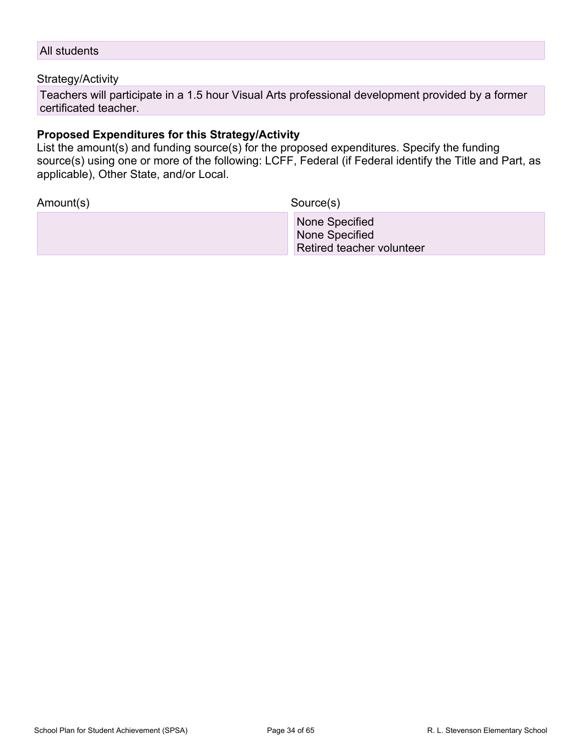All students

Strategy/Activity

Teachers will participate in a 1.5 hour Visual Arts professional development provided by a former certificated teacher.

**Proposed Expenditures for this Strategy/Activity**

List the amount(s) and funding source(s) for the proposed expenditures. Specify the funding source(s) using one or more of the following: LCFF, Federal (if Federal identify the Title and Part, as applicable), Other State, and/or Local.

| Amount(s) | Source(s) |
|---|---|
| | None Specified<br>None Specified<br>Retired teacher volunteer |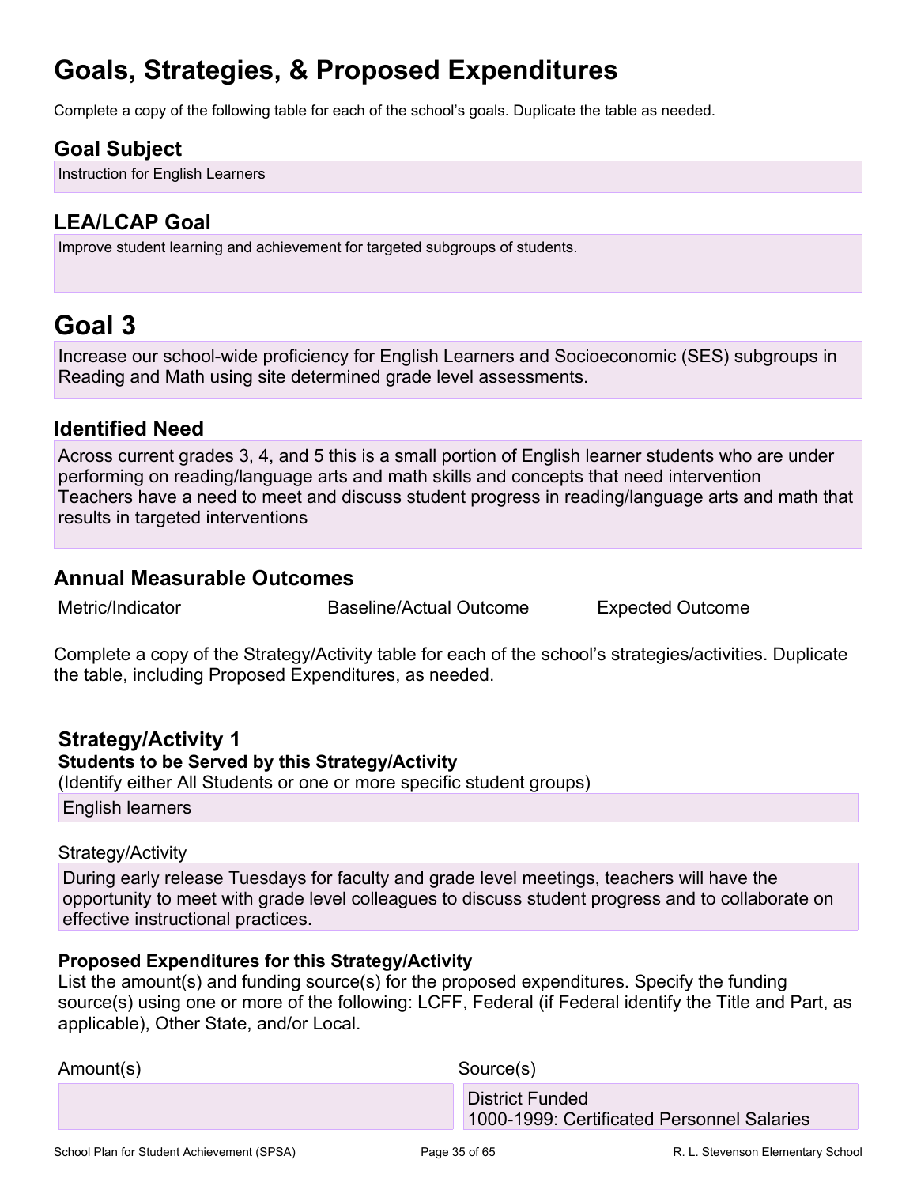# Goals, Strategies, & Proposed Expenditures

Complete a copy of the following table for each of the school's goals. Duplicate the table as needed.

## Goal Subject

Instruction for English Learners

## LEA/LCAP Goal

Improve student learning and achievement for targeted subgroups of students.

# Goal 3

Increase our school-wide proficiency for English Learners and Socioeconomic (SES) subgroups in Reading and Math using site determined grade level assessments.

## Identified Need

Across current grades 3, 4, and 5 this is a small portion of English learner students who are under performing on reading/language arts and math skills and concepts that need intervention
Teachers have a need to meet and discuss student progress in reading/language arts and math that results in targeted interventions

## Annual Measurable Outcomes

| Metric/Indicator | Baseline/Actual Outcome | Expected Outcome |
| --- | --- | --- |

Complete a copy of the Strategy/Activity table for each of the school's strategies/activities. Duplicate the table, including Proposed Expenditures, as needed.

### Strategy/Activity 1

**Students to be Served by this Strategy/Activity**

(Identify either All Students or one or more specific student groups)

English learners

Strategy/Activity

During early release Tuesdays for faculty and grade level meetings, teachers will have the opportunity to meet with grade level colleagues to discuss student progress and to collaborate on effective instructional practices.

**Proposed Expenditures for this Strategy/Activity**

List the amount(s) and funding source(s) for the proposed expenditures. Specify the funding source(s) using one or more of the following: LCFF, Federal (if Federal identify the Title and Part, as applicable), Other State, and/or Local.

| Amount(s) | Source(s) |
| --- | --- |
| | District Funded<br>1000-1999: Certificated Personnel Salaries |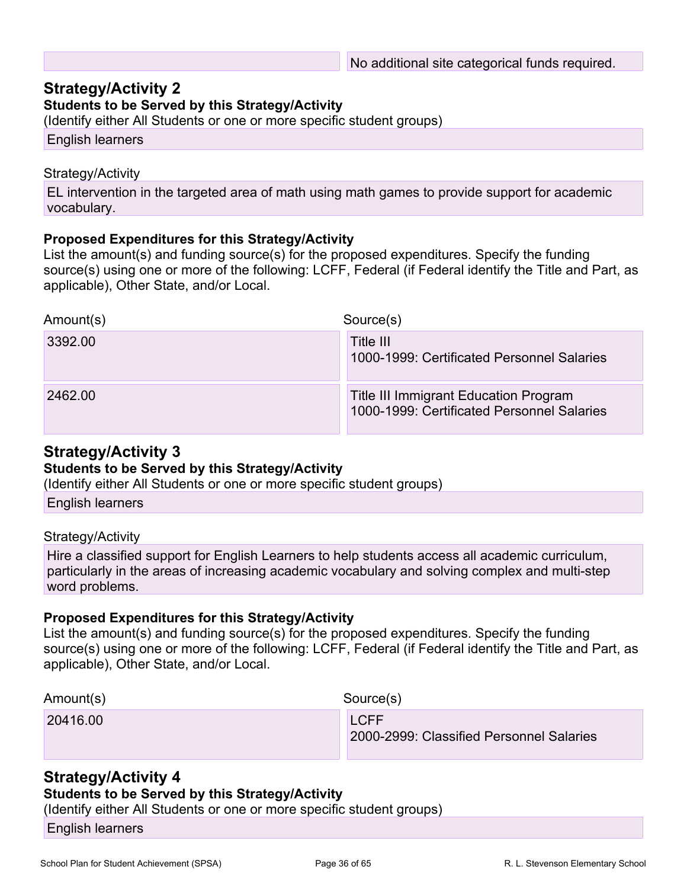| | No additional site categorical funds required. |
|---|---|

## Strategy/Activity 2

**Students to be Served by this Strategy/Activity**

(Identify either All Students or one or more specific student groups)

English learners

Strategy/Activity

EL intervention in the targeted area of math using math games to provide support for academic vocabulary.

**Proposed Expenditures for this Strategy/Activity**

List the amount(s) and funding source(s) for the proposed expenditures. Specify the funding source(s) using one or more of the following: LCFF, Federal (if Federal identify the Title and Part, as applicable), Other State, and/or Local.

| Amount(s) | Source(s) |
|---|---|
| 3392.00 | Title III<br>1000-1999: Certificated Personnel Salaries |
| 2462.00 | Title III Immigrant Education Program<br>1000-1999: Certificated Personnel Salaries |

## Strategy/Activity 3

**Students to be Served by this Strategy/Activity**

(Identify either All Students or one or more specific student groups)

English learners

Strategy/Activity

Hire a classified support for English Learners to help students access all academic curriculum, particularly in the areas of increasing academic vocabulary and solving complex and multi-step word problems.

**Proposed Expenditures for this Strategy/Activity**

List the amount(s) and funding source(s) for the proposed expenditures. Specify the funding source(s) using one or more of the following: LCFF, Federal (if Federal identify the Title and Part, as applicable), Other State, and/or Local.

| Amount(s) | Source(s) |
|---|---|
| 20416.00 | LCFF<br>2000-2999: Classified Personnel Salaries |

## Strategy/Activity 4

**Students to be Served by this Strategy/Activity**

(Identify either All Students or one or more specific student groups)

English learners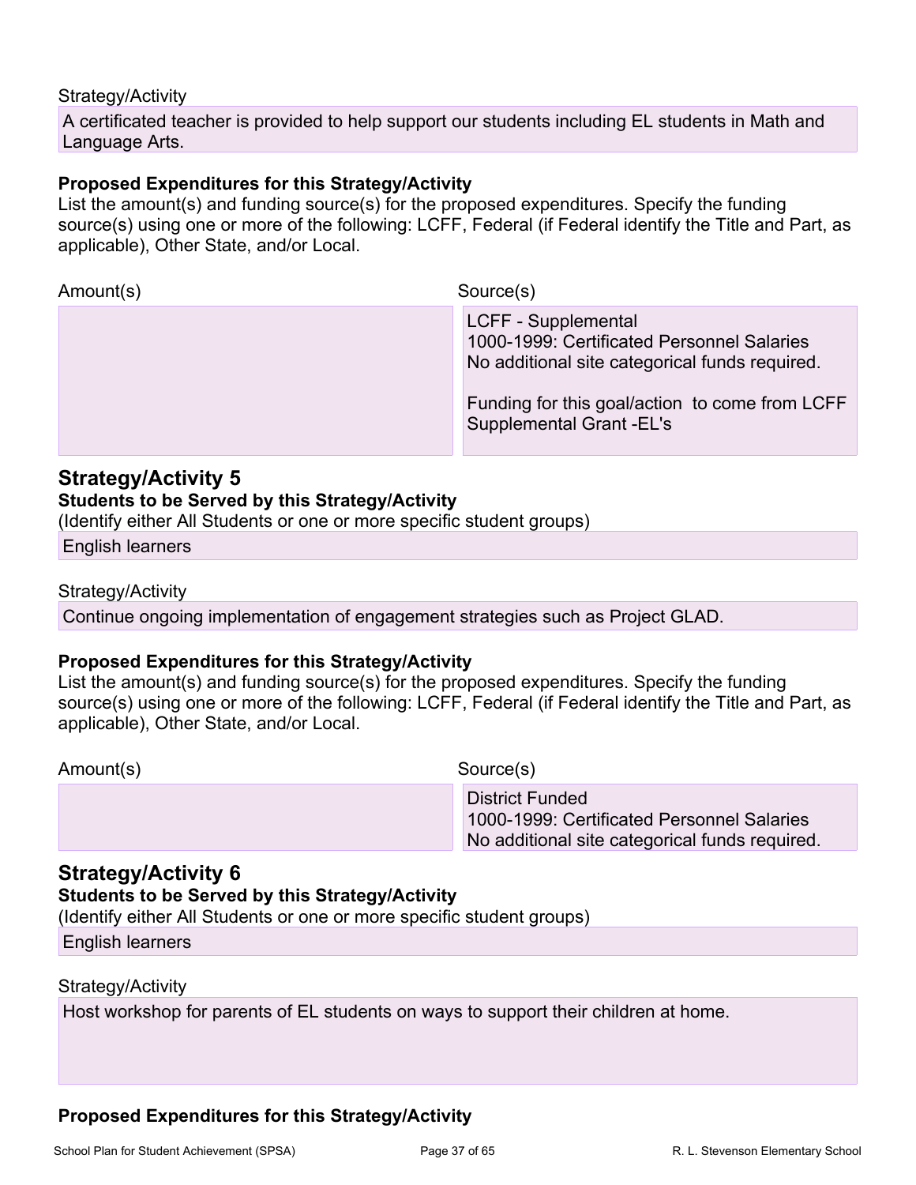Strategy/Activity

A certificated teacher is provided to help support our students including EL students in Math and Language Arts.

**Proposed Expenditures for this Strategy/Activity**

List the amount(s) and funding source(s) for the proposed expenditures. Specify the funding source(s) using one or more of the following: LCFF, Federal (if Federal identify the Title and Part, as applicable), Other State, and/or Local.

| Amount(s) | Source(s) |
|---|---|
| | LCFF - Supplemental<br>1000-1999: Certificated Personnel Salaries<br>No additional site categorical funds required.<br><br>Funding for this goal/action to come from LCFF Supplemental Grant -EL's |

## Strategy/Activity 5

**Students to be Served by this Strategy/Activity**

(Identify either All Students or one or more specific student groups)

English learners

Strategy/Activity

Continue ongoing implementation of engagement strategies such as Project GLAD.

**Proposed Expenditures for this Strategy/Activity**

List the amount(s) and funding source(s) for the proposed expenditures. Specify the funding source(s) using one or more of the following: LCFF, Federal (if Federal identify the Title and Part, as applicable), Other State, and/or Local.

| Amount(s) | Source(s) |
|---|---|
| | District Funded<br>1000-1999: Certificated Personnel Salaries<br>No additional site categorical funds required. |

## Strategy/Activity 6

**Students to be Served by this Strategy/Activity**

(Identify either All Students or one or more specific student groups)

English learners

Strategy/Activity

Host workshop for parents of EL students on ways to support their children at home.

**Proposed Expenditures for this Strategy/Activity**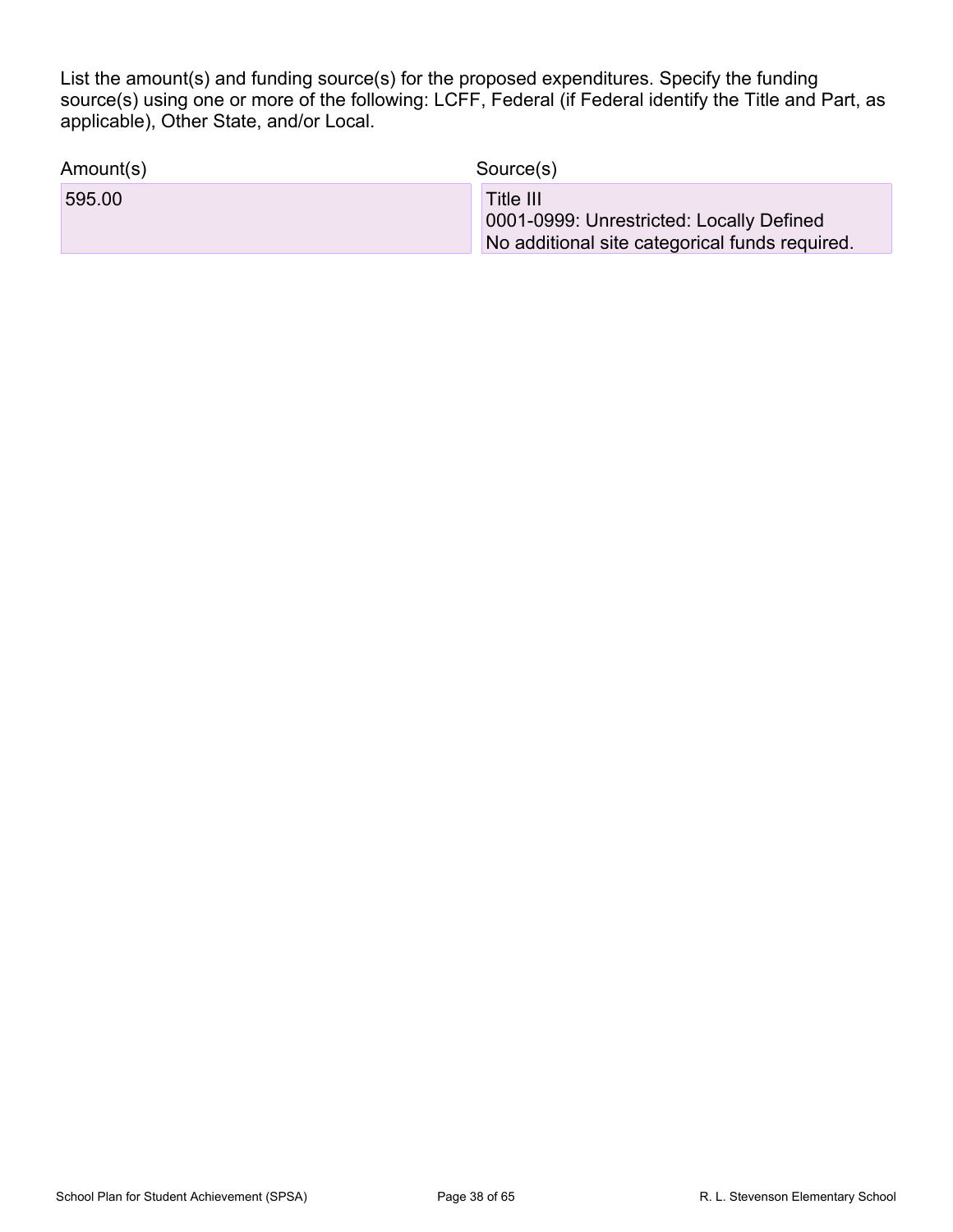List the amount(s) and funding source(s) for the proposed expenditures. Specify the funding source(s) using one or more of the following: LCFF, Federal (if Federal identify the Title and Part, as applicable), Other State, and/or Local.

| Amount(s) | Source(s) |
| --- | --- |
| 595.00 | Title III<br>0001-0999: Unrestricted: Locally Defined<br>No additional site categorical funds required. |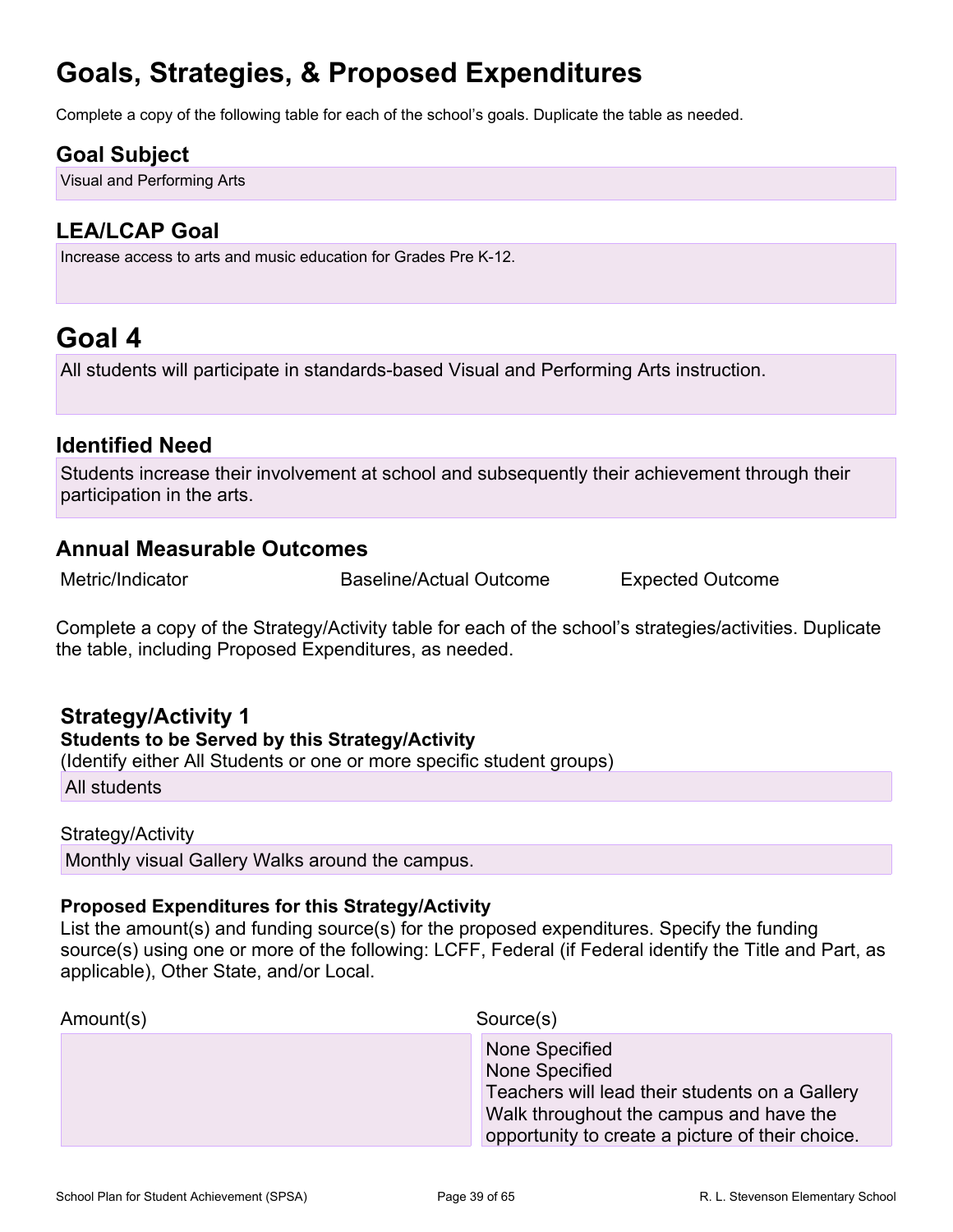# Goals, Strategies, & Proposed Expenditures

Complete a copy of the following table for each of the school's goals. Duplicate the table as needed.

## Goal Subject

Visual and Performing Arts

## LEA/LCAP Goal

Increase access to arts and music education for Grades Pre K-12.

# Goal 4

All students will participate in standards-based Visual and Performing Arts instruction.

## Identified Need

Students increase their involvement at school and subsequently their achievement through their participation in the arts.

## Annual Measurable Outcomes

| Metric/Indicator | Baseline/Actual Outcome | Expected Outcome |
| --- | --- | --- |

Complete a copy of the Strategy/Activity table for each of the school's strategies/activities. Duplicate the table, including Proposed Expenditures, as needed.

### Strategy/Activity 1

**Students to be Served by this Strategy/Activity**

(Identify either All Students or one or more specific student groups)

All students

Strategy/Activity

Monthly visual Gallery Walks around the campus.

**Proposed Expenditures for this Strategy/Activity**

List the amount(s) and funding source(s) for the proposed expenditures. Specify the funding source(s) using one or more of the following: LCFF, Federal (if Federal identify the Title and Part, as applicable), Other State, and/or Local.

| Amount(s) | Source(s) |
| --- | --- |
| | None Specified<br>None Specified<br>Teachers will lead their students on a Gallery Walk throughout the campus and have the opportunity to create a picture of their choice. |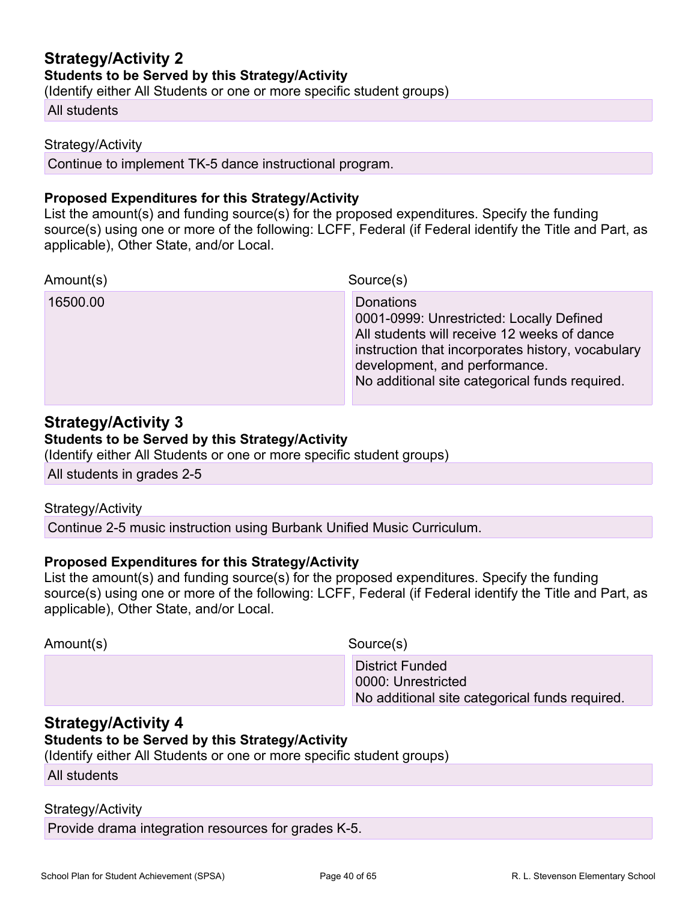## Strategy/Activity 2

**Students to be Served by this Strategy/Activity**

(Identify either All Students or one or more specific student groups)

All students

Strategy/Activity

Continue to implement TK-5 dance instructional program.

**Proposed Expenditures for this Strategy/Activity**

List the amount(s) and funding source(s) for the proposed expenditures. Specify the funding source(s) using one or more of the following: LCFF, Federal (if Federal identify the Title and Part, as applicable), Other State, and/or Local.

| Amount(s) | Source(s) |
| --- | --- |
| 16500.00 | Donations<br>0001-0999: Unrestricted: Locally Defined<br>All students will receive 12 weeks of dance instruction that incorporates history, vocabulary development, and performance.<br>No additional site categorical funds required. |

## Strategy/Activity 3

**Students to be Served by this Strategy/Activity**

(Identify either All Students or one or more specific student groups)

All students in grades 2-5

Strategy/Activity

Continue 2-5 music instruction using Burbank Unified Music Curriculum.

**Proposed Expenditures for this Strategy/Activity**

List the amount(s) and funding source(s) for the proposed expenditures. Specify the funding source(s) using one or more of the following: LCFF, Federal (if Federal identify the Title and Part, as applicable), Other State, and/or Local.

| Amount(s) | Source(s) |
| --- | --- |
| | District Funded<br>0000: Unrestricted<br>No additional site categorical funds required. |

## Strategy/Activity 4

**Students to be Served by this Strategy/Activity**

(Identify either All Students or one or more specific student groups)

All students

Strategy/Activity

Provide drama integration resources for grades K-5.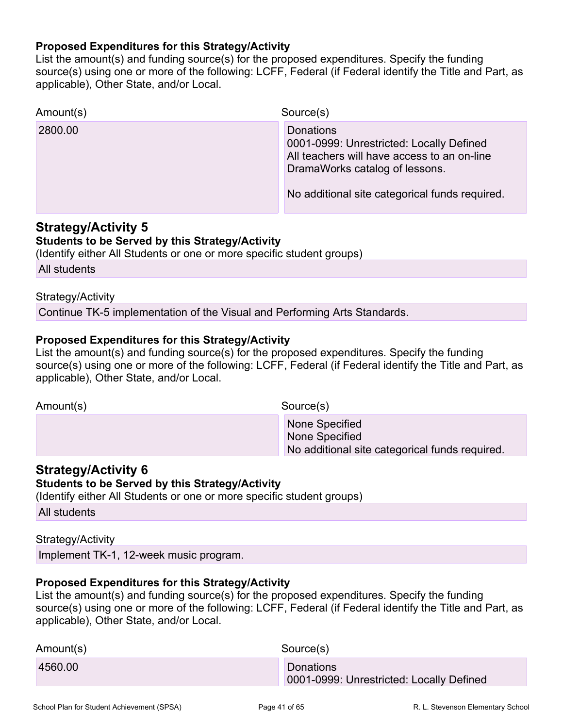#### Proposed Expenditures for this Strategy/Activity

List the amount(s) and funding source(s) for the proposed expenditures. Specify the funding source(s) using one or more of the following: LCFF, Federal (if Federal identify the Title and Part, as applicable), Other State, and/or Local.

| Amount(s) | Source(s) |
|---|---|
| 2800.00 | Donations<br>0001-0999: Unrestricted: Locally Defined<br>All teachers will have access to an on-line DramaWorks catalog of lessons.<br><br>No additional site categorical funds required. |

## Strategy/Activity 5

#### Students to be Served by this Strategy/Activity

(Identify either All Students or one or more specific student groups)

All students

Strategy/Activity

Continue TK-5 implementation of the Visual and Performing Arts Standards.

#### Proposed Expenditures for this Strategy/Activity

List the amount(s) and funding source(s) for the proposed expenditures. Specify the funding source(s) using one or more of the following: LCFF, Federal (if Federal identify the Title and Part, as applicable), Other State, and/or Local.

| Amount(s) | Source(s) |
|---|---|
| | None Specified<br>None Specified<br>No additional site categorical funds required. |

## Strategy/Activity 6

#### Students to be Served by this Strategy/Activity

(Identify either All Students or one or more specific student groups)

All students

Strategy/Activity

Implement TK-1, 12-week music program.

#### Proposed Expenditures for this Strategy/Activity

List the amount(s) and funding source(s) for the proposed expenditures. Specify the funding source(s) using one or more of the following: LCFF, Federal (if Federal identify the Title and Part, as applicable), Other State, and/or Local.

| Amount(s) | Source(s) |
|---|---|
| 4560.00 | Donations<br>0001-0999: Unrestricted: Locally Defined |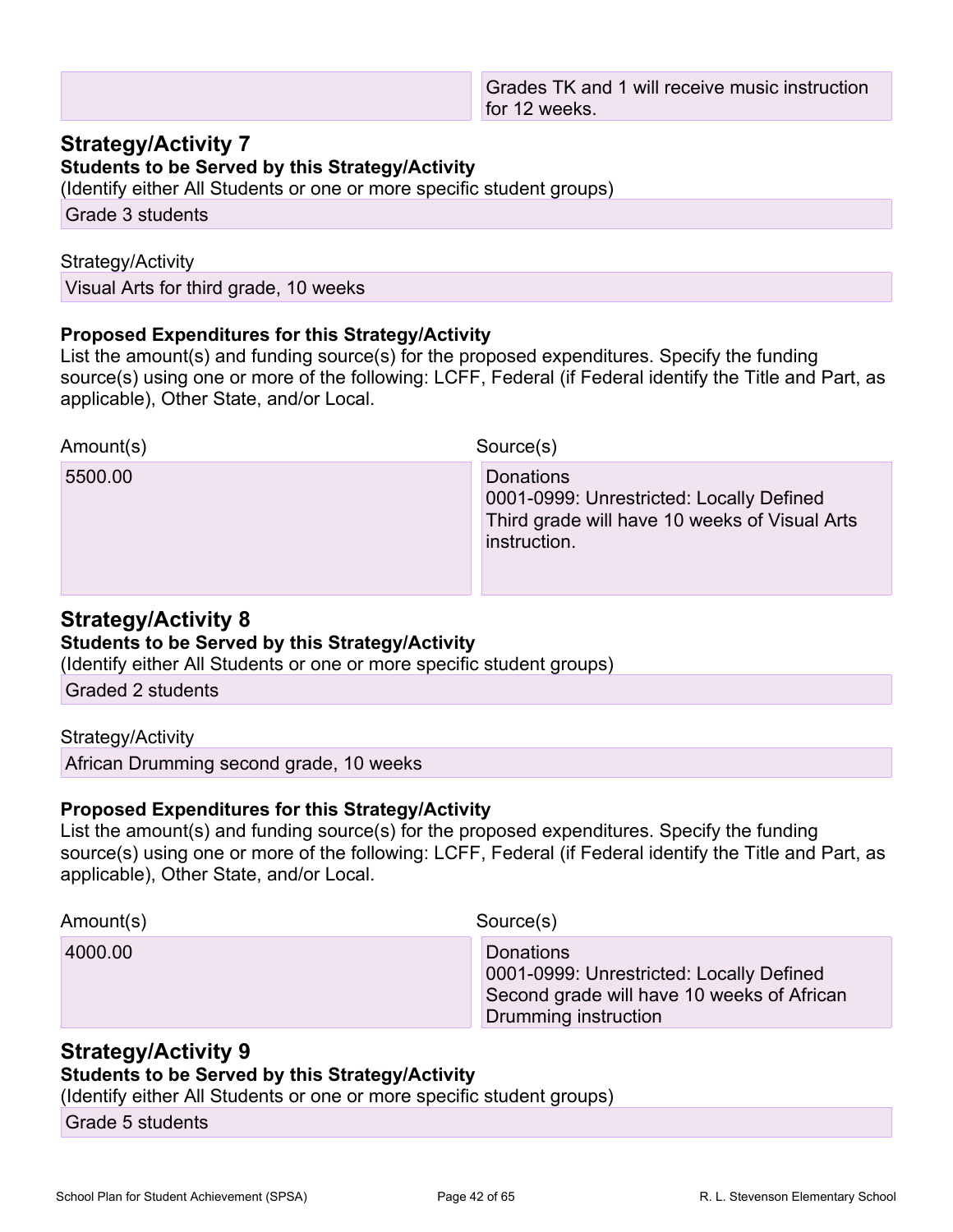| | Grades TK and 1 will receive music instruction for 12 weeks. |
|---|---|

## Strategy/Activity 7

**Students to be Served by this Strategy/Activity**

(Identify either All Students or one or more specific student groups)

Grade 3 students

Strategy/Activity

Visual Arts for third grade, 10 weeks

**Proposed Expenditures for this Strategy/Activity**

List the amount(s) and funding source(s) for the proposed expenditures. Specify the funding source(s) using one or more of the following: LCFF, Federal (if Federal identify the Title and Part, as applicable), Other State, and/or Local.

| Amount(s) | Source(s) |
|---|---|
| 5500.00 | Donations<br>0001-0999: Unrestricted: Locally Defined<br>Third grade will have 10 weeks of Visual Arts instruction. |

## Strategy/Activity 8

**Students to be Served by this Strategy/Activity**

(Identify either All Students or one or more specific student groups)

Graded 2 students

Strategy/Activity

African Drumming second grade, 10 weeks

**Proposed Expenditures for this Strategy/Activity**

List the amount(s) and funding source(s) for the proposed expenditures. Specify the funding source(s) using one or more of the following: LCFF, Federal (if Federal identify the Title and Part, as applicable), Other State, and/or Local.

| Amount(s) | Source(s) |
|---|---|
| 4000.00 | Donations<br>0001-0999: Unrestricted: Locally Defined<br>Second grade will have 10 weeks of African Drumming instruction |

## Strategy/Activity 9

**Students to be Served by this Strategy/Activity**

(Identify either All Students or one or more specific student groups)

Grade 5 students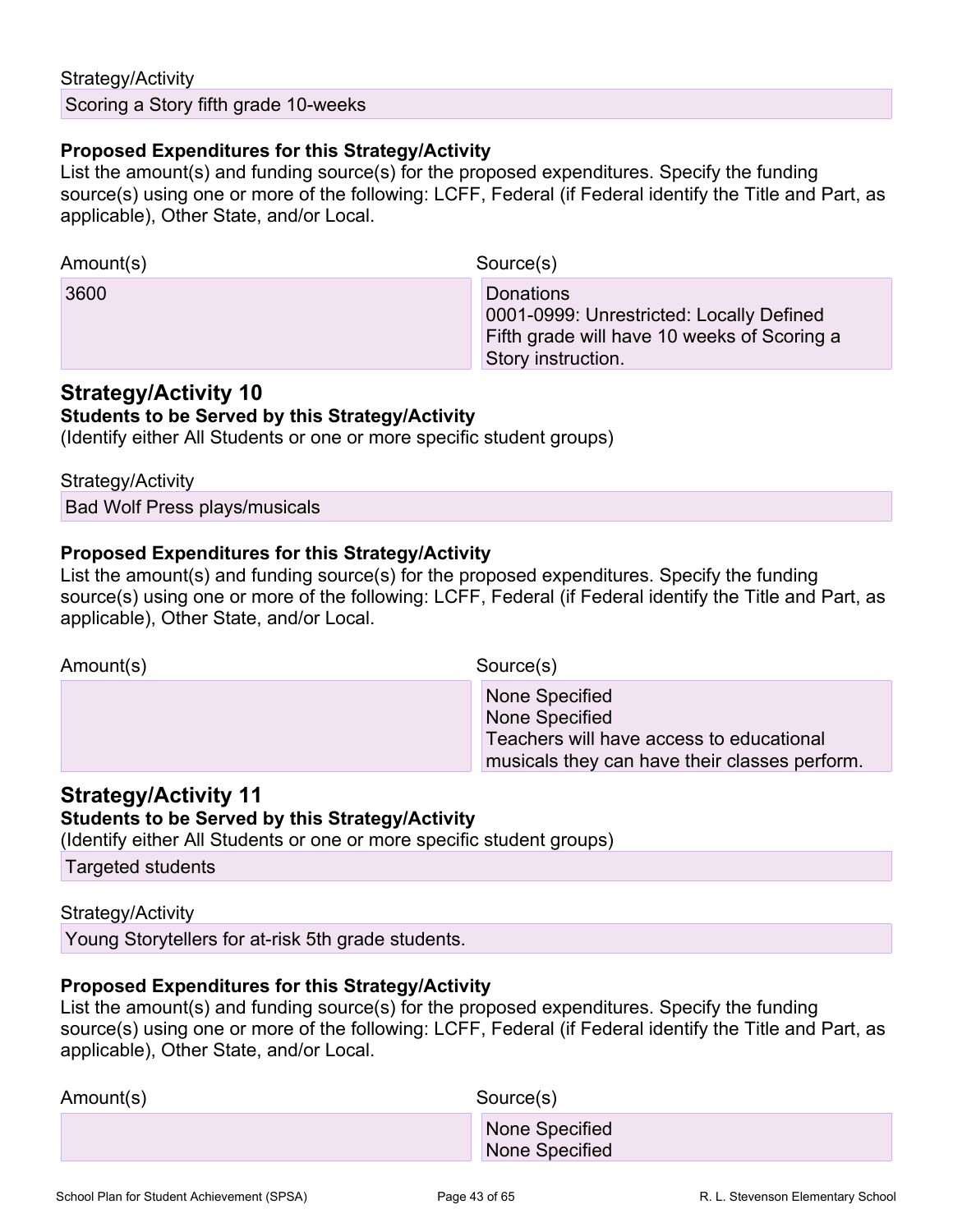Strategy/Activity

Scoring a Story fifth grade 10-weeks

**Proposed Expenditures for this Strategy/Activity**

List the amount(s) and funding source(s) for the proposed expenditures. Specify the funding source(s) using one or more of the following: LCFF, Federal (if Federal identify the Title and Part, as applicable), Other State, and/or Local.

| Amount(s) | Source(s) |
| --- | --- |
| 3600 | Donations<br>0001-0999: Unrestricted: Locally Defined<br>Fifth grade will have 10 weeks of Scoring a Story instruction. |

## Strategy/Activity 10

**Students to be Served by this Strategy/Activity**

(Identify either All Students or one or more specific student groups)

Strategy/Activity

Bad Wolf Press plays/musicals

**Proposed Expenditures for this Strategy/Activity**

List the amount(s) and funding source(s) for the proposed expenditures. Specify the funding source(s) using one or more of the following: LCFF, Federal (if Federal identify the Title and Part, as applicable), Other State, and/or Local.

| Amount(s) | Source(s) |
| --- | --- |
| | None Specified<br>None Specified<br>Teachers will have access to educational musicals they can have their classes perform. |

## Strategy/Activity 11

**Students to be Served by this Strategy/Activity**

(Identify either All Students or one or more specific student groups)

Targeted students

Strategy/Activity

Young Storytellers for at-risk 5th grade students.

**Proposed Expenditures for this Strategy/Activity**

List the amount(s) and funding source(s) for the proposed expenditures. Specify the funding source(s) using one or more of the following: LCFF, Federal (if Federal identify the Title and Part, as applicable), Other State, and/or Local.

| Amount(s) | Source(s) |
| --- | --- |
| | None Specified<br>None Specified |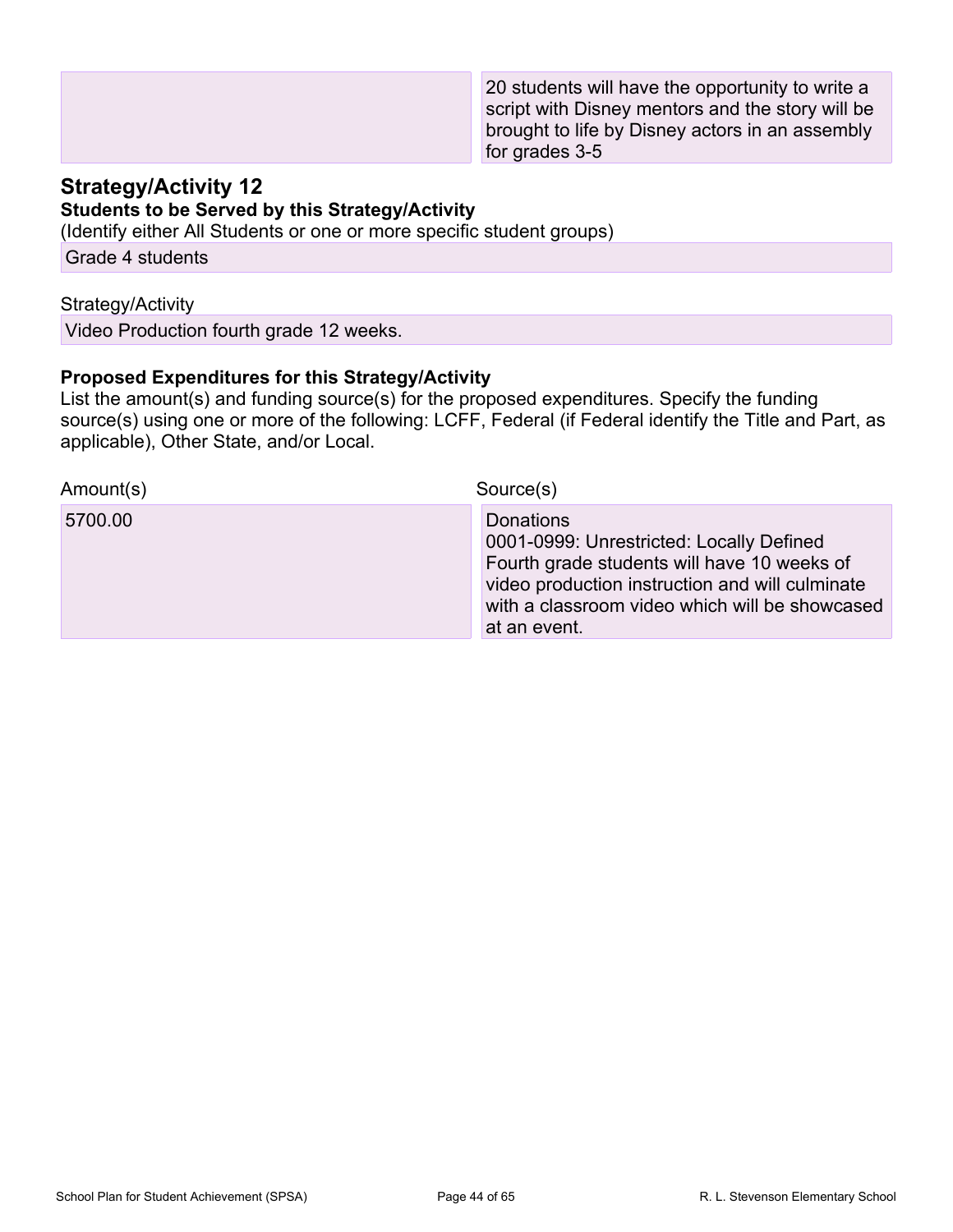| | |
|---|---|
| | 20 students will have the opportunity to write a script with Disney mentors and the story will be brought to life by Disney actors in an assembly for grades 3-5 |

## Strategy/Activity 12

**Students to be Served by this Strategy/Activity**

(Identify either All Students or one or more specific student groups)

Grade 4 students

Strategy/Activity

Video Production fourth grade 12 weeks.

**Proposed Expenditures for this Strategy/Activity**

List the amount(s) and funding source(s) for the proposed expenditures. Specify the funding source(s) using one or more of the following: LCFF, Federal (if Federal identify the Title and Part, as applicable), Other State, and/or Local.

| Amount(s) | Source(s) |
|---|---|
| 5700.00 | Donations<br>0001-0999: Unrestricted: Locally Defined<br>Fourth grade students will have 10 weeks of video production instruction and will culminate with a classroom video which will be showcased at an event. |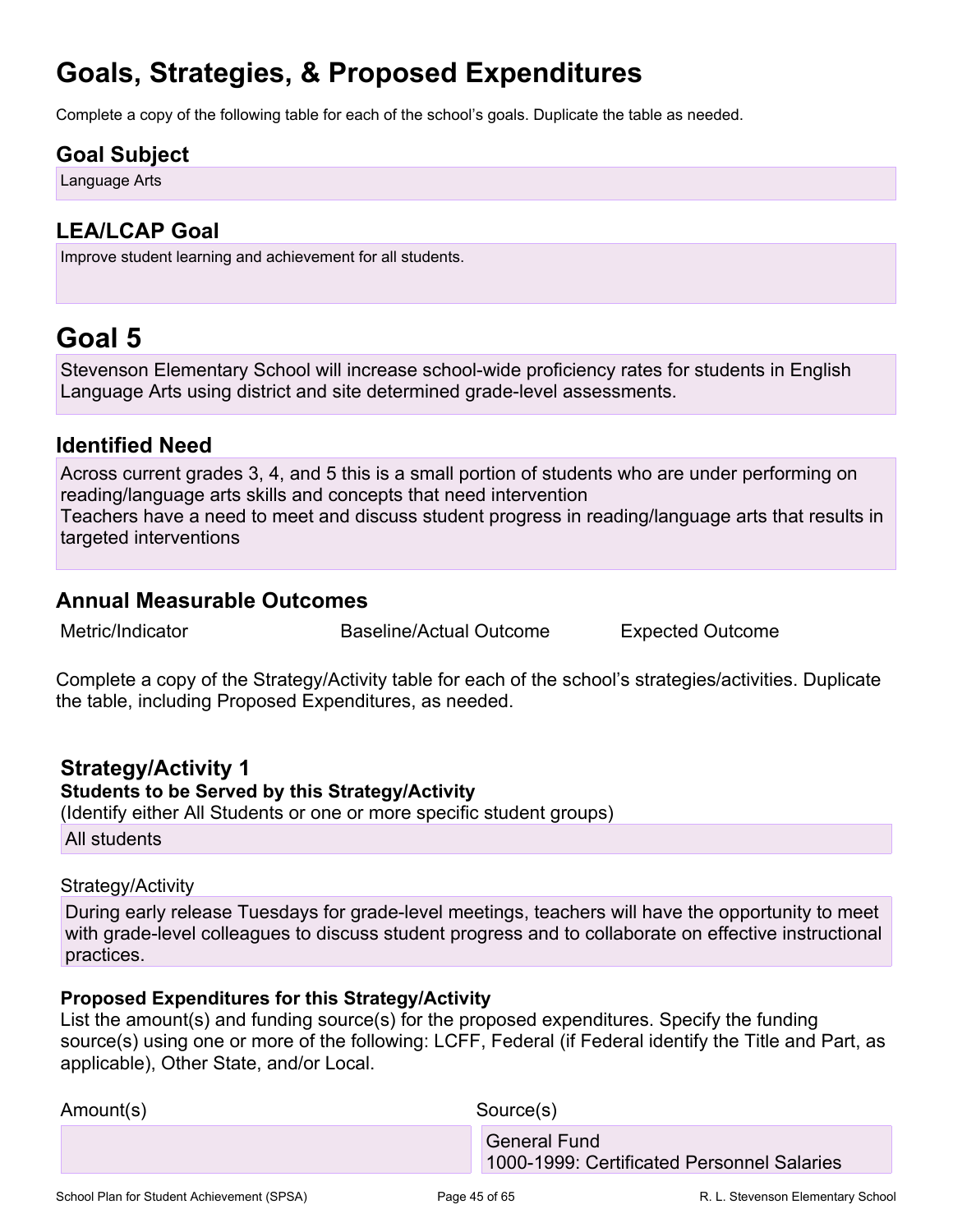# Goals, Strategies, & Proposed Expenditures

Complete a copy of the following table for each of the school's goals. Duplicate the table as needed.

## Goal Subject

Language Arts

## LEA/LCAP Goal

Improve student learning and achievement for all students.

# Goal 5

Stevenson Elementary School will increase school-wide proficiency rates for students in English Language Arts using district and site determined grade-level assessments.

## Identified Need

Across current grades 3, 4, and 5 this is a small portion of students who are under performing on reading/language arts skills and concepts that need intervention
Teachers have a need to meet and discuss student progress in reading/language arts that results in targeted interventions

## Annual Measurable Outcomes

| Metric/Indicator | Baseline/Actual Outcome | Expected Outcome |
| --- | --- | --- |

Complete a copy of the Strategy/Activity table for each of the school's strategies/activities. Duplicate the table, including Proposed Expenditures, as needed.

### Strategy/Activity 1

**Students to be Served by this Strategy/Activity**

(Identify either All Students or one or more specific student groups)

All students

Strategy/Activity

During early release Tuesdays for grade-level meetings, teachers will have the opportunity to meet with grade-level colleagues to discuss student progress and to collaborate on effective instructional practices.

**Proposed Expenditures for this Strategy/Activity**

List the amount(s) and funding source(s) for the proposed expenditures. Specify the funding source(s) using one or more of the following: LCFF, Federal (if Federal identify the Title and Part, as applicable), Other State, and/or Local.

| Amount(s) | Source(s) |
| --- | --- |
| | General Fund<br>1000-1999: Certificated Personnel Salaries |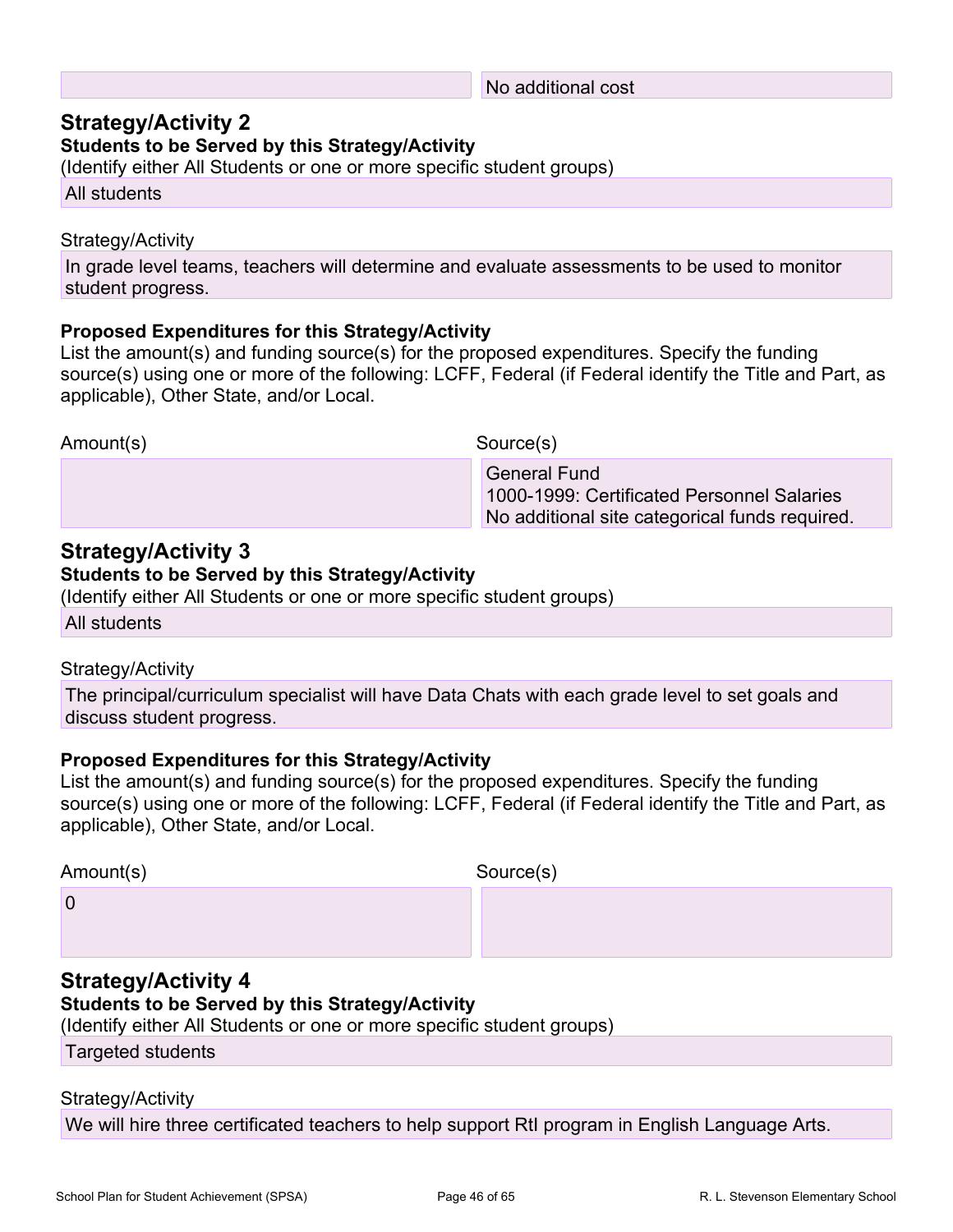| | |
|---|---|
| | No additional cost |

## Strategy/Activity 2

**Students to be Served by this Strategy/Activity**

(Identify either All Students or one or more specific student groups)

All students

Strategy/Activity

In grade level teams, teachers will determine and evaluate assessments to be used to monitor student progress.

**Proposed Expenditures for this Strategy/Activity**

List the amount(s) and funding source(s) for the proposed expenditures. Specify the funding source(s) using one or more of the following: LCFF, Federal (if Federal identify the Title and Part, as applicable), Other State, and/or Local.

| Amount(s) | Source(s) |
|---|---|
| | General Fund<br>1000-1999: Certificated Personnel Salaries<br>No additional site categorical funds required. |

## Strategy/Activity 3

**Students to be Served by this Strategy/Activity**

(Identify either All Students or one or more specific student groups)

All students

Strategy/Activity

The principal/curriculum specialist will have Data Chats with each grade level to set goals and discuss student progress.

**Proposed Expenditures for this Strategy/Activity**

List the amount(s) and funding source(s) for the proposed expenditures. Specify the funding source(s) using one or more of the following: LCFF, Federal (if Federal identify the Title and Part, as applicable), Other State, and/or Local.

| Amount(s) | Source(s) |
|---|---|
| 0 | |

## Strategy/Activity 4

**Students to be Served by this Strategy/Activity**

(Identify either All Students or one or more specific student groups)

Targeted students

Strategy/Activity

We will hire three certificated teachers to help support RtI program in English Language Arts.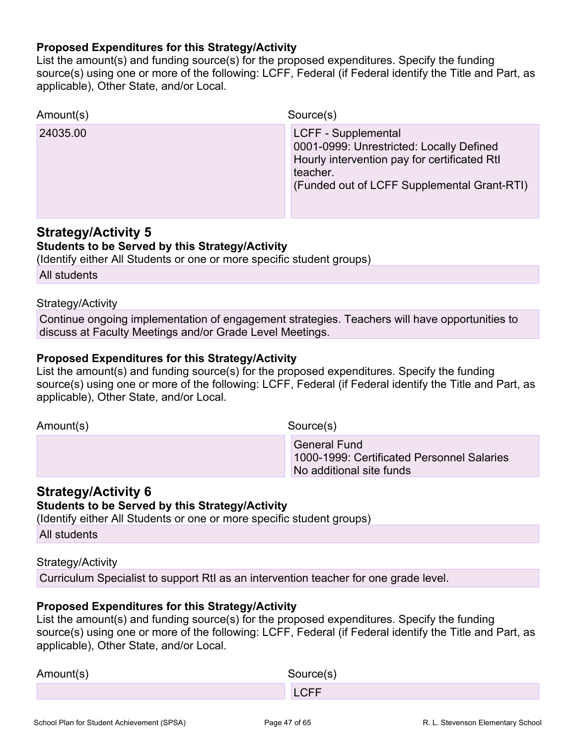**Proposed Expenditures for this Strategy/Activity**

List the amount(s) and funding source(s) for the proposed expenditures. Specify the funding source(s) using one or more of the following: LCFF, Federal (if Federal identify the Title and Part, as applicable), Other State, and/or Local.

| Amount(s) | Source(s) |
|---|---|
| 24035.00 | LCFF - Supplemental<br>0001-0999: Unrestricted: Locally Defined<br>Hourly intervention pay for certificated RtI teacher.<br>(Funded out of LCFF Supplemental Grant-RTI) |

## Strategy/Activity 5

**Students to be Served by this Strategy/Activity**

(Identify either All Students or one or more specific student groups)

All students

Strategy/Activity

Continue ongoing implementation of engagement strategies. Teachers will have opportunities to discuss at Faculty Meetings and/or Grade Level Meetings.

**Proposed Expenditures for this Strategy/Activity**

List the amount(s) and funding source(s) for the proposed expenditures. Specify the funding source(s) using one or more of the following: LCFF, Federal (if Federal identify the Title and Part, as applicable), Other State, and/or Local.

| Amount(s) | Source(s) |
|---|---|
| | General Fund<br>1000-1999: Certificated Personnel Salaries<br>No additional site funds |

## Strategy/Activity 6

**Students to be Served by this Strategy/Activity**

(Identify either All Students or one or more specific student groups)

All students

Strategy/Activity

Curriculum Specialist to support RtI as an intervention teacher for one grade level.

**Proposed Expenditures for this Strategy/Activity**

List the amount(s) and funding source(s) for the proposed expenditures. Specify the funding source(s) using one or more of the following: LCFF, Federal (if Federal identify the Title and Part, as applicable), Other State, and/or Local.

| Amount(s) | Source(s) |
|---|---|
| | LCFF |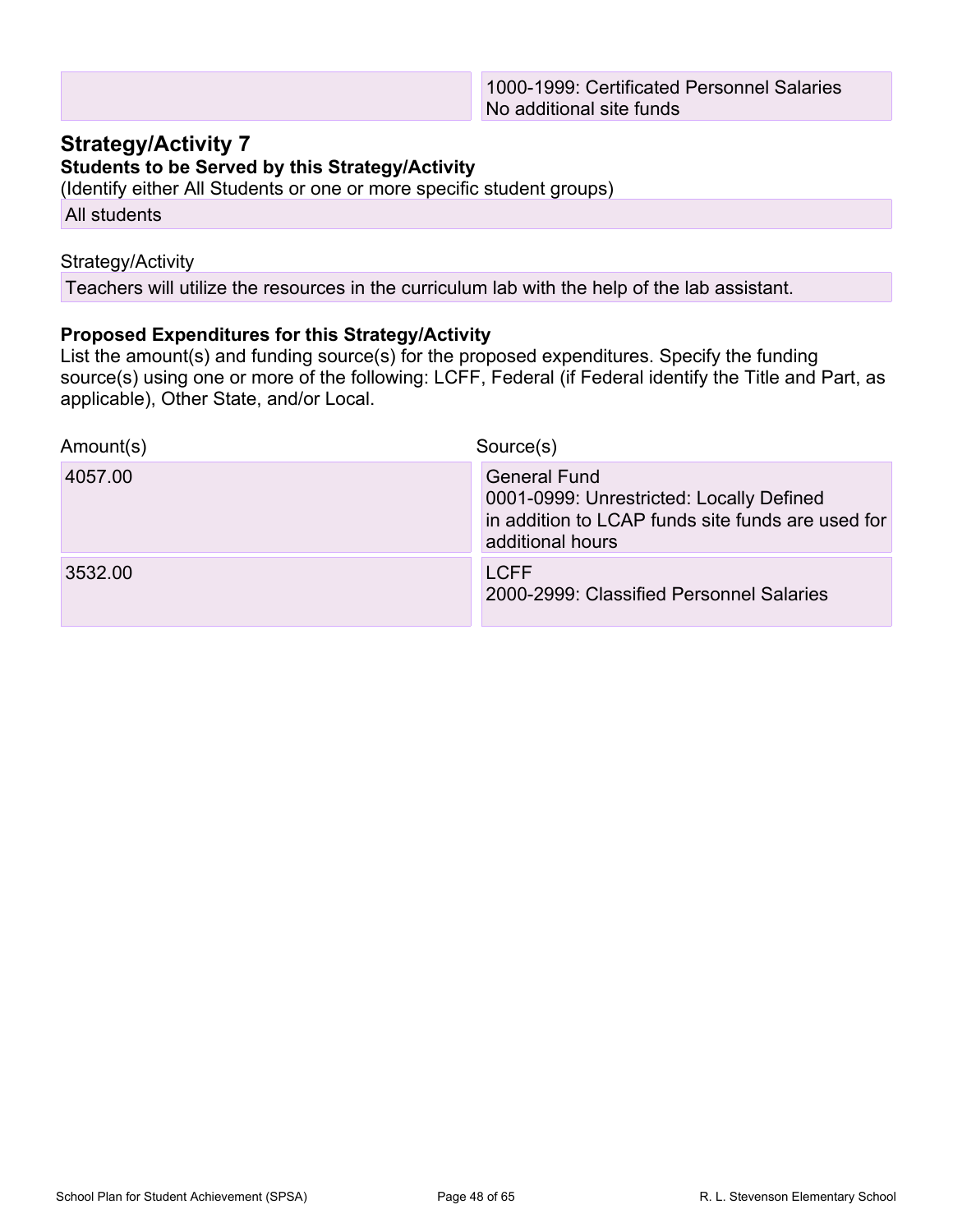| | |
|---|---|
| | 1000-1999: Certificated Personnel Salaries<br>No additional site funds |

## Strategy/Activity 7

**Students to be Served by this Strategy/Activity**

(Identify either All Students or one or more specific student groups)

All students

Strategy/Activity

Teachers will utilize the resources in the curriculum lab with the help of the lab assistant.

**Proposed Expenditures for this Strategy/Activity**

List the amount(s) and funding source(s) for the proposed expenditures. Specify the funding source(s) using one or more of the following: LCFF, Federal (if Federal identify the Title and Part, as applicable), Other State, and/or Local.

| Amount(s) | Source(s) |
|---|---|
| 4057.00 | General Fund<br>0001-0999: Unrestricted: Locally Defined<br>in addition to LCAP funds site funds are used for additional hours |
| 3532.00 | LCFF<br>2000-2999: Classified Personnel Salaries |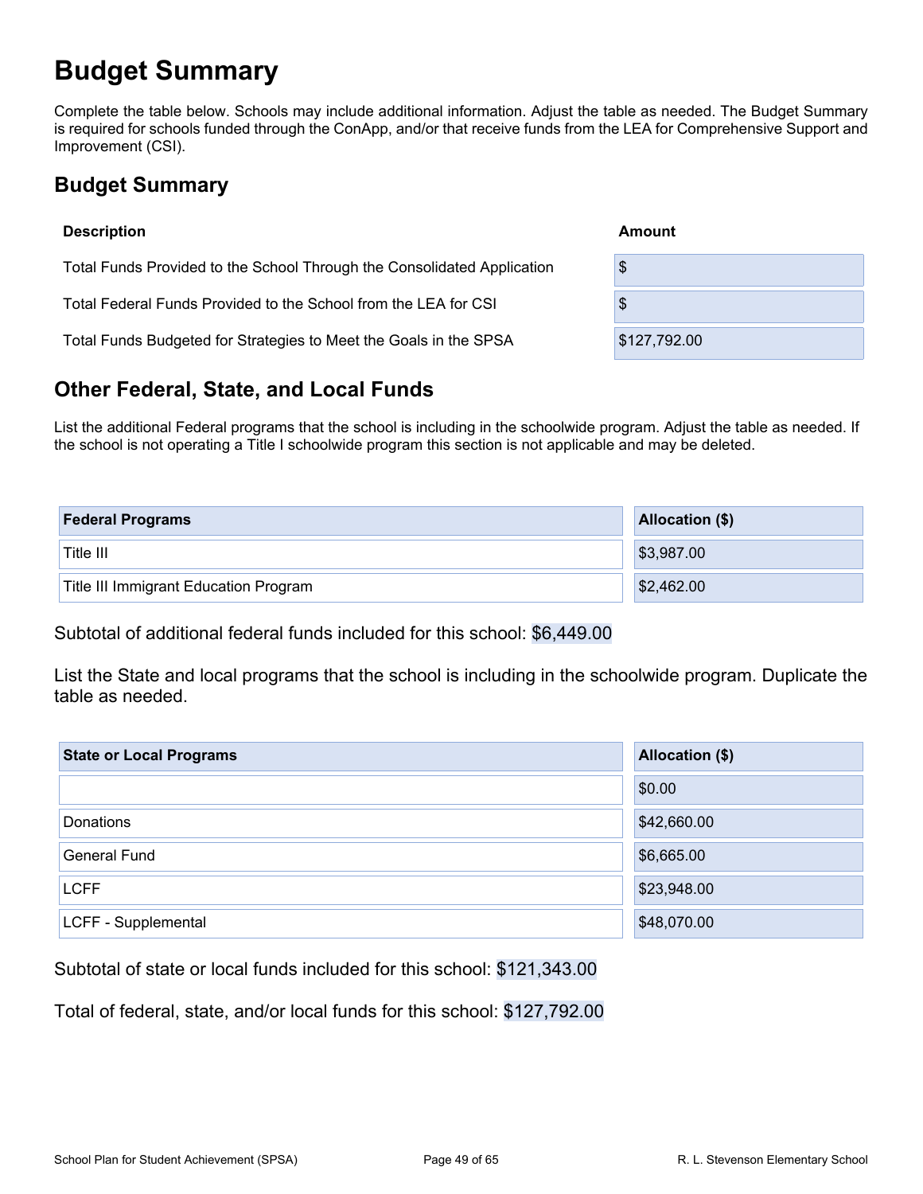# Budget Summary

Complete the table below. Schools may include additional information. Adjust the table as needed. The Budget Summary is required for schools funded through the ConApp, and/or that receive funds from the LEA for Comprehensive Support and Improvement (CSI).

## Budget Summary

| Description | Amount |
| --- | --- |
| Total Funds Provided to the School Through the Consolidated Application | $ |
| Total Federal Funds Provided to the School from the LEA for CSI | $ |
| Total Funds Budgeted for Strategies to Meet the Goals in the SPSA | $127,792.00 |

## Other Federal, State, and Local Funds

List the additional Federal programs that the school is including in the schoolwide program. Adjust the table as needed. If the school is not operating a Title I schoolwide program this section is not applicable and may be deleted.

| Federal Programs | Allocation ($) |
| --- | --- |
| Title III | $3,987.00 |
| Title III Immigrant Education Program | $2,462.00 |

Subtotal of additional federal funds included for this school: $6,449.00

List the State and local programs that the school is including in the schoolwide program. Duplicate the table as needed.

| State or Local Programs | Allocation ($) |
| --- | --- |
| | $0.00 |
| Donations | $42,660.00 |
| General Fund | $6,665.00 |
| LCFF | $23,948.00 |
| LCFF - Supplemental | $48,070.00 |

Subtotal of state or local funds included for this school: $121,343.00

Total of federal, state, and/or local funds for this school: $127,792.00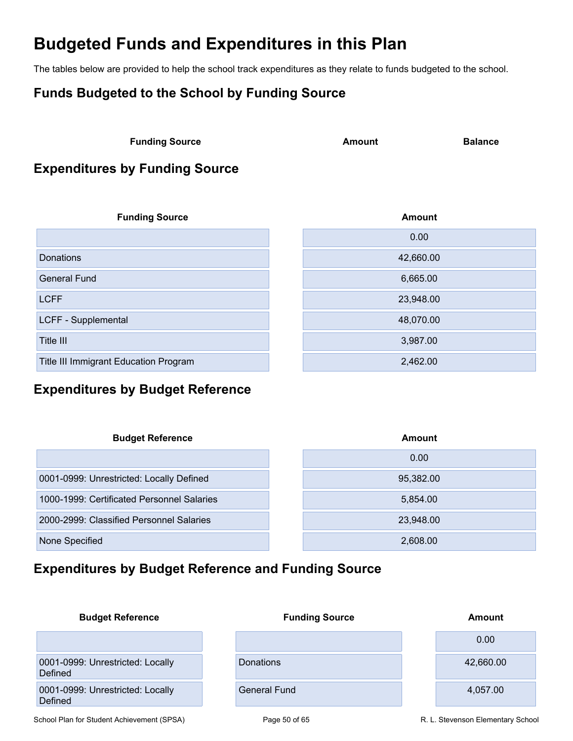# Budgeted Funds and Expenditures in this Plan

The tables below are provided to help the school track expenditures as they relate to funds budgeted to the school.

## Funds Budgeted to the School by Funding Source

| Funding Source | Amount | Balance |
|---|---|---|

## Expenditures by Funding Source

| Funding Source | Amount |
|---|---|
| | 0.00 |
| Donations | 42,660.00 |
| General Fund | 6,665.00 |
| LCFF | 23,948.00 |
| LCFF - Supplemental | 48,070.00 |
| Title III | 3,987.00 |
| Title III Immigrant Education Program | 2,462.00 |

## Expenditures by Budget Reference

| Budget Reference | Amount |
|---|---|
| | 0.00 |
| 0001-0999: Unrestricted: Locally Defined | 95,382.00 |
| 1000-1999: Certificated Personnel Salaries | 5,854.00 |
| 2000-2999: Classified Personnel Salaries | 23,948.00 |
| None Specified | 2,608.00 |

## Expenditures by Budget Reference and Funding Source

| Budget Reference | Funding Source | Amount |
|---|---|---|
| | | 0.00 |
| 0001-0999: Unrestricted: Locally Defined | Donations | 42,660.00 |
| 0001-0999: Unrestricted: Locally Defined | General Fund | 4,057.00 |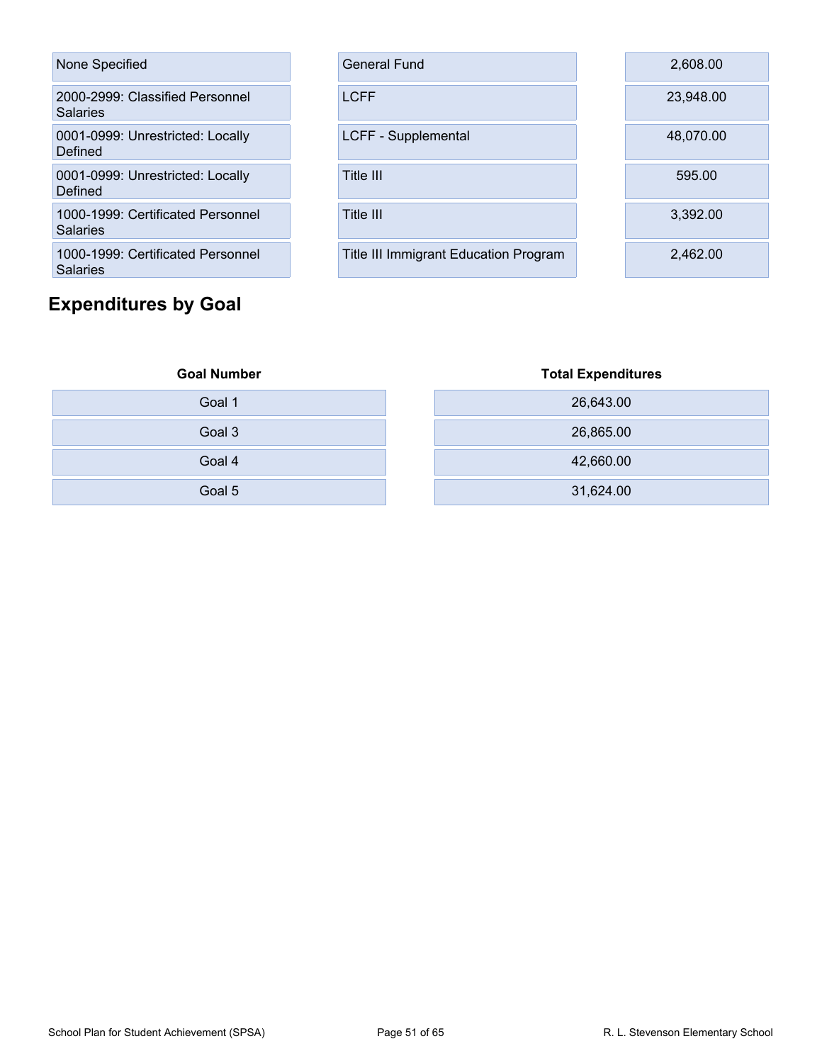| | | |
|---|---|---|
| None Specified | General Fund | 2,608.00 |
| 2000-2999: Classified Personnel Salaries | LCFF | 23,948.00 |
| 0001-0999: Unrestricted: Locally Defined | LCFF - Supplemental | 48,070.00 |
| 0001-0999: Unrestricted: Locally Defined | Title III | 595.00 |
| 1000-1999: Certificated Personnel Salaries | Title III | 3,392.00 |
| 1000-1999: Certificated Personnel Salaries | Title III Immigrant Education Program | 2,462.00 |

## Expenditures by Goal

| Goal Number | Total Expenditures |
|---|---|
| Goal 1 | 26,643.00 |
| Goal 3 | 26,865.00 |
| Goal 4 | 42,660.00 |
| Goal 5 | 31,624.00 |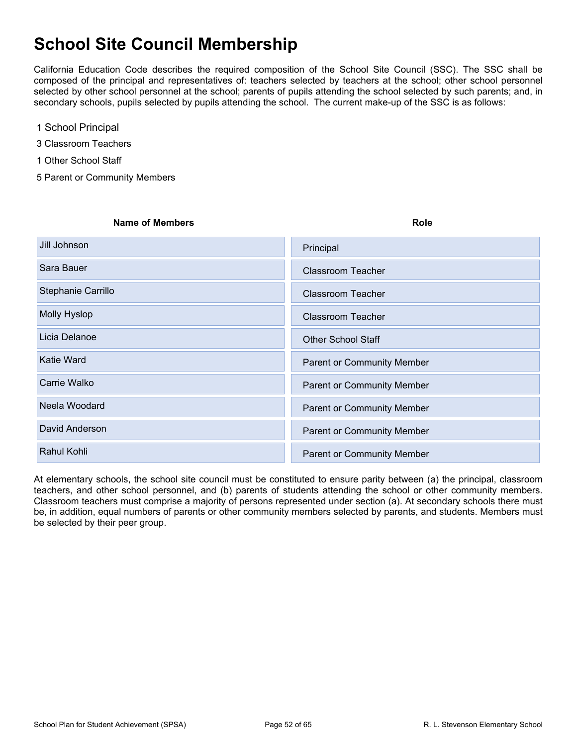# School Site Council Membership

California Education Code describes the required composition of the School Site Council (SSC). The SSC shall be composed of the principal and representatives of: teachers selected by teachers at the school; other school personnel selected by other school personnel at the school; parents of pupils attending the school selected by such parents; and, in secondary schools, pupils selected by pupils attending the school. The current make-up of the SSC is as follows:

1 School Principal

3 Classroom Teachers

1 Other School Staff

5 Parent or Community Members

| Name of Members | Role |
|---|---|
| Jill Johnson | Principal |
| Sara Bauer | Classroom Teacher |
| Stephanie Carrillo | Classroom Teacher |
| Molly Hyslop | Classroom Teacher |
| Licia Delanoe | Other School Staff |
| Katie Ward | Parent or Community Member |
| Carrie Walko | Parent or Community Member |
| Neela Woodard | Parent or Community Member |
| David Anderson | Parent or Community Member |
| Rahul Kohli | Parent or Community Member |

At elementary schools, the school site council must be constituted to ensure parity between (a) the principal, classroom teachers, and other school personnel, and (b) parents of students attending the school or other community members. Classroom teachers must comprise a majority of persons represented under section (a). At secondary schools there must be, in addition, equal numbers of parents or other community members selected by parents, and students. Members must be selected by their peer group.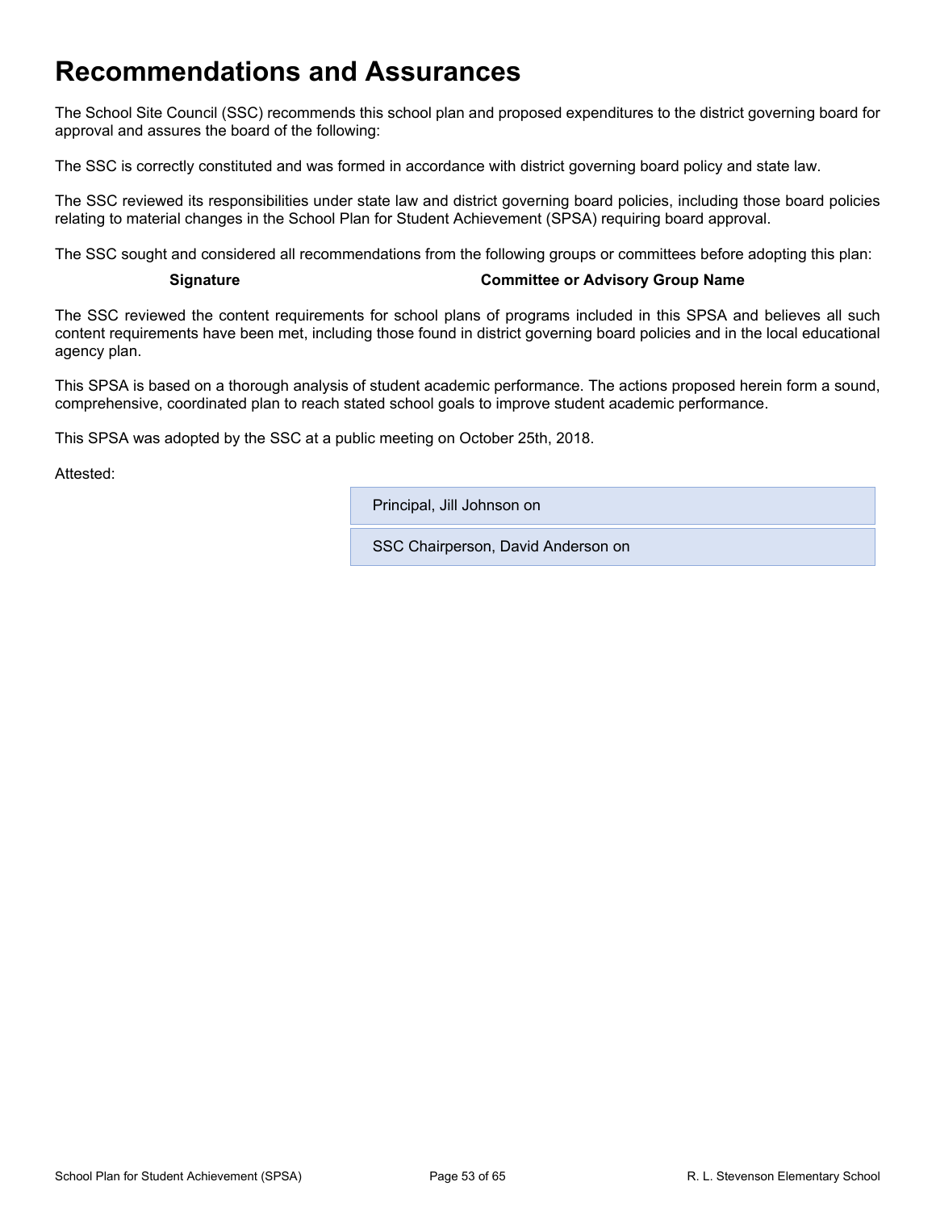# Recommendations and Assurances

The School Site Council (SSC) recommends this school plan and proposed expenditures to the district governing board for approval and assures the board of the following:

The SSC is correctly constituted and was formed in accordance with district governing board policy and state law.

The SSC reviewed its responsibilities under state law and district governing board policies, including those board policies relating to material changes in the School Plan for Student Achievement (SPSA) requiring board approval.

The SSC sought and considered all recommendations from the following groups or committees before adopting this plan:

| Signature | Committee or Advisory Group Name |
| --- | --- |

The SSC reviewed the content requirements for school plans of programs included in this SPSA and believes all such content requirements have been met, including those found in district governing board policies and in the local educational agency plan.

This SPSA is based on a thorough analysis of student academic performance. The actions proposed herein form a sound, comprehensive, coordinated plan to reach stated school goals to improve student academic performance.

This SPSA was adopted by the SSC at a public meeting on October 25th, 2018.

Attested:

| |
| --- |
| Principal, Jill Johnson on |
| SSC Chairperson, David Anderson on |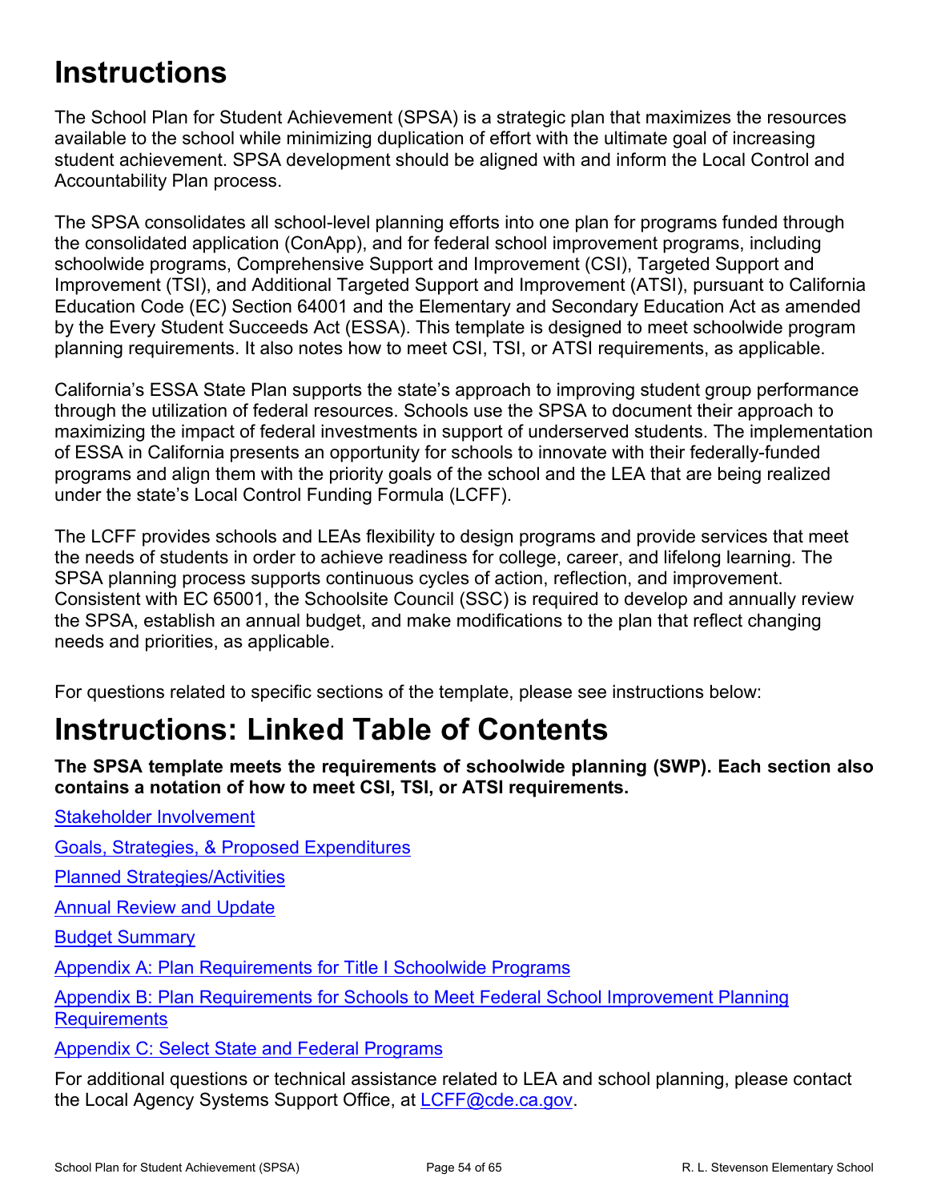# Instructions

The School Plan for Student Achievement (SPSA) is a strategic plan that maximizes the resources available to the school while minimizing duplication of effort with the ultimate goal of increasing student achievement. SPSA development should be aligned with and inform the Local Control and Accountability Plan process.

The SPSA consolidates all school-level planning efforts into one plan for programs funded through the consolidated application (ConApp), and for federal school improvement programs, including schoolwide programs, Comprehensive Support and Improvement (CSI), Targeted Support and Improvement (TSI), and Additional Targeted Support and Improvement (ATSI), pursuant to California Education Code (EC) Section 64001 and the Elementary and Secondary Education Act as amended by the Every Student Succeeds Act (ESSA). This template is designed to meet schoolwide program planning requirements. It also notes how to meet CSI, TSI, or ATSI requirements, as applicable.

California's ESSA State Plan supports the state's approach to improving student group performance through the utilization of federal resources. Schools use the SPSA to document their approach to maximizing the impact of federal investments in support of underserved students. The implementation of ESSA in California presents an opportunity for schools to innovate with their federally-funded programs and align them with the priority goals of the school and the LEA that are being realized under the state's Local Control Funding Formula (LCFF).

The LCFF provides schools and LEAs flexibility to design programs and provide services that meet the needs of students in order to achieve readiness for college, career, and lifelong learning. The SPSA planning process supports continuous cycles of action, reflection, and improvement. Consistent with EC 65001, the Schoolsite Council (SSC) is required to develop and annually review the SPSA, establish an annual budget, and make modifications to the plan that reflect changing needs and priorities, as applicable.

For questions related to specific sections of the template, please see instructions below:

# Instructions: Linked Table of Contents

**The SPSA template meets the requirements of schoolwide planning (SWP). Each section also contains a notation of how to meet CSI, TSI, or ATSI requirements.**

Stakeholder Involvement

Goals, Strategies, & Proposed Expenditures

Planned Strategies/Activities

Annual Review and Update

Budget Summary

Appendix A: Plan Requirements for Title I Schoolwide Programs

Appendix B: Plan Requirements for Schools to Meet Federal School Improvement Planning Requirements

Appendix C: Select State and Federal Programs

For additional questions or technical assistance related to LEA and school planning, please contact the Local Agency Systems Support Office, at LCFF@cde.ca.gov.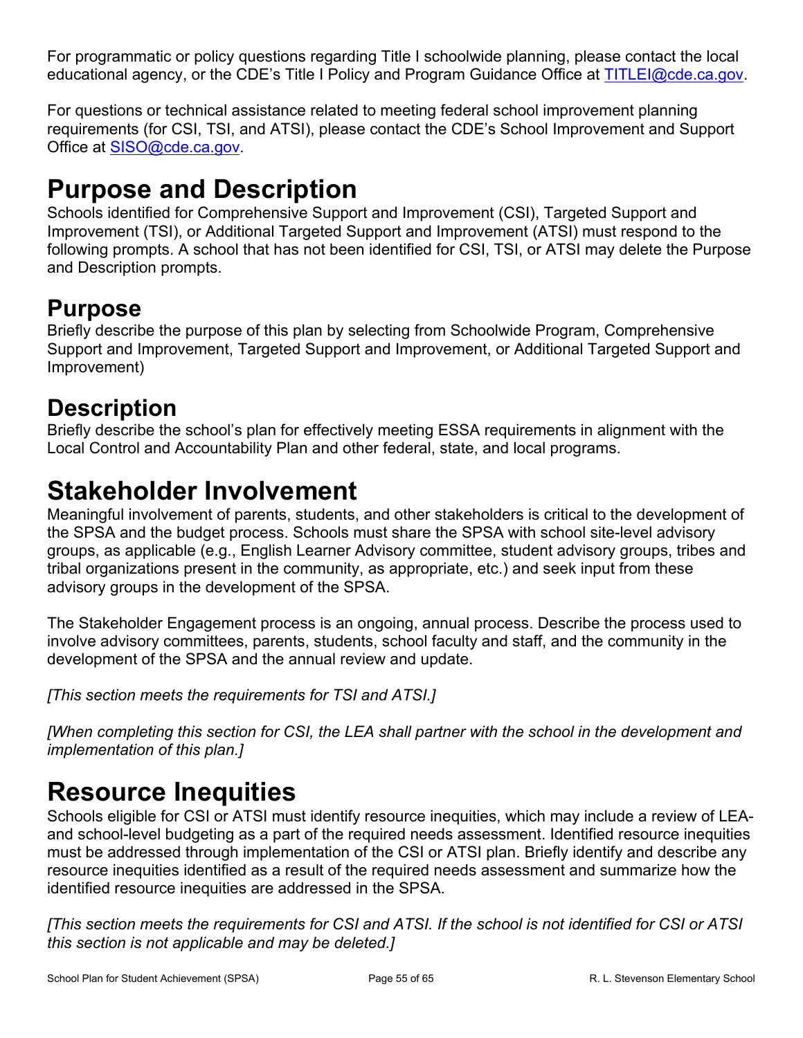For programmatic or policy questions regarding Title I schoolwide planning, please contact the local educational agency, or the CDE's Title I Policy and Program Guidance Office at TITLEI@cde.ca.gov.

For questions or technical assistance related to meeting federal school improvement planning requirements (for CSI, TSI, and ATSI), please contact the CDE's School Improvement and Support Office at SISO@cde.ca.gov.

# Purpose and Description

Schools identified for Comprehensive Support and Improvement (CSI), Targeted Support and Improvement (TSI), or Additional Targeted Support and Improvement (ATSI) must respond to the following prompts. A school that has not been identified for CSI, TSI, or ATSI may delete the Purpose and Description prompts.

## Purpose

Briefly describe the purpose of this plan by selecting from Schoolwide Program, Comprehensive Support and Improvement, Targeted Support and Improvement, or Additional Targeted Support and Improvement)

## Description

Briefly describe the school's plan for effectively meeting ESSA requirements in alignment with the Local Control and Accountability Plan and other federal, state, and local programs.

# Stakeholder Involvement

Meaningful involvement of parents, students, and other stakeholders is critical to the development of the SPSA and the budget process. Schools must share the SPSA with school site-level advisory groups, as applicable (e.g., English Learner Advisory committee, student advisory groups, tribes and tribal organizations present in the community, as appropriate, etc.) and seek input from these advisory groups in the development of the SPSA.

The Stakeholder Engagement process is an ongoing, annual process. Describe the process used to involve advisory committees, parents, students, school faculty and staff, and the community in the development of the SPSA and the annual review and update.

*[This section meets the requirements for TSI and ATSI.]*

*[When completing this section for CSI, the LEA shall partner with the school in the development and implementation of this plan.]*

# Resource Inequities

Schools eligible for CSI or ATSI must identify resource inequities, which may include a review of LEA- and school-level budgeting as a part of the required needs assessment. Identified resource inequities must be addressed through implementation of the CSI or ATSI plan. Briefly identify and describe any resource inequities identified as a result of the required needs assessment and summarize how the identified resource inequities are addressed in the SPSA.

*[This section meets the requirements for CSI and ATSI. If the school is not identified for CSI or ATSI this section is not applicable and may be deleted.]*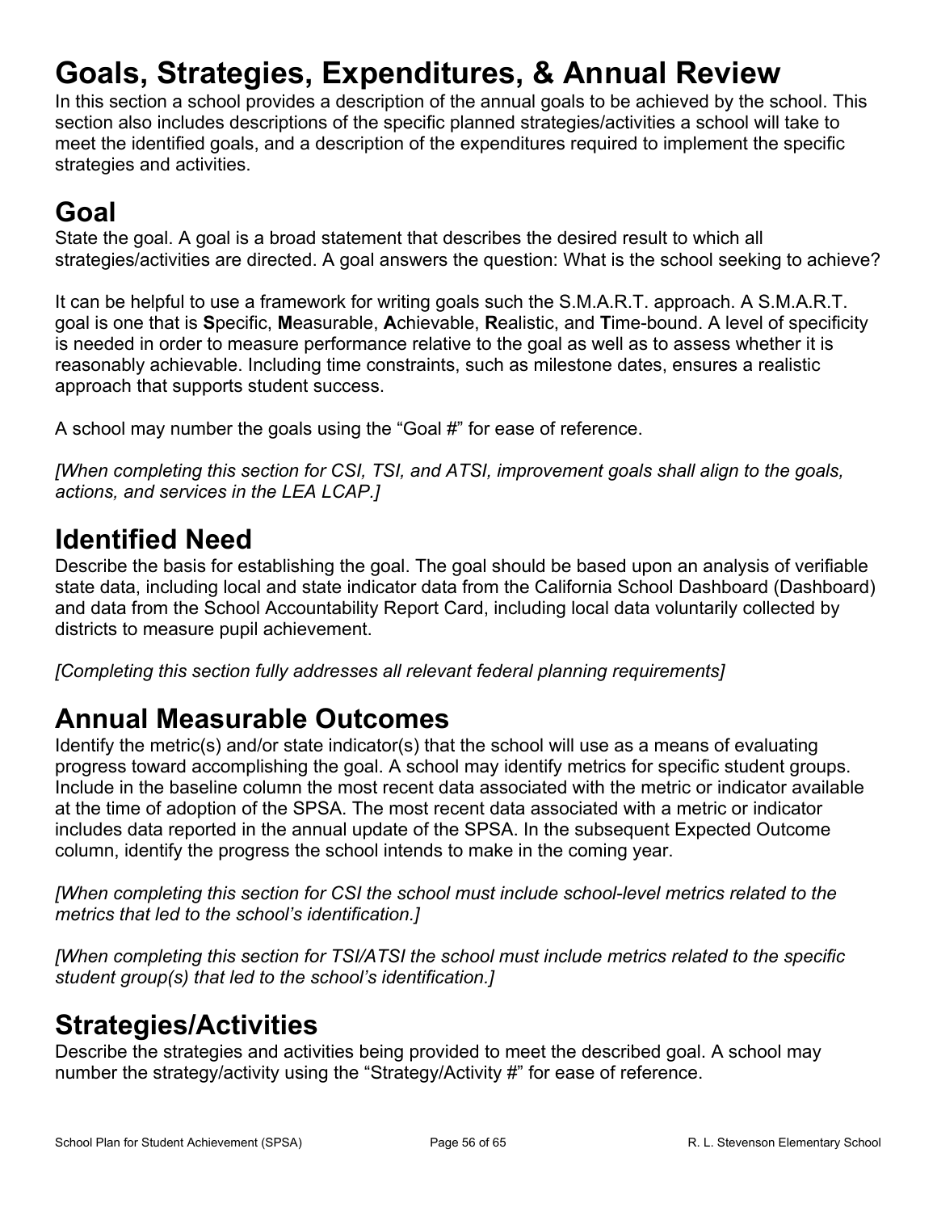# Goals, Strategies, Expenditures, & Annual Review

In this section a school provides a description of the annual goals to be achieved by the school. This section also includes descriptions of the specific planned strategies/activities a school will take to meet the identified goals, and a description of the expenditures required to implement the specific strategies and activities.

## Goal

State the goal. A goal is a broad statement that describes the desired result to which all strategies/activities are directed. A goal answers the question: What is the school seeking to achieve?

It can be helpful to use a framework for writing goals such the S.M.A.R.T. approach. A S.M.A.R.T. goal is one that is **S**pecific, **M**easurable, **A**chievable, **R**ealistic, and **T**ime-bound. A level of specificity is needed in order to measure performance relative to the goal as well as to assess whether it is reasonably achievable. Including time constraints, such as milestone dates, ensures a realistic approach that supports student success.

A school may number the goals using the "Goal #" for ease of reference.

*[When completing this section for CSI, TSI, and ATSI, improvement goals shall align to the goals, actions, and services in the LEA LCAP.]*

## Identified Need

Describe the basis for establishing the goal. The goal should be based upon an analysis of verifiable state data, including local and state indicator data from the California School Dashboard (Dashboard) and data from the School Accountability Report Card, including local data voluntarily collected by districts to measure pupil achievement.

*[Completing this section fully addresses all relevant federal planning requirements]*

## Annual Measurable Outcomes

Identify the metric(s) and/or state indicator(s) that the school will use as a means of evaluating progress toward accomplishing the goal. A school may identify metrics for specific student groups. Include in the baseline column the most recent data associated with the metric or indicator available at the time of adoption of the SPSA. The most recent data associated with a metric or indicator includes data reported in the annual update of the SPSA. In the subsequent Expected Outcome column, identify the progress the school intends to make in the coming year.

*[When completing this section for CSI the school must include school-level metrics related to the metrics that led to the school's identification.]*

*[When completing this section for TSI/ATSI the school must include metrics related to the specific student group(s) that led to the school's identification.]*

## Strategies/Activities

Describe the strategies and activities being provided to meet the described goal. A school may number the strategy/activity using the "Strategy/Activity #" for ease of reference.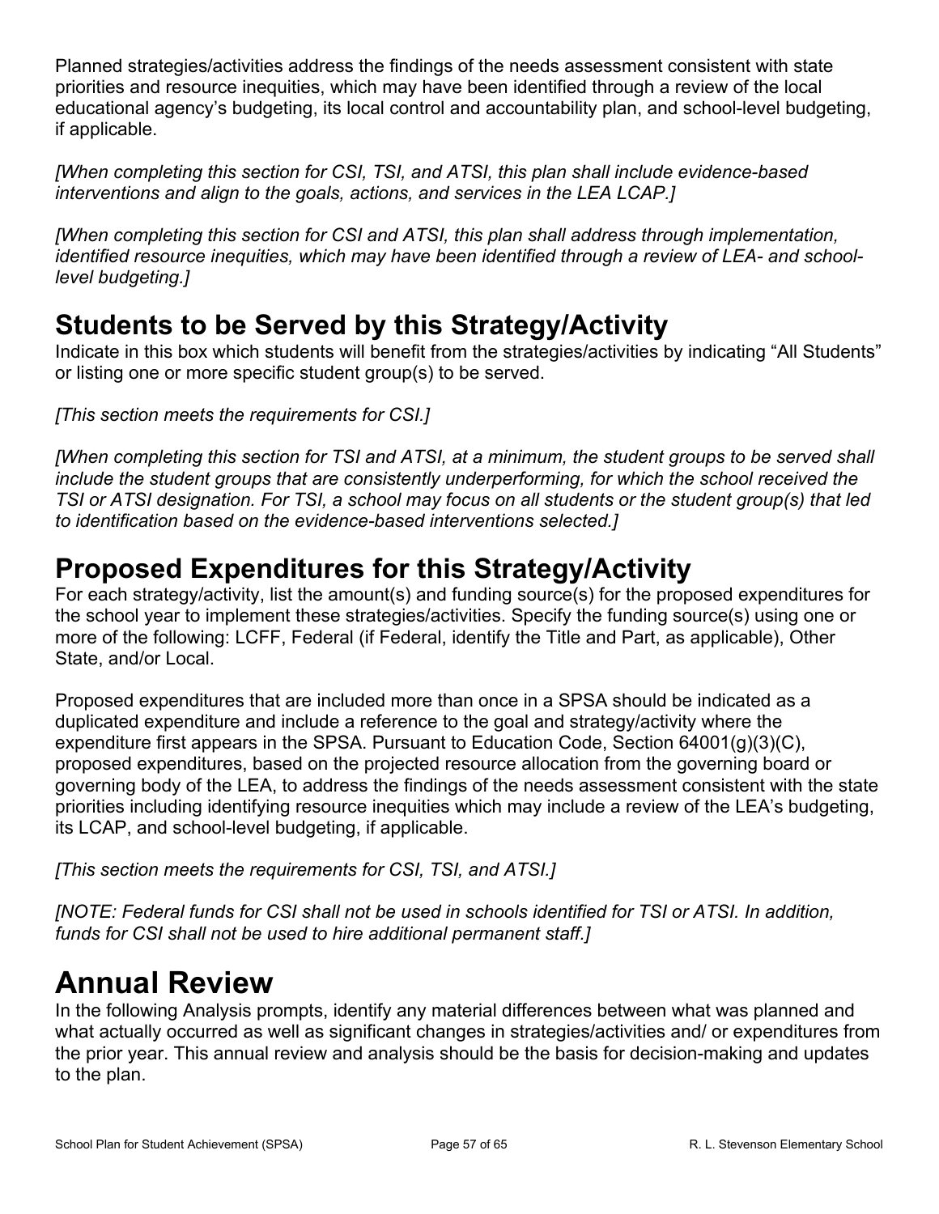Planned strategies/activities address the findings of the needs assessment consistent with state priorities and resource inequities, which may have been identified through a review of the local educational agency's budgeting, its local control and accountability plan, and school-level budgeting, if applicable.

*[When completing this section for CSI, TSI, and ATSI, this plan shall include evidence-based interventions and align to the goals, actions, and services in the LEA LCAP.]*

*[When completing this section for CSI and ATSI, this plan shall address through implementation, identified resource inequities, which may have been identified through a review of LEA- and school-level budgeting.]*

## Students to be Served by this Strategy/Activity

Indicate in this box which students will benefit from the strategies/activities by indicating "All Students" or listing one or more specific student group(s) to be served.

*[This section meets the requirements for CSI.]*

*[When completing this section for TSI and ATSI, at a minimum, the student groups to be served shall include the student groups that are consistently underperforming, for which the school received the TSI or ATSI designation. For TSI, a school may focus on all students or the student group(s) that led to identification based on the evidence-based interventions selected.]*

## Proposed Expenditures for this Strategy/Activity

For each strategy/activity, list the amount(s) and funding source(s) for the proposed expenditures for the school year to implement these strategies/activities. Specify the funding source(s) using one or more of the following: LCFF, Federal (if Federal, identify the Title and Part, as applicable), Other State, and/or Local.

Proposed expenditures that are included more than once in a SPSA should be indicated as a duplicated expenditure and include a reference to the goal and strategy/activity where the expenditure first appears in the SPSA. Pursuant to Education Code, Section 64001(g)(3)(C), proposed expenditures, based on the projected resource allocation from the governing board or governing body of the LEA, to address the findings of the needs assessment consistent with the state priorities including identifying resource inequities which may include a review of the LEA's budgeting, its LCAP, and school-level budgeting, if applicable.

*[This section meets the requirements for CSI, TSI, and ATSI.]*

*[NOTE: Federal funds for CSI shall not be used in schools identified for TSI or ATSI. In addition, funds for CSI shall not be used to hire additional permanent staff.]*

# Annual Review

In the following Analysis prompts, identify any material differences between what was planned and what actually occurred as well as significant changes in strategies/activities and/ or expenditures from the prior year. This annual review and analysis should be the basis for decision-making and updates to the plan.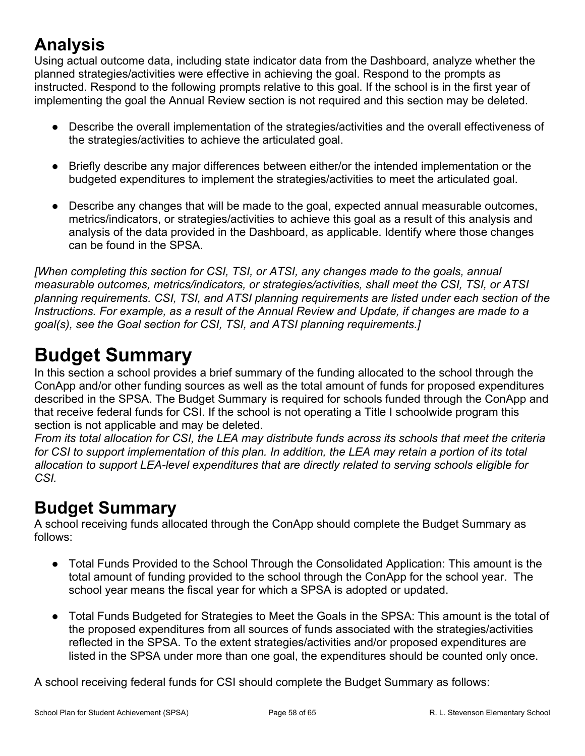# Analysis

Using actual outcome data, including state indicator data from the Dashboard, analyze whether the planned strategies/activities were effective in achieving the goal. Respond to the prompts as instructed. Respond to the following prompts relative to this goal. If the school is in the first year of implementing the goal the Annual Review section is not required and this section may be deleted.

- Describe the overall implementation of the strategies/activities and the overall effectiveness of the strategies/activities to achieve the articulated goal.
- Briefly describe any major differences between either/or the intended implementation or the budgeted expenditures to implement the strategies/activities to meet the articulated goal.
- Describe any changes that will be made to the goal, expected annual measurable outcomes, metrics/indicators, or strategies/activities to achieve this goal as a result of this analysis and analysis of the data provided in the Dashboard, as applicable. Identify where those changes can be found in the SPSA.

*[When completing this section for CSI, TSI, or ATSI, any changes made to the goals, annual measurable outcomes, metrics/indicators, or strategies/activities, shall meet the CSI, TSI, or ATSI planning requirements. CSI, TSI, and ATSI planning requirements are listed under each section of the Instructions. For example, as a result of the Annual Review and Update, if changes are made to a goal(s), see the Goal section for CSI, TSI, and ATSI planning requirements.]*

# Budget Summary

In this section a school provides a brief summary of the funding allocated to the school through the ConApp and/or other funding sources as well as the total amount of funds for proposed expenditures described in the SPSA. The Budget Summary is required for schools funded through the ConApp and that receive federal funds for CSI. If the school is not operating a Title I schoolwide program this section is not applicable and may be deleted.

*From its total allocation for CSI, the LEA may distribute funds across its schools that meet the criteria for CSI to support implementation of this plan. In addition, the LEA may retain a portion of its total allocation to support LEA-level expenditures that are directly related to serving schools eligible for CSI.*

## Budget Summary

A school receiving funds allocated through the ConApp should complete the Budget Summary as follows:

- Total Funds Provided to the School Through the Consolidated Application: This amount is the total amount of funding provided to the school through the ConApp for the school year. The school year means the fiscal year for which a SPSA is adopted or updated.
- Total Funds Budgeted for Strategies to Meet the Goals in the SPSA: This amount is the total of the proposed expenditures from all sources of funds associated with the strategies/activities reflected in the SPSA. To the extent strategies/activities and/or proposed expenditures are listed in the SPSA under more than one goal, the expenditures should be counted only once.

A school receiving federal funds for CSI should complete the Budget Summary as follows: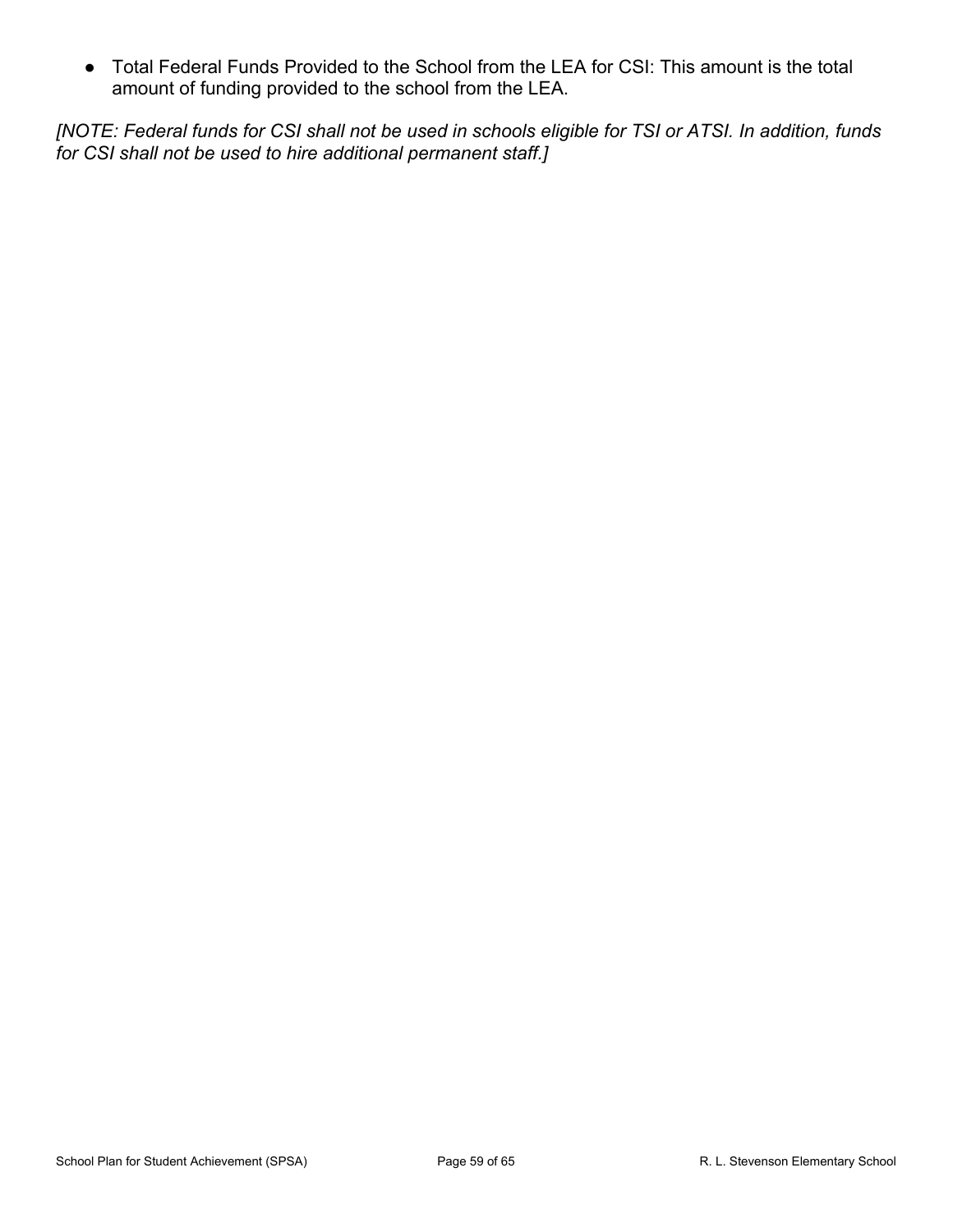- Total Federal Funds Provided to the School from the LEA for CSI: This amount is the total amount of funding provided to the school from the LEA.

*[NOTE: Federal funds for CSI shall not be used in schools eligible for TSI or ATSI. In addition, funds for CSI shall not be used to hire additional permanent staff.]*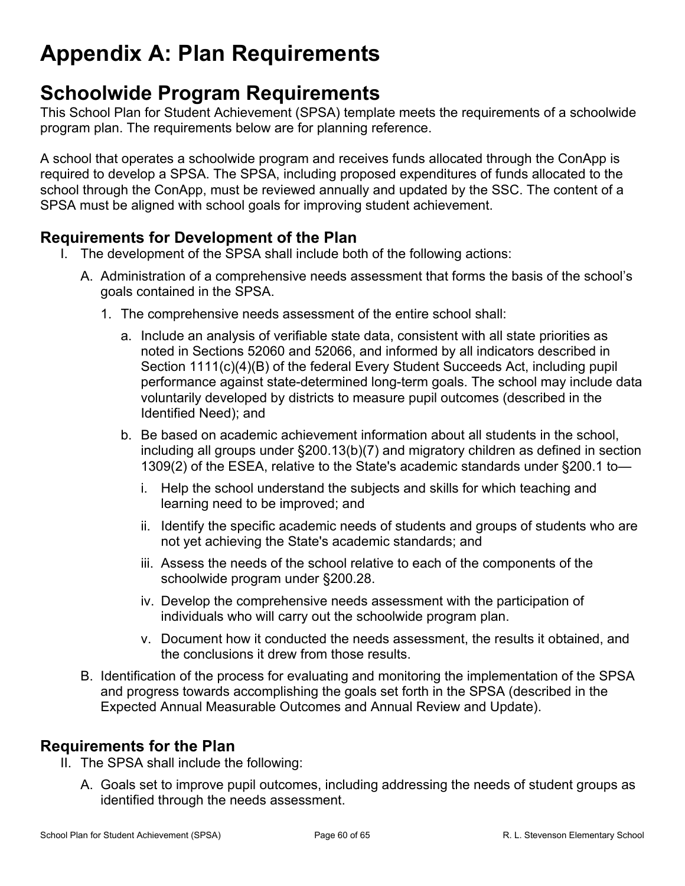# Appendix A: Plan Requirements

## Schoolwide Program Requirements

This School Plan for Student Achievement (SPSA) template meets the requirements of a schoolwide program plan. The requirements below are for planning reference.

A school that operates a schoolwide program and receives funds allocated through the ConApp is required to develop a SPSA. The SPSA, including proposed expenditures of funds allocated to the school through the ConApp, must be reviewed annually and updated by the SSC. The content of a SPSA must be aligned with school goals for improving student achievement.

### Requirements for Development of the Plan

I. The development of the SPSA shall include both of the following actions:

   A. Administration of a comprehensive needs assessment that forms the basis of the school's goals contained in the SPSA.

      1. The comprehensive needs assessment of the entire school shall:

         a. Include an analysis of verifiable state data, consistent with all state priorities as noted in Sections 52060 and 52066, and informed by all indicators described in Section 1111(c)(4)(B) of the federal Every Student Succeeds Act, including pupil performance against state-determined long-term goals. The school may include data voluntarily developed by districts to measure pupil outcomes (described in the Identified Need); and

         b. Be based on academic achievement information about all students in the school, including all groups under §200.13(b)(7) and migratory children as defined in section 1309(2) of the ESEA, relative to the State's academic standards under §200.1 to—

            i. Help the school understand the subjects and skills for which teaching and learning need to be improved; and

            ii. Identify the specific academic needs of students and groups of students who are not yet achieving the State's academic standards; and

            iii. Assess the needs of the school relative to each of the components of the schoolwide program under §200.28.

            iv. Develop the comprehensive needs assessment with the participation of individuals who will carry out the schoolwide program plan.

            v. Document how it conducted the needs assessment, the results it obtained, and the conclusions it drew from those results.

   B. Identification of the process for evaluating and monitoring the implementation of the SPSA and progress towards accomplishing the goals set forth in the SPSA (described in the Expected Annual Measurable Outcomes and Annual Review and Update).

### Requirements for the Plan

II. The SPSA shall include the following:

   A. Goals set to improve pupil outcomes, including addressing the needs of student groups as identified through the needs assessment.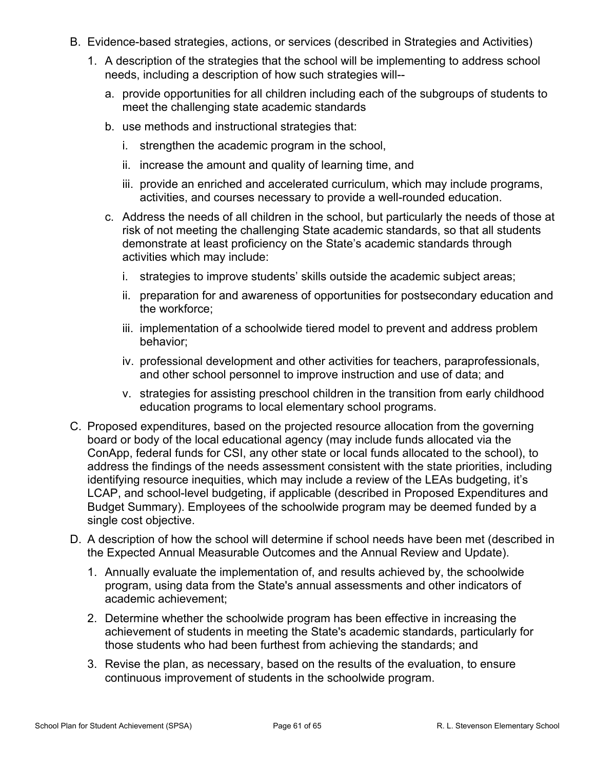B. Evidence-based strategies, actions, or services (described in Strategies and Activities)
   1. A description of the strategies that the school will be implementing to address school needs, including a description of how such strategies will--
      a. provide opportunities for all children including each of the subgroups of students to meet the challenging state academic standards
      b. use methods and instructional strategies that:
         i. strengthen the academic program in the school,
         ii. increase the amount and quality of learning time, and
         iii. provide an enriched and accelerated curriculum, which may include programs, activities, and courses necessary to provide a well-rounded education.
      c. Address the needs of all children in the school, but particularly the needs of those at risk of not meeting the challenging State academic standards, so that all students demonstrate at least proficiency on the State's academic standards through activities which may include:
         i. strategies to improve students' skills outside the academic subject areas;
         ii. preparation for and awareness of opportunities for postsecondary education and the workforce;
         iii. implementation of a schoolwide tiered model to prevent and address problem behavior;
         iv. professional development and other activities for teachers, paraprofessionals, and other school personnel to improve instruction and use of data; and
         v. strategies for assisting preschool children in the transition from early childhood education programs to local elementary school programs.

C. Proposed expenditures, based on the projected resource allocation from the governing board or body of the local educational agency (may include funds allocated via the ConApp, federal funds for CSI, any other state or local funds allocated to the school), to address the findings of the needs assessment consistent with the state priorities, including identifying resource inequities, which may include a review of the LEAs budgeting, it's LCAP, and school-level budgeting, if applicable (described in Proposed Expenditures and Budget Summary). Employees of the schoolwide program may be deemed funded by a single cost objective.

D. A description of how the school will determine if school needs have been met (described in the Expected Annual Measurable Outcomes and the Annual Review and Update).
   1. Annually evaluate the implementation of, and results achieved by, the schoolwide program, using data from the State's annual assessments and other indicators of academic achievement;
   2. Determine whether the schoolwide program has been effective in increasing the achievement of students in meeting the State's academic standards, particularly for those students who had been furthest from achieving the standards; and
   3. Revise the plan, as necessary, based on the results of the evaluation, to ensure continuous improvement of students in the schoolwide program.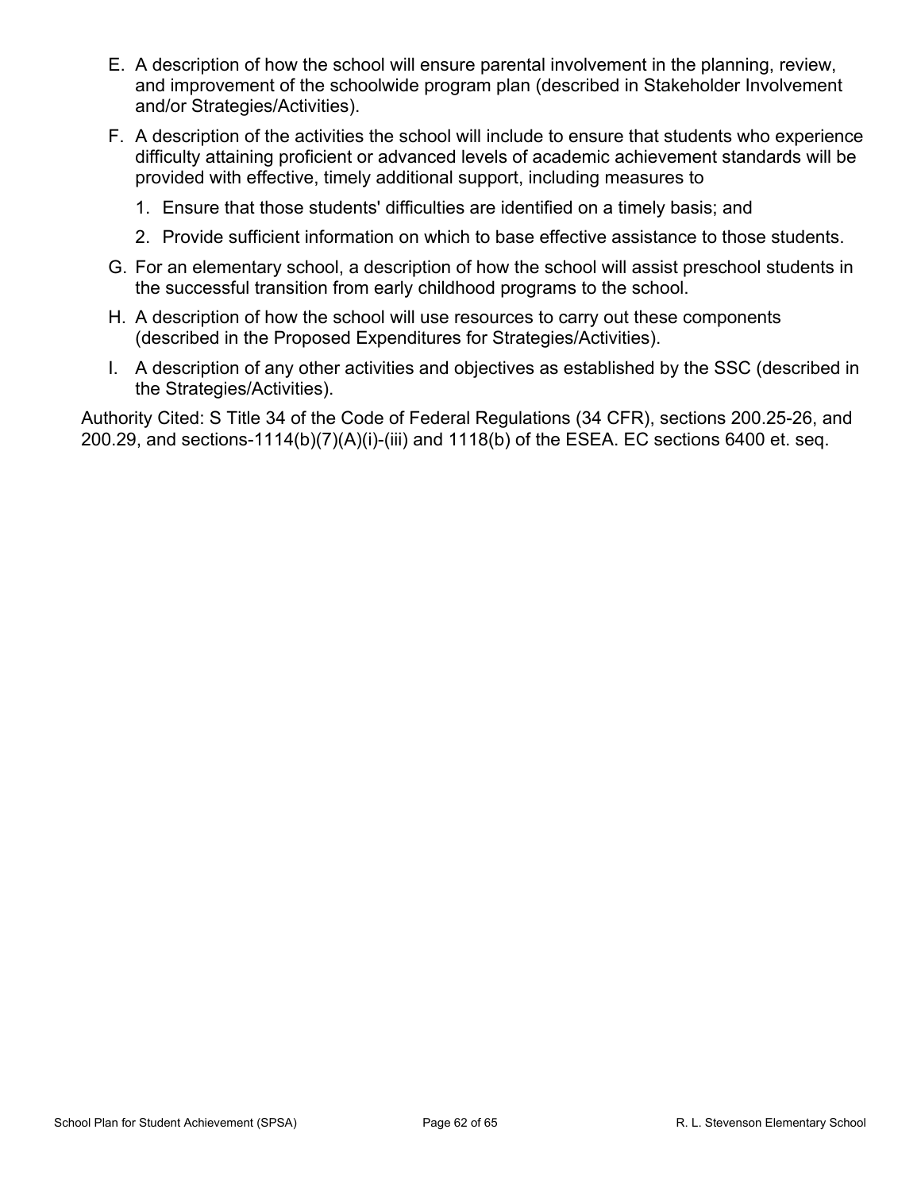E. A description of how the school will ensure parental involvement in the planning, review, and improvement of the schoolwide program plan (described in Stakeholder Involvement and/or Strategies/Activities).

F. A description of the activities the school will include to ensure that students who experience difficulty attaining proficient or advanced levels of academic achievement standards will be provided with effective, timely additional support, including measures to

   1. Ensure that those students' difficulties are identified on a timely basis; and
   2. Provide sufficient information on which to base effective assistance to those students.

G. For an elementary school, a description of how the school will assist preschool students in the successful transition from early childhood programs to the school.

H. A description of how the school will use resources to carry out these components (described in the Proposed Expenditures for Strategies/Activities).

I. A description of any other activities and objectives as established by the SSC (described in the Strategies/Activities).

Authority Cited: S Title 34 of the Code of Federal Regulations (34 CFR), sections 200.25-26, and 200.29, and sections-1114(b)(7)(A)(i)-(iii) and 1118(b) of the ESEA. EC sections 6400 et. seq.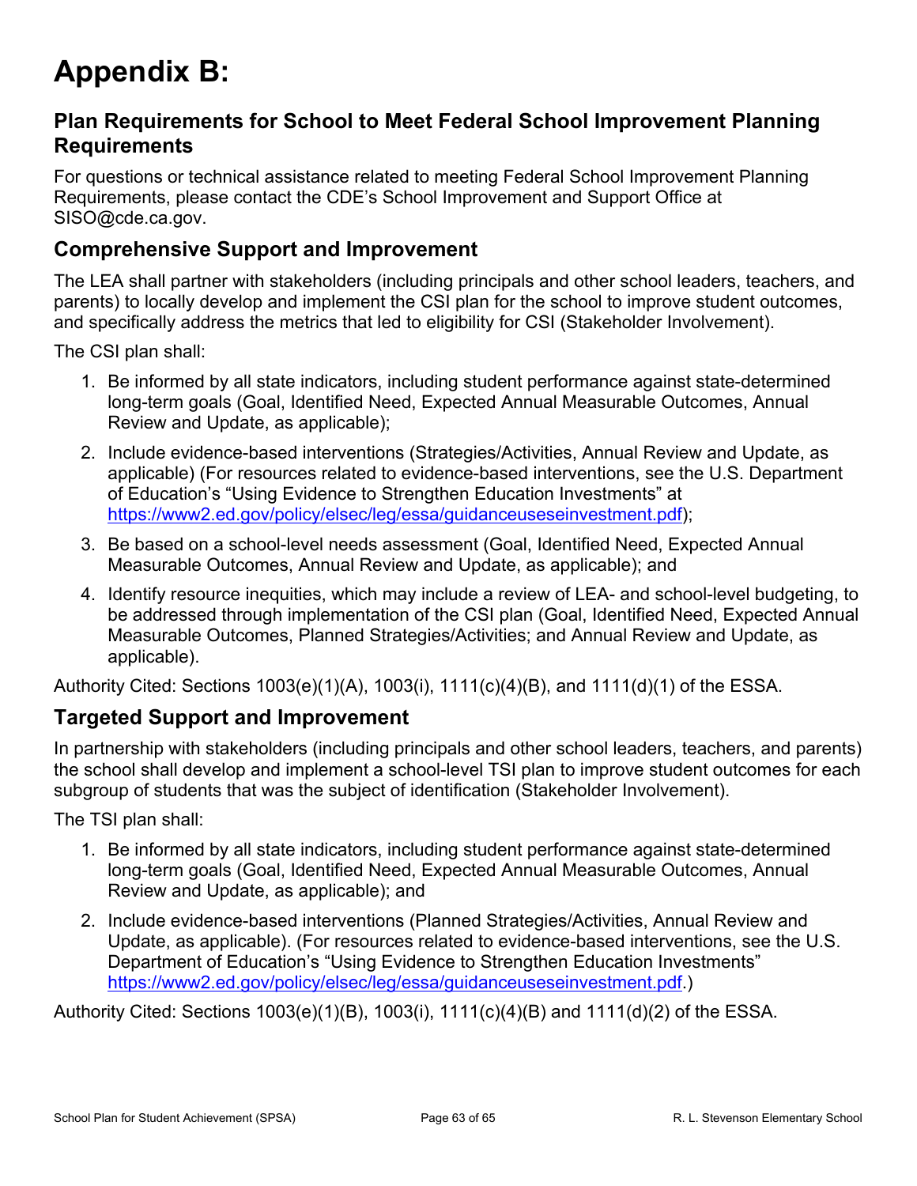# Appendix B:

## Plan Requirements for School to Meet Federal School Improvement Planning Requirements

For questions or technical assistance related to meeting Federal School Improvement Planning Requirements, please contact the CDE's School Improvement and Support Office at SISO@cde.ca.gov.

### Comprehensive Support and Improvement

The LEA shall partner with stakeholders (including principals and other school leaders, teachers, and parents) to locally develop and implement the CSI plan for the school to improve student outcomes, and specifically address the metrics that led to eligibility for CSI (Stakeholder Involvement).

The CSI plan shall:

1. Be informed by all state indicators, including student performance against state-determined long-term goals (Goal, Identified Need, Expected Annual Measurable Outcomes, Annual Review and Update, as applicable);
2. Include evidence-based interventions (Strategies/Activities, Annual Review and Update, as applicable) (For resources related to evidence-based interventions, see the U.S. Department of Education's "Using Evidence to Strengthen Education Investments" at [https://www2.ed.gov/policy/elsec/leg/essa/guidanceuseseinvestment.pdf](https://www2.ed.gov/policy/elsec/leg/essa/guidanceuseseinvestment.pdf));
3. Be based on a school-level needs assessment (Goal, Identified Need, Expected Annual Measurable Outcomes, Annual Review and Update, as applicable); and
4. Identify resource inequities, which may include a review of LEA- and school-level budgeting, to be addressed through implementation of the CSI plan (Goal, Identified Need, Expected Annual Measurable Outcomes, Planned Strategies/Activities; and Annual Review and Update, as applicable).

Authority Cited: Sections 1003(e)(1)(A), 1003(i), 1111(c)(4)(B), and 1111(d)(1) of the ESSA.

### Targeted Support and Improvement

In partnership with stakeholders (including principals and other school leaders, teachers, and parents) the school shall develop and implement a school-level TSI plan to improve student outcomes for each subgroup of students that was the subject of identification (Stakeholder Involvement).

The TSI plan shall:

1. Be informed by all state indicators, including student performance against state-determined long-term goals (Goal, Identified Need, Expected Annual Measurable Outcomes, Annual Review and Update, as applicable); and
2. Include evidence-based interventions (Planned Strategies/Activities, Annual Review and Update, as applicable). (For resources related to evidence-based interventions, see the U.S. Department of Education's "Using Evidence to Strengthen Education Investments" [https://www2.ed.gov/policy/elsec/leg/essa/guidanceuseseinvestment.pdf](https://www2.ed.gov/policy/elsec/leg/essa/guidanceuseseinvestment.pdf).)

Authority Cited: Sections 1003(e)(1)(B), 1003(i), 1111(c)(4)(B) and 1111(d)(2) of the ESSA.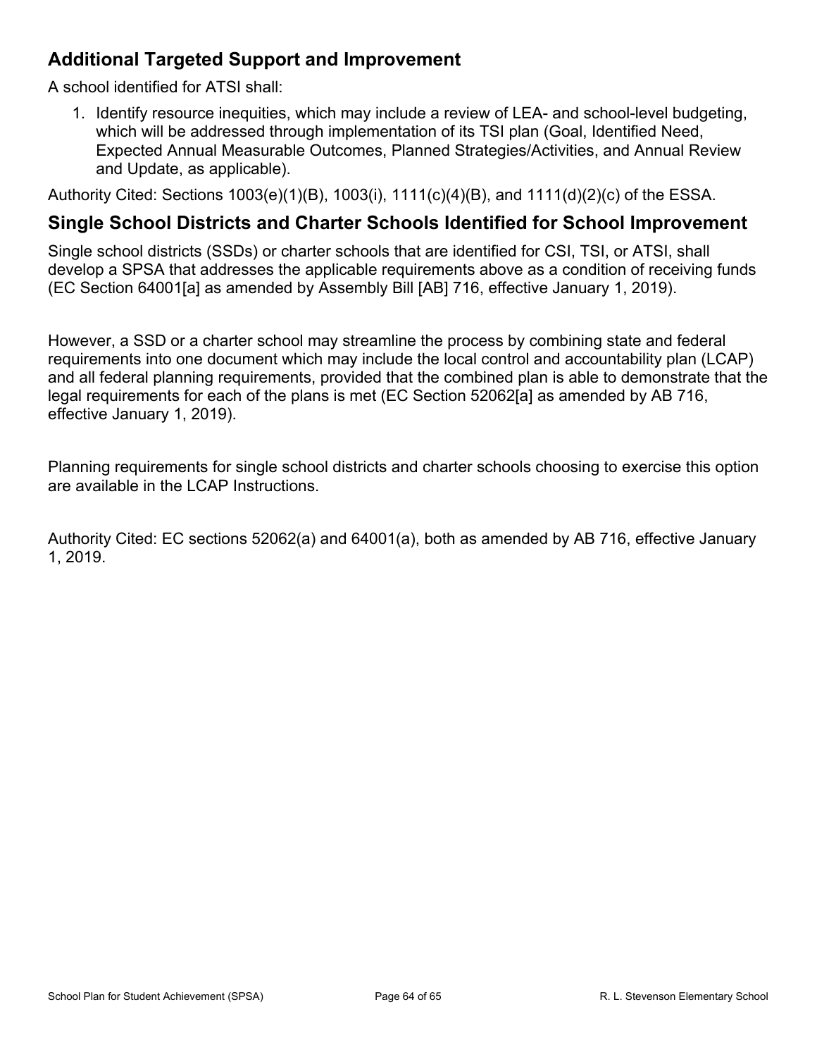## Additional Targeted Support and Improvement

A school identified for ATSI shall:

1. Identify resource inequities, which may include a review of LEA- and school-level budgeting, which will be addressed through implementation of its TSI plan (Goal, Identified Need, Expected Annual Measurable Outcomes, Planned Strategies/Activities, and Annual Review and Update, as applicable).

Authority Cited: Sections 1003(e)(1)(B), 1003(i), 1111(c)(4)(B), and 1111(d)(2)(c) of the ESSA.

## Single School Districts and Charter Schools Identified for School Improvement

Single school districts (SSDs) or charter schools that are identified for CSI, TSI, or ATSI, shall develop a SPSA that addresses the applicable requirements above as a condition of receiving funds (EC Section 64001[a] as amended by Assembly Bill [AB] 716, effective January 1, 2019).

However, a SSD or a charter school may streamline the process by combining state and federal requirements into one document which may include the local control and accountability plan (LCAP) and all federal planning requirements, provided that the combined plan is able to demonstrate that the legal requirements for each of the plans is met (EC Section 52062[a] as amended by AB 716, effective January 1, 2019).

Planning requirements for single school districts and charter schools choosing to exercise this option are available in the LCAP Instructions.

Authority Cited: EC sections 52062(a) and 64001(a), both as amended by AB 716, effective January 1, 2019.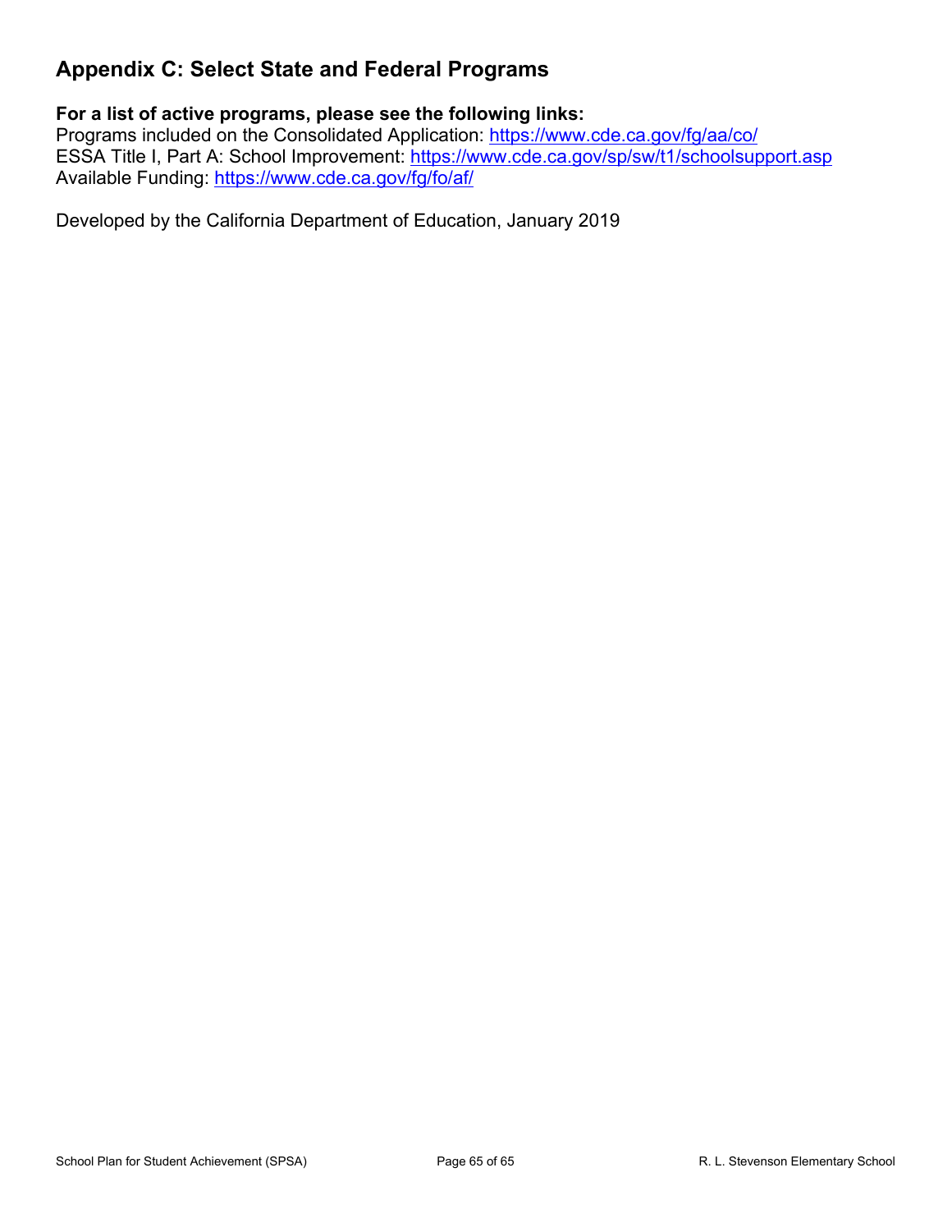## Appendix C: Select State and Federal Programs

**For a list of active programs, please see the following links:**

Programs included on the Consolidated Application: https://www.cde.ca.gov/fg/aa/co/
ESSA Title I, Part A: School Improvement: https://www.cde.ca.gov/sp/sw/t1/schoolsupport.asp
Available Funding: https://www.cde.ca.gov/fg/fo/af/

Developed by the California Department of Education, January 2019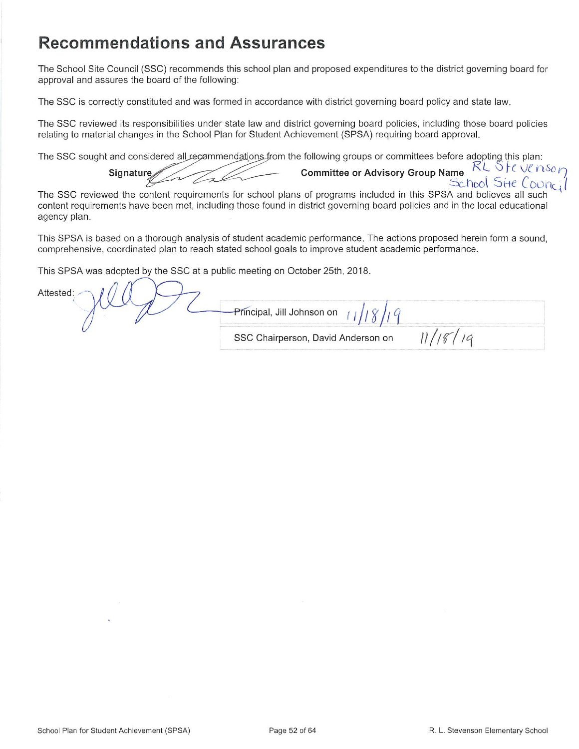# Recommendations and Assurances

The School Site Council (SSC) recommends this school plan and proposed expenditures to the district governing board for approval and assures the board of the following:

The SSC is correctly constituted and was formed in accordance with district governing board policy and state law.

The SSC reviewed its responsibilities under state law and district governing board policies, including those board policies relating to material changes in the School Plan for Student Achievement (SPSA) requiring board approval.

The SSC sought and considered all recommendations from the following groups or committees before adopting this plan:

| Signature | Committee or Advisory Group Name |
| --- | --- |
| [signature] | RL Stevenson School Site Council |

The SSC reviewed the content requirements for school plans of programs included in this SPSA and believes all such content requirements have been met, including those found in district governing board policies and in the local educational agency plan.

This SPSA is based on a thorough analysis of student academic performance. The actions proposed herein form a sound, comprehensive, coordinated plan to reach stated school goals to improve student academic performance.

This SPSA was adopted by the SSC at a public meeting on October 25th, 2018.

Attested:

| | |
| --- | --- |
| [signature] | Principal, Jill Johnson on 11/18/19 |
| | SSC Chairperson, David Anderson on 11/18/19 |